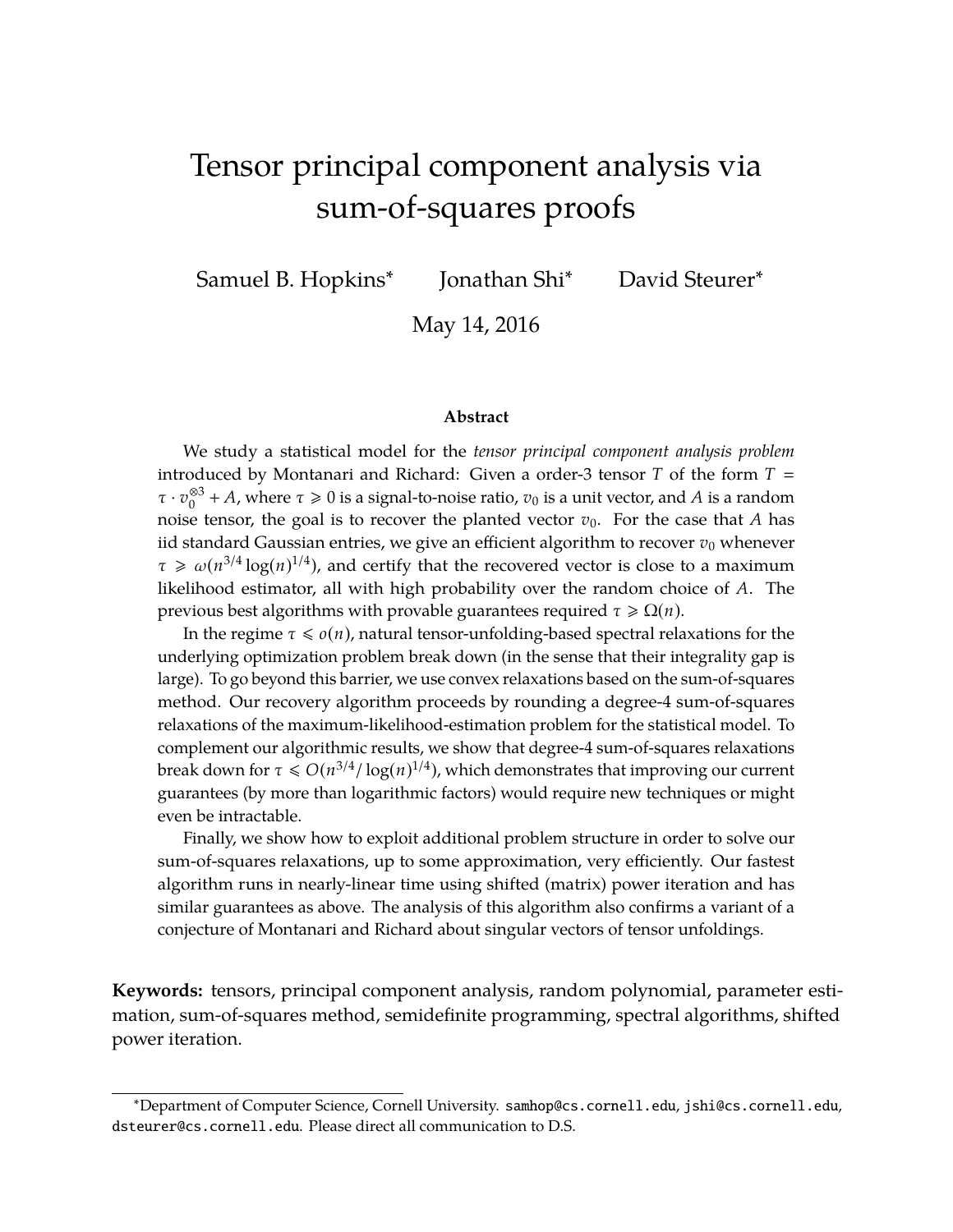# Tensor principal component analysis via sum-of-squares proofs

Samuel B. Hopkins[*] Jonathan Shi[*] David Steurer[*]

May 14, 2016

### Abstract

We study a statistical model for the *tensor principal component analysis problem* introduced by Montanari and Richard: Given a order-3 tensor $T$ of the form $T = \tau \cdot v_0^{\otimes 3} + A$, where $\tau \geqslant 0$ is a signal-to-noise ratio, $v_0$ is a unit vector, and $A$ is a random noise tensor, the goal is to recover the planted vector $v_0$. For the case that $A$ has iid standard Gaussian entries, we give an efficient algorithm to recover $v_0$ whenever $\tau \geqslant \omega(n^{3/4} \log(n)^{1/4})$, and certify that the recovered vector is close to a maximum likelihood estimator, all with high probability over the random choice of $A$. The previous best algorithms with provable guarantees required $\tau \geqslant \Omega(n)$.

In the regime $\tau \leqslant o(n)$, natural tensor-unfolding-based spectral relaxations for the underlying optimization problem break down (in the sense that their integrality gap is large). To go beyond this barrier, we use convex relaxations based on the sum-of-squares method. Our recovery algorithm proceeds by rounding a degree-4 sum-of-squares relaxations of the maximum-likelihood-estimation problem for the statistical model. To complement our algorithmic results, we show that degree-4 sum-of-squares relaxations break down for $\tau \leqslant O(n^{3/4}/\log(n)^{1/4})$, which demonstrates that improving our current guarantees (by more than logarithmic factors) would require new techniques or might even be intractable.

Finally, we show how to exploit additional problem structure in order to solve our sum-of-squares relaxations, up to some approximation, very efficiently. Our fastest algorithm runs in nearly-linear time using shifted (matrix) power iteration and has similar guarantees as above. The analysis of this algorithm also confirms a variant of a conjecture of Montanari and Richard about singular vectors of tensor unfoldings.

**Keywords:** tensors, principal component analysis, random polynomial, parameter estimation, sum-of-squares method, semidefinite programming, spectral algorithms, shifted power iteration.

[*]Department of Computer Science, Cornell University. samhop@cs.cornell.edu, jshi@cs.cornell.edu, dsteurer@cs.cornell.edu. Please direct all communication to D.S.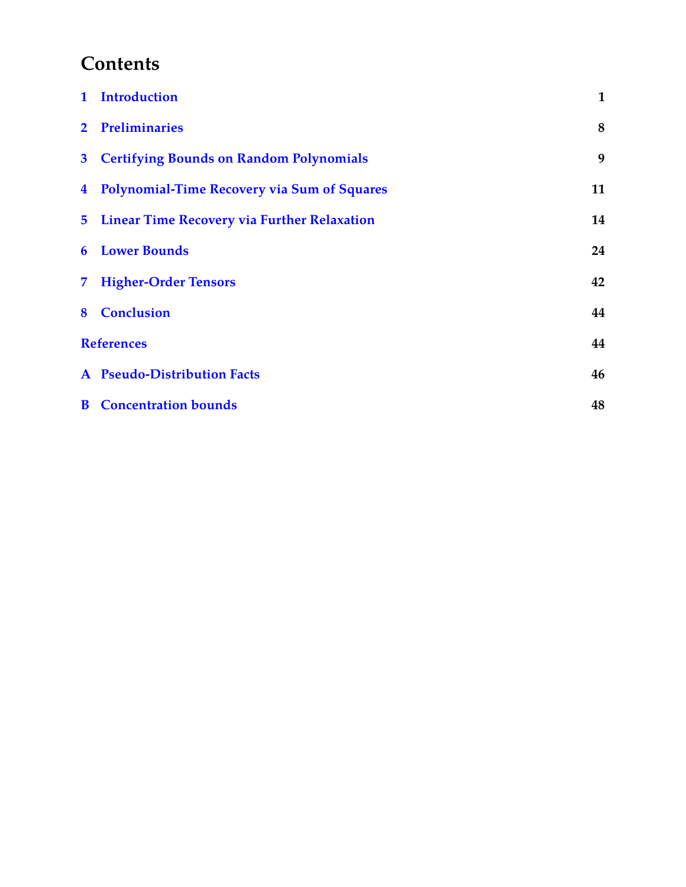# Contents

| | | |
|---|---|---|
| 1 | Introduction | 1 |
| 2 | Preliminaries | 8 |
| 3 | Certifying Bounds on Random Polynomials | 9 |
| 4 | Polynomial-Time Recovery via Sum of Squares | 11 |
| 5 | Linear Time Recovery via Further Relaxation | 14 |
| 6 | Lower Bounds | 24 |
| 7 | Higher-Order Tensors | 42 |
| 8 | Conclusion | 44 |
| | References | 44 |
| A | Pseudo-Distribution Facts | 46 |
| B | Concentration bounds | 48 |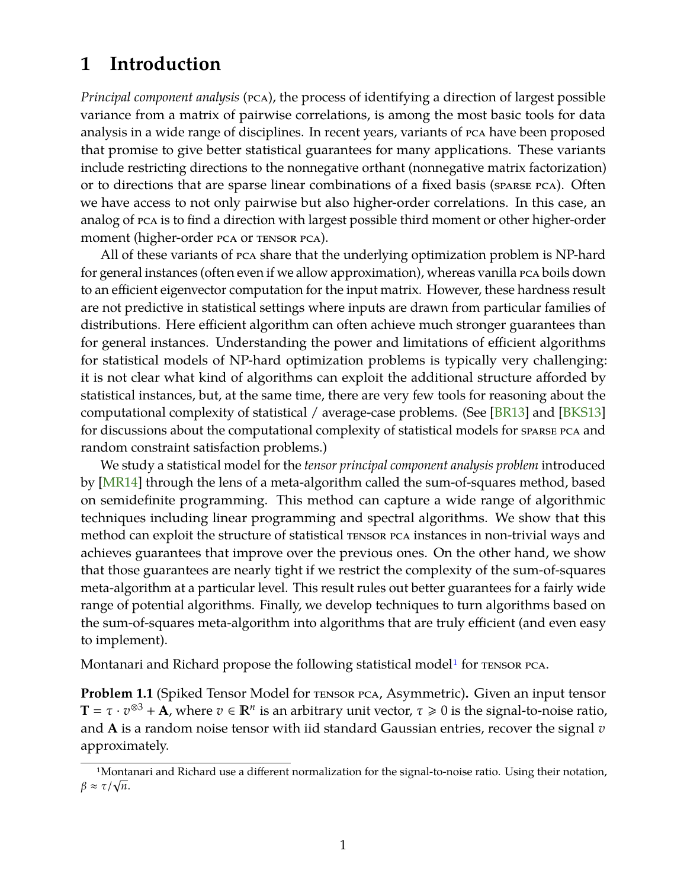# 1 Introduction

*Principal component analysis* (PCA), the process of identifying a direction of largest possible variance from a matrix of pairwise correlations, is among the most basic tools for data analysis in a wide range of disciplines. In recent years, variants of PCA have been proposed that promise to give better statistical guarantees for many applications. These variants include restricting directions to the nonnegative orthant (nonnegative matrix factorization) or to directions that are sparse linear combinations of a fixed basis (SPARSE PCA). Often we have access to not only pairwise but also higher-order correlations. In this case, an analog of PCA is to find a direction with largest possible third moment or other higher-order moment (higher-order PCA or TENSOR PCA).

All of these variants of PCA share that the underlying optimization problem is NP-hard for general instances (often even if we allow approximation), whereas vanilla PCA boils down to an efficient eigenvector computation for the input matrix. However, these hardness result are not predictive in statistical settings where inputs are drawn from particular families of distributions. Here efficient algorithm can often achieve much stronger guarantees than for general instances. Understanding the power and limitations of efficient algorithms for statistical models of NP-hard optimization problems is typically very challenging: it is not clear what kind of algorithms can exploit the additional structure afforded by statistical instances, but, at the same time, there are very few tools for reasoning about the computational complexity of statistical / average-case problems. (See [BR13] and [BKS13] for discussions about the computational complexity of statistical models for SPARSE PCA and random constraint satisfaction problems.)

We study a statistical model for the *tensor principal component analysis problem* introduced by [MR14] through the lens of a meta-algorithm called the sum-of-squares method, based on semidefinite programming. This method can capture a wide range of algorithmic techniques including linear programming and spectral algorithms. We show that this method can exploit the structure of statistical TENSOR PCA instances in non-trivial ways and achieves guarantees that improve over the previous ones. On the other hand, we show that those guarantees are nearly tight if we restrict the complexity of the sum-of-squares meta-algorithm at a particular level. This result rules out better guarantees for a fairly wide range of potential algorithms. Finally, we develop techniques to turn algorithms based on the sum-of-squares meta-algorithm into algorithms that are truly efficient (and even easy to implement).

Montanari and Richard propose the following statistical model[1] for TENSOR PCA.

**Problem 1.1** (Spiked Tensor Model for TENSOR PCA, Asymmetric)**.** Given an input tensor $\mathbf{T} = \tau \cdot v^{\otimes 3} + \mathbf{A}$, where $v \in \mathbb{R}^n$ is an arbitrary unit vector, $\tau \geqslant 0$ is the signal-to-noise ratio, and $\mathbf{A}$ is a random noise tensor with iid standard Gaussian entries, recover the signal $v$ approximately.

[1] Montanari and Richard use a different normalization for the signal-to-noise ratio. Using their notation, $\beta \approx \tau/\sqrt{n}$.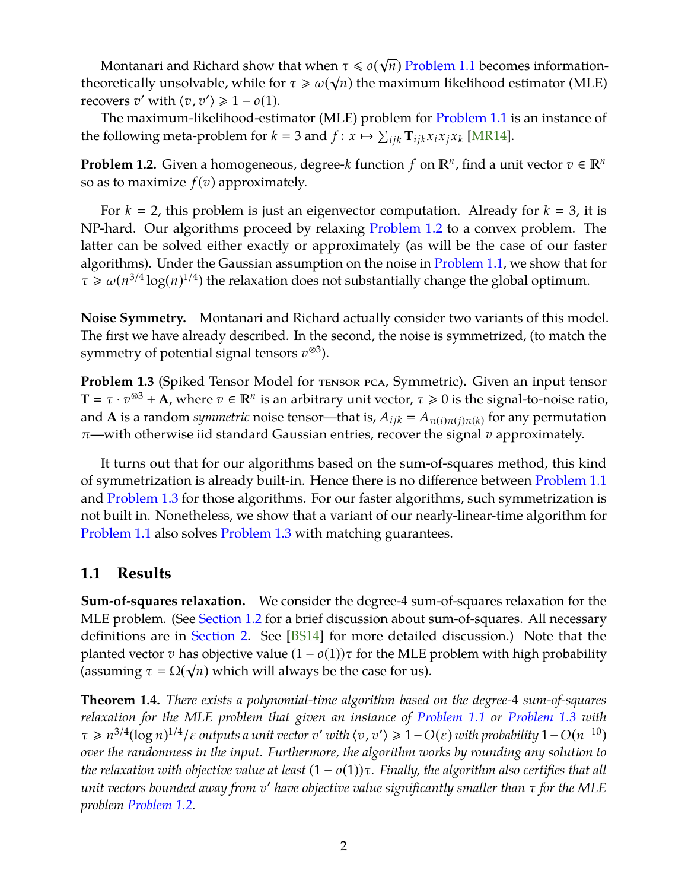Montanari and Richard show that when $\tau \leqslant o(\sqrt{n})$ Problem 1.1 becomes information-theoretically unsolvable, while for $\tau \geqslant \omega(\sqrt{n})$ the maximum likelihood estimator (MLE) recovers $v'$ with $\langle v, v' \rangle \geqslant 1 - o(1)$.

The maximum-likelihood-estimator (MLE) problem for Problem 1.1 is an instance of the following meta-problem for $k = 3$ and $f \colon x \mapsto \sum_{ijk} \mathbf{T}_{ijk} x_i x_j x_k$ [MR14].

**Problem 1.2.** Given a homogeneous, degree-$k$ function $f$ on $\mathbb{R}^n$, find a unit vector $v \in \mathbb{R}^n$ so as to maximize $f(v)$ approximately.

For $k = 2$, this problem is just an eigenvector computation. Already for $k = 3$, it is NP-hard. Our algorithms proceed by relaxing Problem 1.2 to a convex problem. The latter can be solved either exactly or approximately (as will be the case of our faster algorithms). Under the Gaussian assumption on the noise in Problem 1.1, we show that for $\tau \geqslant \omega(n^{3/4} \log(n)^{1/4})$ the relaxation does not substantially change the global optimum.

**Noise Symmetry.** Montanari and Richard actually consider two variants of this model. The first we have already described. In the second, the noise is symmetrized, (to match the symmetry of potential signal tensors $v^{\otimes 3}$).

**Problem 1.3** (Spiked Tensor Model for tensor pca, Symmetric)**.** Given an input tensor $\mathbf{T} = \tau \cdot v^{\otimes 3} + \mathbf{A}$, where $v \in \mathbb{R}^n$ is an arbitrary unit vector, $\tau \geqslant 0$ is the signal-to-noise ratio, and $\mathbf{A}$ is a random *symmetric* noise tensor—that is, $A_{ijk} = A_{\pi(i)\pi(j)\pi(k)}$ for any permutation $\pi$—with otherwise iid standard Gaussian entries, recover the signal $v$ approximately.

It turns out that for our algorithms based on the sum-of-squares method, this kind of symmetrization is already built-in. Hence there is no difference between Problem 1.1 and Problem 1.3 for those algorithms. For our faster algorithms, such symmetrization is not built in. Nonetheless, we show that a variant of our nearly-linear-time algorithm for Problem 1.1 also solves Problem 1.3 with matching guarantees.

## 1.1 Results

**Sum-of-squares relaxation.** We consider the degree-4 sum-of-squares relaxation for the MLE problem. (See Section 1.2 for a brief discussion about sum-of-squares. All necessary definitions are in Section 2. See [BS14] for more detailed discussion.) Note that the planted vector $v$ has objective value $(1 - o(1))\tau$ for the MLE problem with high probability (assuming $\tau = \Omega(\sqrt{n})$ which will always be the case for us).

**Theorem 1.4.** *There exists a polynomial-time algorithm based on the degree-4 sum-of-squares relaxation for the MLE problem that given an instance of Problem 1.1 or Problem 1.3 with $\tau \geqslant n^{3/4}(\log n)^{1/4}/\varepsilon$ outputs a unit vector $v'$ with $\langle v, v' \rangle \geqslant 1 - O(\varepsilon)$ with probability $1 - O(n^{-10})$ over the randomness in the input. Furthermore, the algorithm works by rounding any solution to the relaxation with objective value at least $(1 - o(1))\tau$. Finally, the algorithm also certifies that all unit vectors bounded away from $v'$ have objective value significantly smaller than $\tau$ for the MLE problem Problem 1.2.*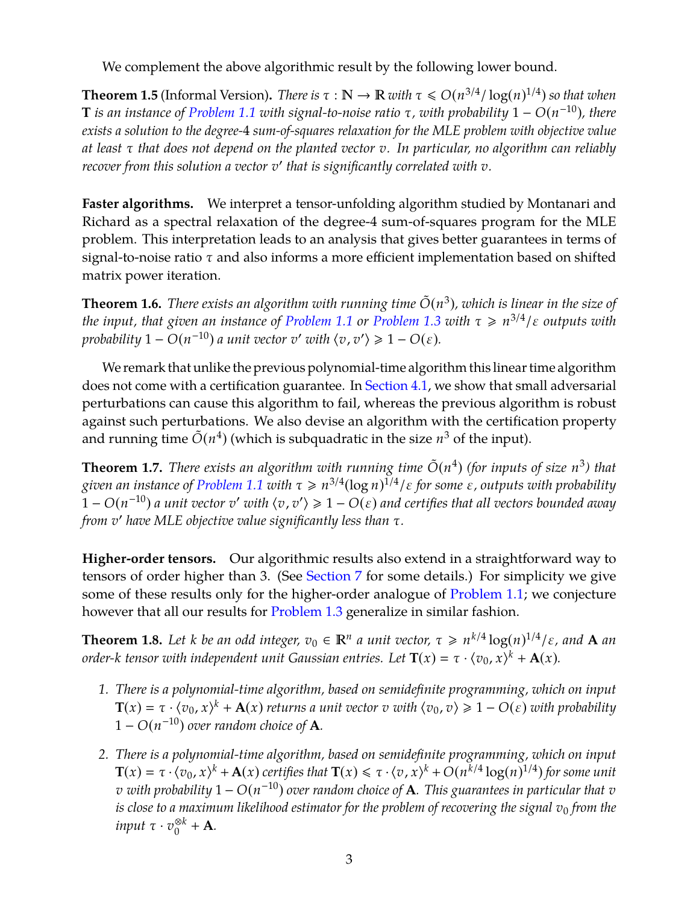We complement the above algorithmic result by the following lower bound.

**Theorem 1.5** (Informal Version)**.** *There is $\tau : \mathbb{N} \to \mathbb{R}$ with $\tau \leqslant O(n^{3/4}/\log(n)^{1/4})$ so that when $\mathbf{T}$ is an instance of Problem 1.1 with signal-to-noise ratio $\tau$, with probability $1 - O(n^{-10})$, there exists a solution to the degree-4 sum-of-squares relaxation for the MLE problem with objective value at least $\tau$ that does not depend on the planted vector $v$. In particular, no algorithm can reliably recover from this solution a vector $v'$ that is significantly correlated with $v$.*

**Faster algorithms.** We interpret a tensor-unfolding algorithm studied by Montanari and Richard as a spectral relaxation of the degree-4 sum-of-squares program for the MLE problem. This interpretation leads to an analysis that gives better guarantees in terms of signal-to-noise ratio $\tau$ and also informs a more efficient implementation based on shifted matrix power iteration.

**Theorem 1.6.** *There exists an algorithm with running time $\tilde{O}(n^3)$, which is linear in the size of the input, that given an instance of Problem 1.1 or Problem 1.3 with $\tau \geqslant n^{3/4}/\varepsilon$ outputs with probability $1 - O(n^{-10})$ a unit vector $v'$ with $\langle v, v' \rangle \geqslant 1 - O(\varepsilon)$.*

We remark that unlike the previous polynomial-time algorithm this linear time algorithm does not come with a certification guarantee. In Section 4.1, we show that small adversarial perturbations can cause this algorithm to fail, whereas the previous algorithm is robust against such perturbations. We also devise an algorithm with the certification property and running time $\tilde{O}(n^4)$ (which is subquadratic in the size $n^3$ of the input).

**Theorem 1.7.** *There exists an algorithm with running time $\tilde{O}(n^4)$ (for inputs of size $n^3$) that given an instance of Problem 1.1 with $\tau \geqslant n^{3/4}(\log n)^{1/4}/\varepsilon$ for some $\varepsilon$, outputs with probability $1 - O(n^{-10})$ a unit vector $v'$ with $\langle v, v' \rangle \geqslant 1 - O(\varepsilon)$ and certifies that all vectors bounded away from $v'$ have MLE objective value significantly less than $\tau$.*

**Higher-order tensors.** Our algorithmic results also extend in a straightforward way to tensors of order higher than 3. (See Section 7 for some details.) For simplicity we give some of these results only for the higher-order analogue of Problem 1.1; we conjecture however that all our results for Problem 1.3 generalize in similar fashion.

**Theorem 1.8.** *Let $k$ be an odd integer, $v_0 \in \mathbb{R}^n$ a unit vector, $\tau \geqslant n^{k/4}\log(n)^{1/4}/\varepsilon$, and $\mathbf{A}$ an order-$k$ tensor with independent unit Gaussian entries. Let $\mathbf{T}(x) = \tau \cdot \langle v_0, x \rangle^k + \mathbf{A}(x)$.*

1. *There is a polynomial-time algorithm, based on semidefinite programming, which on input $\mathbf{T}(x) = \tau \cdot \langle v_0, x \rangle^k + \mathbf{A}(x)$ returns a unit vector $v$ with $\langle v_0, v \rangle \geqslant 1 - O(\varepsilon)$ with probability $1 - O(n^{-10})$ over random choice of $\mathbf{A}$.*
2. *There is a polynomial-time algorithm, based on semidefinite programming, which on input $\mathbf{T}(x) = \tau \cdot \langle v_0, x \rangle^k + \mathbf{A}(x)$ certifies that $\mathbf{T}(x) \leqslant \tau \cdot \langle v, x \rangle^k + O(n^{k/4}\log(n)^{1/4})$ for some unit $v$ with probability $1 - O(n^{-10})$ over random choice of $\mathbf{A}$. This guarantees in particular that $v$ is close to a maximum likelihood estimator for the problem of recovering the signal $v_0$ from the input $\tau \cdot v_0^{\otimes k} + \mathbf{A}$.*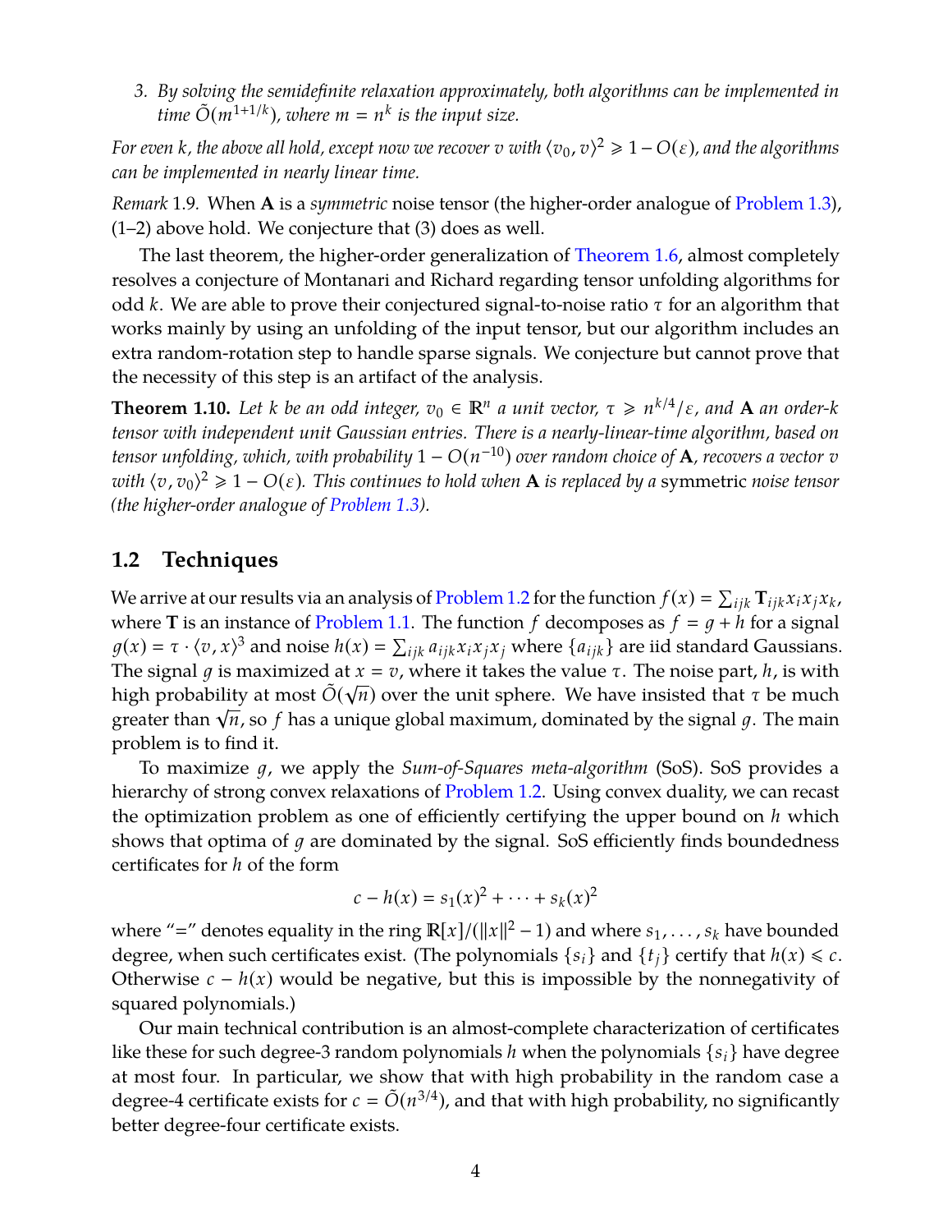3. *By solving the semidefinite relaxation approximately, both algorithms can be implemented in time $\tilde{O}(m^{1+1/k})$, where $m = n^k$ is the input size.*

*For even $k$, the above all hold, except now we recover $v$ with $\langle v_0, v\rangle^2 \geqslant 1 - O(\varepsilon)$, and the algorithms can be implemented in nearly linear time.*

*Remark* 1.9. When $\mathbf{A}$ is a *symmetric* noise tensor (the higher-order analogue of Problem 1.3), (1–2) above hold. We conjecture that (3) does as well.

The last theorem, the higher-order generalization of Theorem 1.6, almost completely resolves a conjecture of Montanari and Richard regarding tensor unfolding algorithms for odd $k$. We are able to prove their conjectured signal-to-noise ratio $\tau$ for an algorithm that works mainly by using an unfolding of the input tensor, but our algorithm includes an extra random-rotation step to handle sparse signals. We conjecture but cannot prove that the necessity of this step is an artifact of the analysis.

**Theorem 1.10.** *Let $k$ be an odd integer, $v_0 \in \mathbb{R}^n$ a unit vector, $\tau \geqslant n^{k/4}/\varepsilon$, and $\mathbf{A}$ an order-$k$ tensor with independent unit Gaussian entries. There is a nearly-linear-time algorithm, based on tensor unfolding, which, with probability $1 - O(n^{-10})$ over random choice of $\mathbf{A}$, recovers a vector $v$ with $\langle v, v_0\rangle^2 \geqslant 1 - O(\varepsilon)$. This continues to hold when $\mathbf{A}$ is replaced by a* symmetric *noise tensor (the higher-order analogue of Problem 1.3).*

## 1.2 Techniques

We arrive at our results via an analysis of Problem 1.2 for the function $f(x) = \sum_{ijk} \mathbf{T}_{ijk} x_i x_j x_k$, where $\mathbf{T}$ is an instance of Problem 1.1. The function $f$ decomposes as $f = g + h$ for a signal $g(x) = \tau \cdot \langle v, x\rangle^3$ and noise $h(x) = \sum_{ijk} a_{ijk} x_i x_j x_j$ where $\{a_{ijk}\}$ are iid standard Gaussians. The signal $g$ is maximized at $x = v$, where it takes the value $\tau$. The noise part, $h$, is with high probability at most $\tilde{O}(\sqrt{n})$ over the unit sphere. We have insisted that $\tau$ be much greater than $\sqrt{n}$, so $f$ has a unique global maximum, dominated by the signal $g$. The main problem is to find it.

To maximize $g$, we apply the *Sum-of-Squares meta-algorithm* (SoS). SoS provides a hierarchy of strong convex relaxations of Problem 1.2. Using convex duality, we can recast the optimization problem as one of efficiently certifying the upper bound on $h$ which shows that optima of $g$ are dominated by the signal. SoS efficiently finds boundedness certificates for $h$ of the form

$$c - h(x) = s_1(x)^2 + \cdots + s_k(x)^2$$

where "=" denotes equality in the ring $\mathbb{R}[x]/(\|x\|^2 - 1)$ and where $s_1, \ldots, s_k$ have bounded degree, when such certificates exist. (The polynomials $\{s_i\}$ and $\{t_j\}$ certify that $h(x) \leqslant c$. Otherwise $c - h(x)$ would be negative, but this is impossible by the nonnegativity of squared polynomials.)

Our main technical contribution is an almost-complete characterization of certificates like these for such degree-3 random polynomials $h$ when the polynomials $\{s_i\}$ have degree at most four. In particular, we show that with high probability in the random case a degree-4 certificate exists for $c = \tilde{O}(n^{3/4})$, and that with high probability, no significantly better degree-four certificate exists.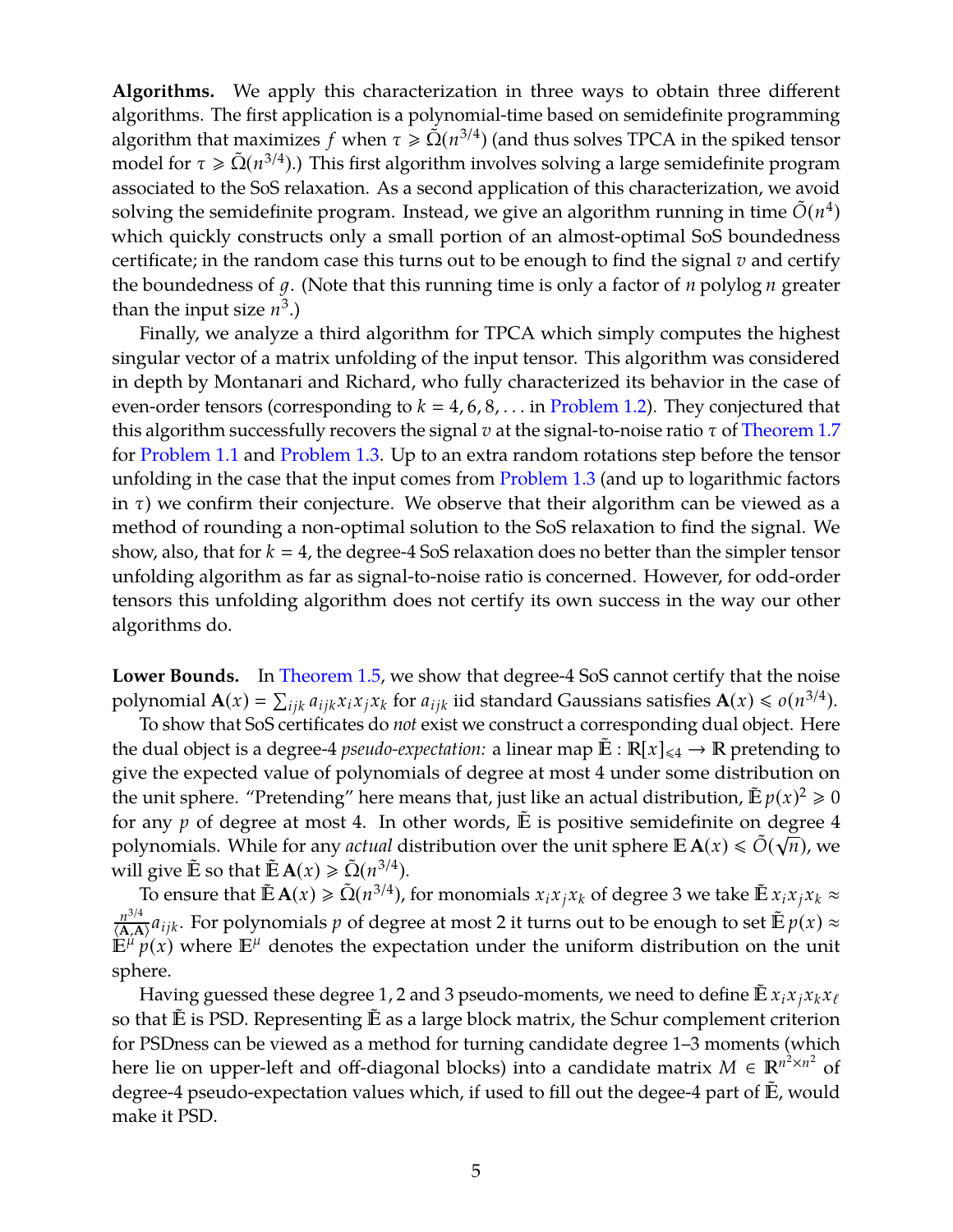**Algorithms.** We apply this characterization in three ways to obtain three different algorithms. The first application is a polynomial-time based on semidefinite programming algorithm that maximizes $f$ when $\tau \geqslant \tilde{\Omega}(n^{3/4})$ (and thus solves TPCA in the spiked tensor model for $\tau \geqslant \tilde{\Omega}(n^{3/4})$.) This first algorithm involves solving a large semidefinite program associated to the SoS relaxation. As a second application of this characterization, we avoid solving the semidefinite program. Instead, we give an algorithm running in time $\tilde{O}(n^4)$ which quickly constructs only a small portion of an almost-optimal SoS boundedness certificate; in the random case this turns out to be enough to find the signal $v$ and certify the boundedness of $g$. (Note that this running time is only a factor of $n$ polylog $n$ greater than the input size $n^3$.)

Finally, we analyze a third algorithm for TPCA which simply computes the highest singular vector of a matrix unfolding of the input tensor. This algorithm was considered in depth by Montanari and Richard, who fully characterized its behavior in the case of even-order tensors (corresponding to $k = 4, 6, 8, \ldots$ in Problem 1.2). They conjectured that this algorithm successfully recovers the signal $v$ at the signal-to-noise ratio $\tau$ of Theorem 1.7 for Problem 1.1 and Problem 1.3. Up to an extra random rotations step before the tensor unfolding in the case that the input comes from Problem 1.3 (and up to logarithmic factors in $\tau$) we confirm their conjecture. We observe that their algorithm can be viewed as a method of rounding a non-optimal solution to the SoS relaxation to find the signal. We show, also, that for $k = 4$, the degree-4 SoS relaxation does no better than the simpler tensor unfolding algorithm as far as signal-to-noise ratio is concerned. However, for odd-order tensors this unfolding algorithm does not certify its own success in the way our other algorithms do.

**Lower Bounds.** In Theorem 1.5, we show that degree-4 SoS cannot certify that the noise polynomial $\mathbf{A}(x) = \sum_{ijk} a_{ijk} x_i x_j x_k$ for $a_{ijk}$ iid standard Gaussians satisfies $\mathbf{A}(x) \leqslant o(n^{3/4})$.

To show that SoS certificates do *not* exist we construct a corresponding dual object. Here the dual object is a degree-4 *pseudo-expectation:* a linear map $\tilde{\mathbb{E}} : \mathbb{R}[x]_{\leqslant 4} \to \mathbb{R}$ pretending to give the expected value of polynomials of degree at most 4 under some distribution on the unit sphere. "Pretending" here means that, just like an actual distribution, $\tilde{\mathbb{E}}\, p(x)^2 \geqslant 0$ for any $p$ of degree at most 4. In other words, $\tilde{\mathbb{E}}$ is positive semidefinite on degree 4 polynomials. While for any *actual* distribution over the unit sphere $\mathbb{E}\,\mathbf{A}(x) \leqslant \tilde{O}(\sqrt{n})$, we will give $\tilde{\mathbb{E}}$ so that $\tilde{\mathbb{E}}\,\mathbf{A}(x) \geqslant \tilde{\Omega}(n^{3/4})$.

To ensure that $\tilde{\mathbb{E}}\,\mathbf{A}(x) \geqslant \tilde{\Omega}(n^{3/4})$, for monomials $x_i x_j x_k$ of degree 3 we take $\tilde{\mathbb{E}}\, x_i x_j x_k \approx \frac{n^{3/4}}{\langle \mathbf{A}, \mathbf{A} \rangle} a_{ijk}$. For polynomials $p$ of degree at most 2 it turns out to be enough to set $\tilde{\mathbb{E}}\, p(x) \approx \mathbb{E}^{\mu}\, p(x)$ where $\mathbb{E}^{\mu}$ denotes the expectation under the uniform distribution on the unit sphere.

Having guessed these degree 1, 2 and 3 pseudo-moments, we need to define $\tilde{\mathbb{E}}\, x_i x_j x_k x_\ell$ so that $\tilde{\mathbb{E}}$ is PSD. Representing $\tilde{\mathbb{E}}$ as a large block matrix, the Schur complement criterion for PSDness can be viewed as a method for turning candidate degree 1–3 moments (which here lie on upper-left and off-diagonal blocks) into a candidate matrix $M \in \mathbb{R}^{n^2 \times n^2}$ of degree-4 pseudo-expectation values which, if used to fill out the degee-4 part of $\tilde{\mathbb{E}}$, would make it PSD.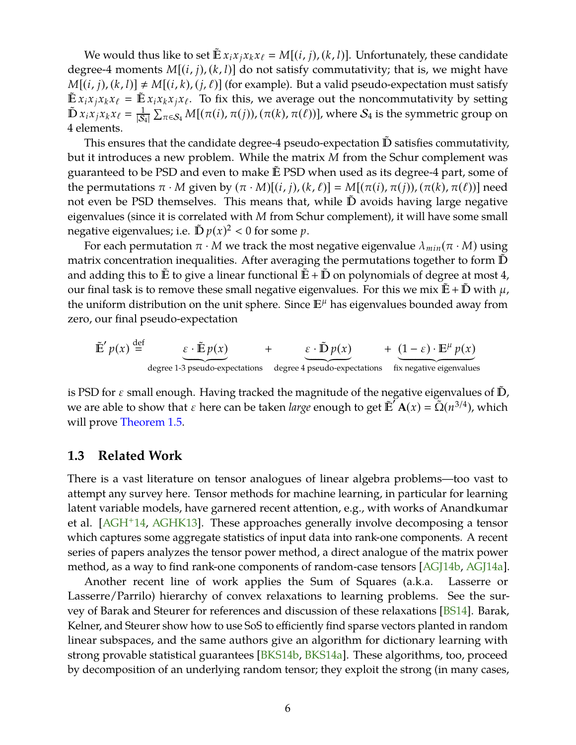We would thus like to set $\tilde{\mathbb{E}}\, x_i x_j x_k x_\ell = M[(i,j),(k,l)]$. Unfortunately, these candidate degree-4 moments $M[(i,j),(k,l)]$ do not satisfy commutativity; that is, we might have $M[(i,j),(k,l)] \neq M[(i,k),(j,\ell)]$ (for example). But a valid pseudo-expectation must satisfy $\tilde{\mathbb{E}}\, x_i x_j x_k x_\ell = \tilde{\mathbb{E}}\, x_i x_k x_j x_\ell$. To fix this, we average out the noncommutativity by setting $\tilde{\mathbb{D}}\, x_i x_j x_k x_\ell = \frac{1}{|\mathcal{S}_4|} \sum_{\pi \in \mathcal{S}_4} M[(\pi(i), \pi(j)), (\pi(k), \pi(\ell))]$, where $\mathcal{S}_4$ is the symmetric group on 4 elements.

This ensures that the candidate degree-4 pseudo-expectation $\tilde{\mathbb{D}}$ satisfies commutativity, but it introduces a new problem. While the matrix $M$ from the Schur complement was guaranteed to be PSD and even to make $\tilde{\mathbb{E}}$ PSD when used as its degree-4 part, some of the permutations $\pi \cdot M$ given by $(\pi \cdot M)[(i,j),(k,\ell)] = M[(\pi(i), \pi(j)), (\pi(k), \pi(\ell))]$ need not even be PSD themselves. This means that, while $\tilde{\mathbb{D}}$ avoids having large negative eigenvalues (since it is correlated with $M$ from Schur complement), it will have some small negative eigenvalues; i.e. $\tilde{\mathbb{D}}\, p(x)^2 < 0$ for some $p$.

For each permutation $\pi \cdot M$ we track the most negative eigenvalue $\lambda_{min}(\pi \cdot M)$ using matrix concentration inequalities. After averaging the permutations together to form $\tilde{\mathbb{D}}$ and adding this to $\tilde{\mathbb{E}}$ to give a linear functional $\tilde{\mathbb{E}} + \tilde{\mathbb{D}}$ on polynomials of degree at most 4, our final task is to remove these small negative eigenvalues. For this we mix $\tilde{\mathbb{E}} + \tilde{\mathbb{D}}$ with $\mu$, the uniform distribution on the unit sphere. Since $\mathbb{E}^{\mu}$ has eigenvalues bounded away from zero, our final pseudo-expectation

$$\tilde{\mathbb{E}}'\, p(x) \stackrel{\text{def}}{=} \underbrace{\varepsilon \cdot \tilde{\mathbb{E}}\, p(x)}_{\text{degree 1-3 pseudo-expectations}} + \underbrace{\varepsilon \cdot \tilde{\mathbb{D}}\, p(x)}_{\text{degree 4 pseudo-expectations}} + \underbrace{(1-\varepsilon) \cdot \mathbb{E}^{\mu}\, p(x)}_{\text{fix negative eigenvalues}}$$

is PSD for $\varepsilon$ small enough. Having tracked the magnitude of the negative eigenvalues of $\tilde{\mathbb{D}}$, we are able to show that $\varepsilon$ here can be taken *large* enough to get $\tilde{\mathbb{E}}'\, \mathbf{A}(x) = \tilde{\Omega}(n^{3/4})$, which will prove Theorem 1.5.

## 1.3 Related Work

There is a vast literature on tensor analogues of linear algebra problems—too vast to attempt any survey here. Tensor methods for machine learning, in particular for learning latent variable models, have garnered recent attention, e.g., with works of Anandkumar et al. [AGH+14, AGHK13]. These approaches generally involve decomposing a tensor which captures some aggregate statistics of input data into rank-one components. A recent series of papers analyzes the tensor power method, a direct analogue of the matrix power method, as a way to find rank-one components of random-case tensors [AGJ14b, AGJ14a].

Another recent line of work applies the Sum of Squares (a.k.a. Lasserre or Lasserre/Parrilo) hierarchy of convex relaxations to learning problems. See the survey of Barak and Steurer for references and discussion of these relaxations [BS14]. Barak, Kelner, and Steurer show how to use SoS to efficiently find sparse vectors planted in random linear subspaces, and the same authors give an algorithm for dictionary learning with strong provable statistical guarantees [BKS14b, BKS14a]. These algorithms, too, proceed by decomposition of an underlying random tensor; they exploit the strong (in many cases,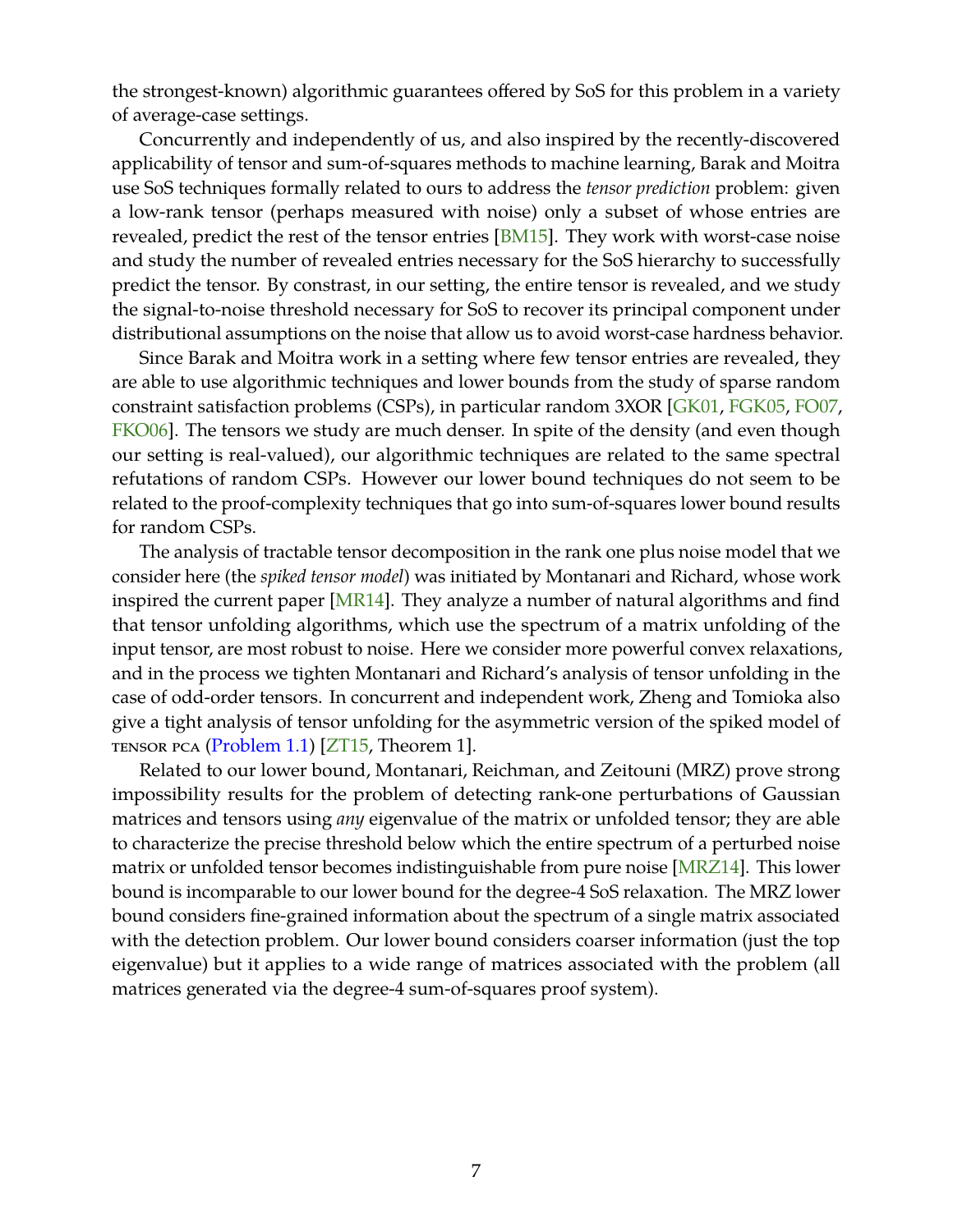the strongest-known) algorithmic guarantees offered by SoS for this problem in a variety of average-case settings.

Concurrently and independently of us, and also inspired by the recently-discovered applicability of tensor and sum-of-squares methods to machine learning, Barak and Moitra use SoS techniques formally related to ours to address the *tensor prediction* problem: given a low-rank tensor (perhaps measured with noise) only a subset of whose entries are revealed, predict the rest of the tensor entries [BM15]. They work with worst-case noise and study the number of revealed entries necessary for the SoS hierarchy to successfully predict the tensor. By constrast, in our setting, the entire tensor is revealed, and we study the signal-to-noise threshold necessary for SoS to recover its principal component under distributional assumptions on the noise that allow us to avoid worst-case hardness behavior.

Since Barak and Moitra work in a setting where few tensor entries are revealed, they are able to use algorithmic techniques and lower bounds from the study of sparse random constraint satisfaction problems (CSPs), in particular random 3XOR [GK01, FGK05, FO07, FKO06]. The tensors we study are much denser. In spite of the density (and even though our setting is real-valued), our algorithmic techniques are related to the same spectral refutations of random CSPs. However our lower bound techniques do not seem to be related to the proof-complexity techniques that go into sum-of-squares lower bound results for random CSPs.

The analysis of tractable tensor decomposition in the rank one plus noise model that we consider here (the *spiked tensor model*) was initiated by Montanari and Richard, whose work inspired the current paper [MR14]. They analyze a number of natural algorithms and find that tensor unfolding algorithms, which use the spectrum of a matrix unfolding of the input tensor, are most robust to noise. Here we consider more powerful convex relaxations, and in the process we tighten Montanari and Richard's analysis of tensor unfolding in the case of odd-order tensors. In concurrent and independent work, Zheng and Tomioka also give a tight analysis of tensor unfolding for the asymmetric version of the spiked model of TENSOR PCA (Problem 1.1) [ZT15, Theorem 1].

Related to our lower bound, Montanari, Reichman, and Zeitouni (MRZ) prove strong impossibility results for the problem of detecting rank-one perturbations of Gaussian matrices and tensors using *any* eigenvalue of the matrix or unfolded tensor; they are able to characterize the precise threshold below which the entire spectrum of a perturbed noise matrix or unfolded tensor becomes indistinguishable from pure noise [MRZ14]. This lower bound is incomparable to our lower bound for the degree-4 SoS relaxation. The MRZ lower bound considers fine-grained information about the spectrum of a single matrix associated with the detection problem. Our lower bound considers coarser information (just the top eigenvalue) but it applies to a wide range of matrices associated with the problem (all matrices generated via the degree-4 sum-of-squares proof system).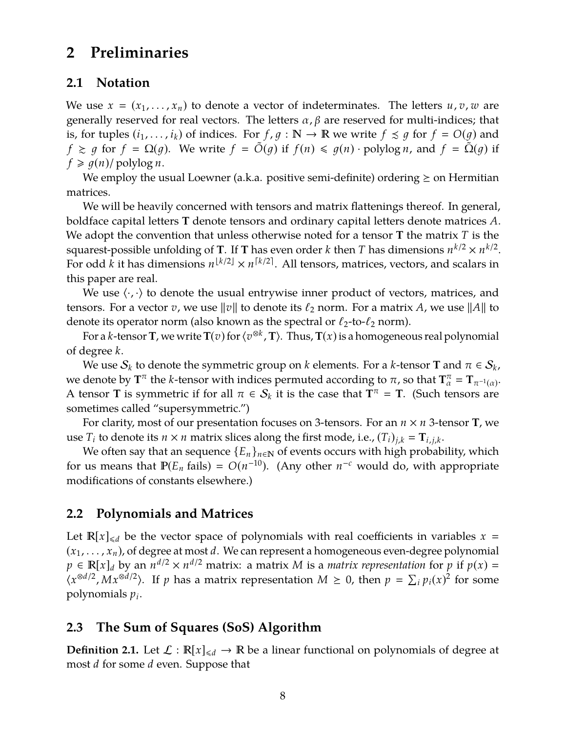# 2 Preliminaries

## 2.1 Notation

We use $x = (x_1, \ldots, x_n)$ to denote a vector of indeterminates. The letters $u, v, w$ are generally reserved for real vectors. The letters $\alpha, \beta$ are reserved for multi-indices; that is, for tuples $(i_1, \ldots, i_k)$ of indices. For $f, g : \mathbb{N} \to \mathbb{R}$ we write $f \lesssim g$ for $f = O(g)$ and $f \gtrsim g$ for $f = \Omega(g)$. We write $f = \tilde{O}(g)$ if $f(n) \leqslant g(n) \cdot \operatorname{polylog} n$, and $f = \tilde{\Omega}(g)$ if $f \geqslant g(n)/\operatorname{polylog} n$.

We employ the usual Loewner (a.k.a. positive semi-definite) ordering $\succeq$ on Hermitian matrices.

We will be heavily concerned with tensors and matrix flattenings thereof. In general, boldface capital letters $\mathbf{T}$ denote tensors and ordinary capital letters denote matrices $A$. We adopt the convention that unless otherwise noted for a tensor $\mathbf{T}$ the matrix $T$ is the squarest-possible unfolding of $\mathbf{T}$. If $\mathbf{T}$ has even order $k$ then $T$ has dimensions $n^{k/2} \times n^{k/2}$. For odd $k$ it has dimensions $n^{\lfloor k/2 \rfloor} \times n^{\lceil k/2 \rceil}$. All tensors, matrices, vectors, and scalars in this paper are real.

We use $\langle \cdot, \cdot \rangle$ to denote the usual entrywise inner product of vectors, matrices, and tensors. For a vector $v$, we use $\|v\|$ to denote its $\ell_2$ norm. For a matrix $A$, we use $\|A\|$ to denote its operator norm (also known as the spectral or $\ell_2$-to-$\ell_2$ norm).

For a $k$-tensor $\mathbf{T}$, we write $\mathbf{T}(v)$ for $\langle v^{\otimes k}, \mathbf{T} \rangle$. Thus, $\mathbf{T}(x)$ is a homogeneous real polynomial of degree $k$.

We use $\mathcal{S}_k$ to denote the symmetric group on $k$ elements. For a $k$-tensor $\mathbf{T}$ and $\pi \in \mathcal{S}_k$, we denote by $\mathbf{T}^\pi$ the $k$-tensor with indices permuted according to $\pi$, so that $\mathbf{T}^\pi_\alpha = \mathbf{T}_{\pi^{-1}(\alpha)}$. A tensor $\mathbf{T}$ is symmetric if for all $\pi \in \mathcal{S}_k$ it is the case that $\mathbf{T}^\pi = \mathbf{T}$. (Such tensors are sometimes called "supersymmetric.")

For clarity, most of our presentation focuses on 3-tensors. For an $n \times n$ 3-tensor $\mathbf{T}$, we use $T_i$ to denote its $n \times n$ matrix slices along the first mode, i.e., $(T_i)_{j,k} = \mathbf{T}_{i,j,k}$.

We often say that an sequence $\{E_n\}_{n \in \mathbb{N}}$ of events occurs with high probability, which for us means that $\mathbb{P}(E_n \text{ fails}) = O(n^{-10})$. (Any other $n^{-c}$ would do, with appropriate modifications of constants elsewhere.)

## 2.2 Polynomials and Matrices

Let $\mathbb{R}[x]_{\leqslant d}$ be the vector space of polynomials with real coefficients in variables $x = (x_1, \ldots, x_n)$, of degree at most $d$. We can represent a homogeneous even-degree polynomial $p \in \mathbb{R}[x]_d$ by an $n^{d/2} \times n^{d/2}$ matrix: a matrix $M$ is a *matrix representation* for $p$ if $p(x) = \langle x^{\otimes d/2}, M x^{\otimes d/2} \rangle$. If $p$ has a matrix representation $M \succeq 0$, then $p = \sum_i p_i(x)^2$ for some polynomials $p_i$.

## 2.3 The Sum of Squares (SoS) Algorithm

**Definition 2.1.** Let $\mathcal{L} : \mathbb{R}[x]_{\leqslant d} \to \mathbb{R}$ be a linear functional on polynomials of degree at most $d$ for some $d$ even. Suppose that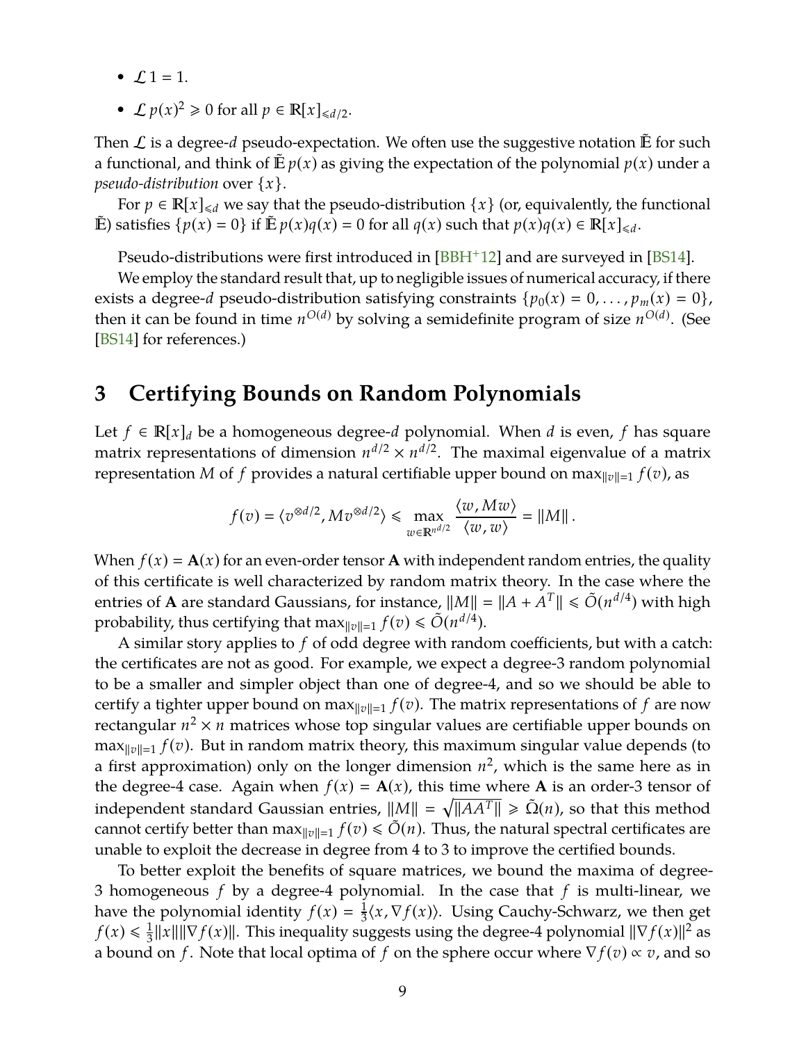- $\mathcal{L}\, 1 = 1$.
- $\mathcal{L}\, p(x)^2 \geqslant 0$ for all $p \in \mathbb{R}[x]_{\leqslant d/2}$.

Then $\mathcal{L}$ is a degree-$d$ pseudo-expectation. We often use the suggestive notation $\tilde{\mathbb{E}}$ for such a functional, and think of $\tilde{\mathbb{E}}\, p(x)$ as giving the expectation of the polynomial $p(x)$ under a *pseudo-distribution* over $\{x\}$.

For $p \in \mathbb{R}[x]_{\leqslant d}$ we say that the pseudo-distribution $\{x\}$ (or, equivalently, the functional $\tilde{\mathbb{E}}$) satisfies $\{p(x) = 0\}$ if $\tilde{\mathbb{E}}\, p(x)q(x) = 0$ for all $q(x)$ such that $p(x)q(x) \in \mathbb{R}[x]_{\leqslant d}$.

Pseudo-distributions were first introduced in [BBH+12] and are surveyed in [BS14].

We employ the standard result that, up to negligible issues of numerical accuracy, if there exists a degree-$d$ pseudo-distribution satisfying constraints $\{p_0(x) = 0, \dots, p_m(x) = 0\}$, then it can be found in time $n^{O(d)}$ by solving a semidefinite program of size $n^{O(d)}$. (See [BS14] for references.)

# 3 Certifying Bounds on Random Polynomials

Let $f \in \mathbb{R}[x]_d$ be a homogeneous degree-$d$ polynomial. When $d$ is even, $f$ has square matrix representations of dimension $n^{d/2} \times n^{d/2}$. The maximal eigenvalue of a matrix representation $M$ of $f$ provides a natural certifiable upper bound on $\max_{\|v\|=1} f(v)$, as

$$f(v) = \langle v^{\otimes d/2}, M v^{\otimes d/2} \rangle \leqslant \max_{w \in \mathbb{R}^{n^{d/2}}} \frac{\langle w, Mw \rangle}{\langle w, w \rangle} = \|M\| \,.$$

When $f(x) = \mathbf{A}(x)$ for an even-order tensor $\mathbf{A}$ with independent random entries, the quality of this certificate is well characterized by random matrix theory. In the case where the entries of $\mathbf{A}$ are standard Gaussians, for instance, $\|M\| = \|A + A^T\| \leqslant \tilde{O}(n^{d/4})$ with high probability, thus certifying that $\max_{\|v\|=1} f(v) \leqslant \tilde{O}(n^{d/4})$.

A similar story applies to $f$ of odd degree with random coefficients, but with a catch: the certificates are not as good. For example, we expect a degree-3 random polynomial to be a smaller and simpler object than one of degree-4, and so we should be able to certify a tighter upper bound on $\max_{\|v\|=1} f(v)$. The matrix representations of $f$ are now rectangular $n^2 \times n$ matrices whose top singular values are certifiable upper bounds on $\max_{\|v\|=1} f(v)$. But in random matrix theory, this maximum singular value depends (to a first approximation) only on the longer dimension $n^2$, which is the same here as in the degree-4 case. Again when $f(x) = \mathbf{A}(x)$, this time where $\mathbf{A}$ is an order-3 tensor of independent standard Gaussian entries, $\|M\| = \sqrt{\|AA^T\|} \geqslant \tilde{\Omega}(n)$, so that this method cannot certify better than $\max_{\|v\|=1} f(v) \leqslant \tilde{O}(n)$. Thus, the natural spectral certificates are unable to exploit the decrease in degree from 4 to 3 to improve the certified bounds.

To better exploit the benefits of square matrices, we bound the maxima of degree-3 homogeneous $f$ by a degree-4 polynomial. In the case that $f$ is multi-linear, we have the polynomial identity $f(x) = \frac{1}{3}\langle x, \nabla f(x) \rangle$. Using Cauchy-Schwarz, we then get $f(x) \leqslant \frac{1}{3}\|x\|\|\nabla f(x)\|$. This inequality suggests using the degree-4 polynomial $\|\nabla f(x)\|^2$ as a bound on $f$. Note that local optima of $f$ on the sphere occur where $\nabla f(v) \propto v$, and so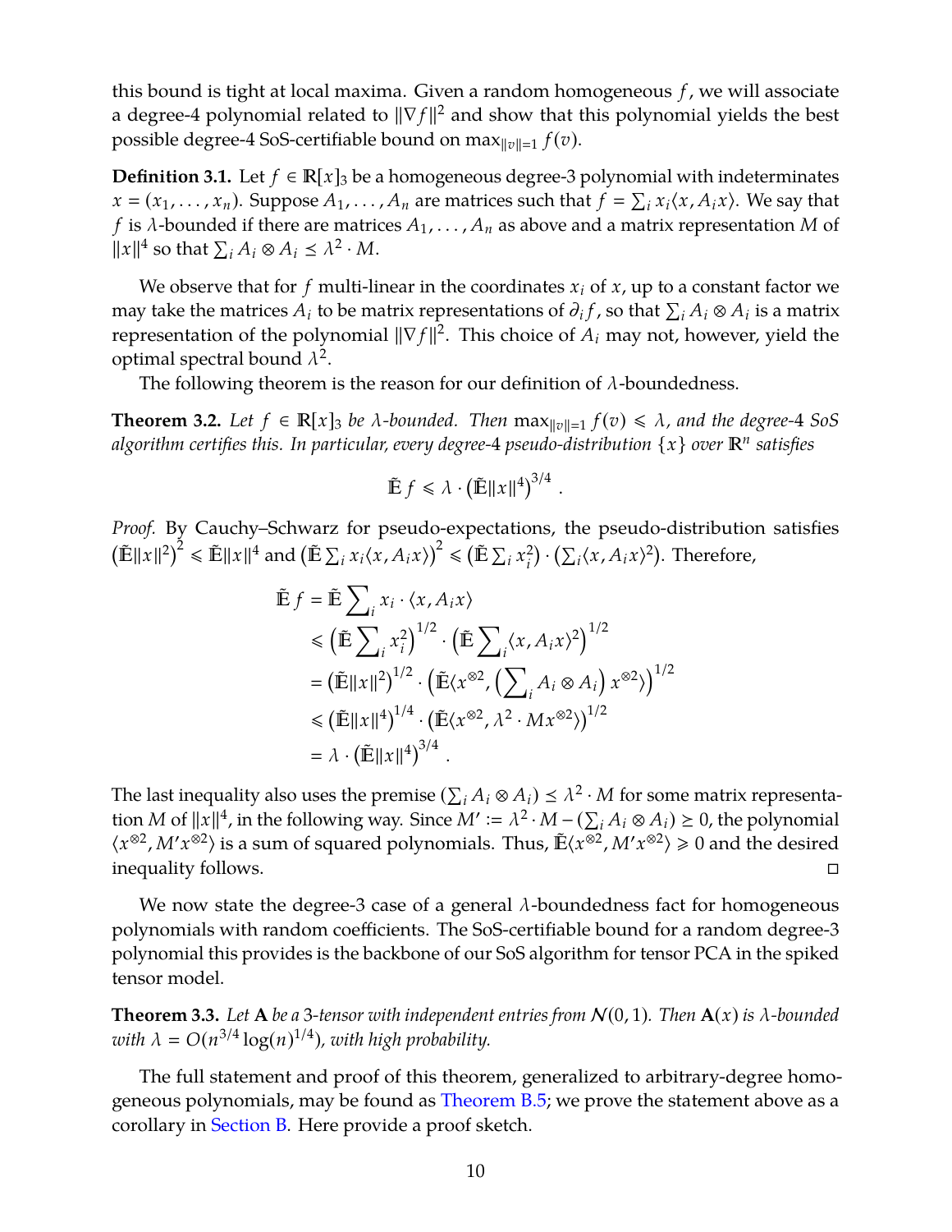this bound is tight at local maxima. Given a random homogeneous $f$, we will associate a degree-4 polynomial related to $\|\nabla f\|^2$ and show that this polynomial yields the best possible degree-4 SoS-certifiable bound on $\max_{\|v\|=1} f(v)$.

**Definition 3.1.** Let $f \in \mathbb{R}[x]_3$ be a homogeneous degree-3 polynomial with indeterminates $x = (x_1, \ldots, x_n)$. Suppose $A_1, \ldots, A_n$ are matrices such that $f = \sum_i x_i \langle x, A_i x \rangle$. We say that $f$ is $\lambda$-bounded if there are matrices $A_1, \ldots, A_n$ as above and a matrix representation $M$ of $\|x\|^4$ so that $\sum_i A_i \otimes A_i \preceq \lambda^2 \cdot M$.

We observe that for $f$ multi-linear in the coordinates $x_i$ of $x$, up to a constant factor we may take the matrices $A_i$ to be matrix representations of $\partial_i f$, so that $\sum_i A_i \otimes A_i$ is a matrix representation of the polynomial $\|\nabla f\|^2$. This choice of $A_i$ may not, however, yield the optimal spectral bound $\lambda^2$.

The following theorem is the reason for our definition of $\lambda$-boundedness.

**Theorem 3.2.** *Let $f \in \mathbb{R}[x]_3$ be $\lambda$-bounded. Then $\max_{\|v\|=1} f(v) \leqslant \lambda$, and the degree-4 SoS algorithm certifies this. In particular, every degree-4 pseudo-distribution $\{x\}$ over $\mathbb{R}^n$ satisfies*

$$\tilde{\mathbb{E}}\, f \leqslant \lambda \cdot \left(\tilde{\mathbb{E}} \|x\|^4\right)^{3/4} .$$

*Proof.* By Cauchy–Schwarz for pseudo-expectations, the pseudo-distribution satisfies $\left(\tilde{\mathbb{E}}\|x\|^2\right)^2 \leqslant \tilde{\mathbb{E}}\|x\|^4$ and $\left(\tilde{\mathbb{E}} \sum_i x_i \langle x, A_i x\rangle\right)^2 \leqslant \left(\tilde{\mathbb{E}} \sum_i x_i^2\right) \cdot \left(\sum_i \langle x, A_i x\rangle^2\right)$. Therefore,

$$
\begin{aligned}
\tilde{\mathbb{E}}\, f &= \tilde{\mathbb{E}} \sum\nolimits_i x_i \cdot \langle x, A_i x \rangle \\
&\leqslant \left(\tilde{\mathbb{E}} \sum\nolimits_i x_i^2\right)^{1/2} \cdot \left(\tilde{\mathbb{E}} \sum\nolimits_i \langle x, A_i x\rangle^2\right)^{1/2} \\
&= \left(\tilde{\mathbb{E}}\|x\|^2\right)^{1/2} \cdot \left(\tilde{\mathbb{E}} \langle x^{\otimes 2}, \left(\sum\nolimits_i A_i \otimes A_i\right) x^{\otimes 2}\rangle\right)^{1/2} \\
&\leqslant \left(\tilde{\mathbb{E}}\|x\|^4\right)^{1/4} \cdot \left(\tilde{\mathbb{E}} \langle x^{\otimes 2}, \lambda^2 \cdot M x^{\otimes 2}\rangle\right)^{1/2} \\
&= \lambda \cdot \left(\tilde{\mathbb{E}}\|x\|^4\right)^{3/4} .
\end{aligned}
$$

The last inequality also uses the premise $\left(\sum_i A_i \otimes A_i\right) \preceq \lambda^2 \cdot M$ for some matrix representation $M$ of $\|x\|^4$, in the following way. Since $M' := \lambda^2 \cdot M - \left(\sum_i A_i \otimes A_i\right) \succeq 0$, the polynomial $\langle x^{\otimes 2}, M' x^{\otimes 2}\rangle$ is a sum of squared polynomials. Thus, $\tilde{\mathbb{E}} \langle x^{\otimes 2}, M' x^{\otimes 2}\rangle \geqslant 0$ and the desired inequality follows. □

We now state the degree-3 case of a general $\lambda$-boundedness fact for homogeneous polynomials with random coefficients. The SoS-certifiable bound for a random degree-3 polynomial this provides is the backbone of our SoS algorithm for tensor PCA in the spiked tensor model.

**Theorem 3.3.** *Let $\mathbf{A}$ be a 3-tensor with independent entries from $\mathcal{N}(0, 1)$. Then $\mathbf{A}(x)$ is $\lambda$-bounded with $\lambda = O(n^{3/4} \log(n)^{1/4})$, with high probability.*

The full statement and proof of this theorem, generalized to arbitrary-degree homogeneous polynomials, may be found as Theorem B.5; we prove the statement above as a corollary in Section B. Here provide a proof sketch.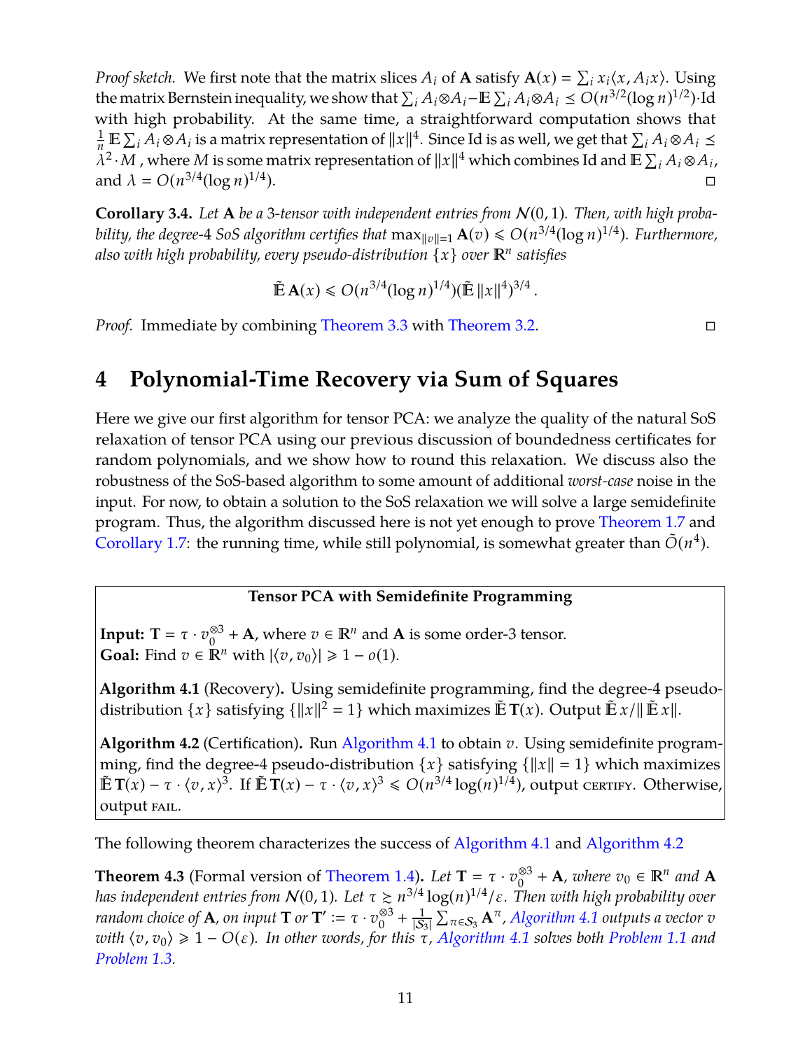*Proof sketch.* We first note that the matrix slices $A_i$ of $\mathbf{A}$ satisfy $\mathbf{A}(x) = \sum_i x_i \langle x, A_i x \rangle$. Using the matrix Bernstein inequality, we show that $\sum_i A_i \otimes A_i - \mathbb{E} \sum_i A_i \otimes A_i \preceq O(n^{3/2}(\log n)^{1/2}) \cdot \mathrm{Id}$ with high probability. At the same time, a straightforward computation shows that $\frac{1}{n} \mathbb{E} \sum_i A_i \otimes A_i$ is a matrix representation of $\|x\|^4$. Since Id is as well, we get that $\sum_i A_i \otimes A_i \preceq \lambda^2 \cdot M$ , where $M$ is some matrix representation of $\|x\|^4$ which combines Id and $\mathbb{E} \sum_i A_i \otimes A_i$, and $\lambda = O(n^{3/4}(\log n)^{1/4})$. □

**Corollary 3.4.** *Let $\mathbf{A}$ be a 3-tensor with independent entries from $\mathcal{N}(0,1)$. Then, with high probability, the degree-4 SoS algorithm certifies that $\max_{\|v\|=1} \mathbf{A}(v) \leqslant O(n^{3/4}(\log n)^{1/4})$. Furthermore, also with high probability, every pseudo-distribution $\{x\}$ over $\mathbb{R}^n$ satisfies*

$$\tilde{\mathbb{E}}\, \mathbf{A}(x) \leqslant O(n^{3/4}(\log n)^{1/4})(\tilde{\mathbb{E}}\, \|x\|^4)^{3/4} .$$

*Proof.* Immediate by combining Theorem 3.3 with Theorem 3.2. □

# 4 Polynomial-Time Recovery via Sum of Squares

Here we give our first algorithm for tensor PCA: we analyze the quality of the natural SoS relaxation of tensor PCA using our previous discussion of boundedness certificates for random polynomials, and we show how to round this relaxation. We discuss also the robustness of the SoS-based algorithm to some amount of additional *worst-case* noise in the input. For now, to obtain a solution to the SoS relaxation we will solve a large semidefinite program. Thus, the algorithm discussed here is not yet enough to prove Theorem 1.7 and Corollary 1.7: the running time, while still polynomial, is somewhat greater than $\tilde{O}(n^4)$.

---

**Tensor PCA with Semidefinite Programming**

**Input:** $\mathbf{T} = \tau \cdot v_0^{\otimes 3} + \mathbf{A}$, where $v \in \mathbb{R}^n$ and $\mathbf{A}$ is some order-3 tensor.
**Goal:** Find $v \in \mathbb{R}^n$ with $|\langle v, v_0 \rangle| \geqslant 1 - o(1)$.

**Algorithm 4.1** (Recovery)**.** Using semidefinite programming, find the degree-4 pseudo-distribution $\{x\}$ satisfying $\{\|x\|^2 = 1\}$ which maximizes $\tilde{\mathbb{E}}\, \mathbf{T}(x)$. Output $\tilde{\mathbb{E}}\, x / \|\tilde{\mathbb{E}}\, x\|$.

**Algorithm 4.2** (Certification)**.** Run Algorithm 4.1 to obtain $v$. Using semidefinite programming, find the degree-4 pseudo-distribution $\{x\}$ satisfying $\{\|x\| = 1\}$ which maximizes $\tilde{\mathbb{E}}\, \mathbf{T}(x) - \tau \cdot \langle v, x \rangle^3$. If $\tilde{\mathbb{E}}\, \mathbf{T}(x) - \tau \cdot \langle v, x \rangle^3 \leqslant O(n^{3/4} \log(n)^{1/4})$, output CERTIFY. Otherwise, output FAIL.

---

The following theorem characterizes the success of Algorithm 4.1 and Algorithm 4.2

**Theorem 4.3** (Formal version of Theorem 1.4)**.** *Let $\mathbf{T} = \tau \cdot v_0^{\otimes 3} + \mathbf{A}$, where $v_0 \in \mathbb{R}^n$ and $\mathbf{A}$ has independent entries from $\mathcal{N}(0,1)$. Let $\tau \gtrsim n^{3/4} \log(n)^{1/4}/\varepsilon$. Then with high probability over random choice of $\mathbf{A}$, on input $\mathbf{T}$ or $\mathbf{T}' := \tau \cdot v_0^{\otimes 3} + \frac{1}{|\mathcal{S}_3|} \sum_{\pi \in \mathcal{S}_3} \mathbf{A}^{\pi}$, Algorithm 4.1 outputs a vector $v$ with $\langle v, v_0 \rangle \geqslant 1 - O(\varepsilon)$. In other words, for this $\tau$, Algorithm 4.1 solves both Problem 1.1 and Problem 1.3.*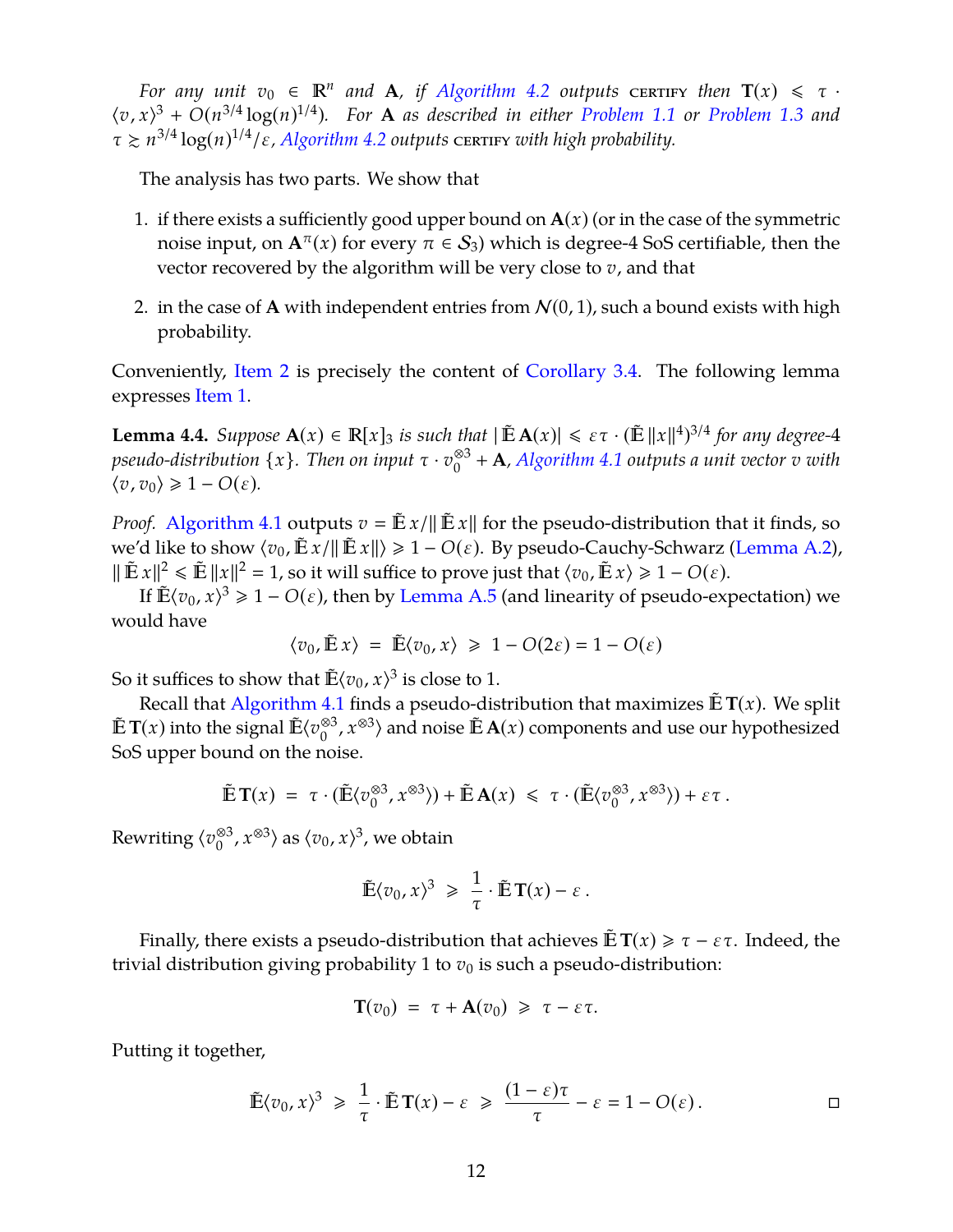*For any unit $v_0 \in \mathbb{R}^n$ and $\mathbf{A}$, if Algorithm 4.2 outputs* CERTIFY *then $\mathbf{T}(x) \leqslant \tau \cdot \langle v, x \rangle^3 + O(n^{3/4} \log(n)^{1/4})$. For $\mathbf{A}$ as described in either Problem 1.1 or Problem 1.3 and $\tau \gtrsim n^{3/4} \log(n)^{1/4}/\varepsilon$, Algorithm 4.2 outputs* CERTIFY *with high probability.*

The analysis has two parts. We show that

1. if there exists a sufficiently good upper bound on $\mathbf{A}(x)$ (or in the case of the symmetric noise input, on $\mathbf{A}^{\pi}(x)$ for every $\pi \in \mathcal{S}_3$) which is degree-4 SoS certifiable, then the vector recovered by the algorithm will be very close to $v$, and that
2. in the case of $\mathbf{A}$ with independent entries from $\mathcal{N}(0,1)$, such a bound exists with high probability.

Conveniently, Item 2 is precisely the content of Corollary 3.4. The following lemma expresses Item 1.

**Lemma 4.4.** *Suppose $\mathbf{A}(x) \in \mathbb{R}[x]_3$ is such that $|\tilde{\mathbb{E}}\, \mathbf{A}(x)| \leqslant \varepsilon\tau \cdot (\tilde{\mathbb{E}}\, \|x\|^4)^{3/4}$ for any degree-4 pseudo-distribution $\{x\}$. Then on input $\tau \cdot v_0^{\otimes 3} + \mathbf{A}$, Algorithm 4.1 outputs a unit vector $v$ with $\langle v, v_0 \rangle \geqslant 1 - O(\varepsilon)$.*

*Proof.* Algorithm 4.1 outputs $v = \tilde{\mathbb{E}}\, x / \|\tilde{\mathbb{E}}\, x\|$ for the pseudo-distribution that it finds, so we'd like to show $\langle v_0, \tilde{\mathbb{E}}\, x / \|\tilde{\mathbb{E}}\, x\| \rangle \geqslant 1 - O(\varepsilon)$. By pseudo-Cauchy-Schwarz (Lemma A.2), $\|\tilde{\mathbb{E}}\, x\|^2 \leqslant \tilde{\mathbb{E}}\, \|x\|^2 = 1$, so it will suffice to prove just that $\langle v_0, \tilde{\mathbb{E}}\, x \rangle \geqslant 1 - O(\varepsilon)$.

If $\tilde{\mathbb{E}} \langle v_0, x \rangle^3 \geqslant 1 - O(\varepsilon)$, then by Lemma A.5 (and linearity of pseudo-expectation) we would have

$$\langle v_0, \tilde{\mathbb{E}}\, x \rangle \;=\; \tilde{\mathbb{E}} \langle v_0, x \rangle \;\geqslant\; 1 - O(2\varepsilon) = 1 - O(\varepsilon)$$

So it suffices to show that $\tilde{\mathbb{E}} \langle v_0, x \rangle^3$ is close to 1.

Recall that Algorithm 4.1 finds a pseudo-distribution that maximizes $\tilde{\mathbb{E}}\, \mathbf{T}(x)$. We split $\tilde{\mathbb{E}}\, \mathbf{T}(x)$ into the signal $\tilde{\mathbb{E}} \langle v_0^{\otimes 3}, x^{\otimes 3} \rangle$ and noise $\tilde{\mathbb{E}}\, \mathbf{A}(x)$ components and use our hypothesized SoS upper bound on the noise.

$$\tilde{\mathbb{E}}\, \mathbf{T}(x) \;=\; \tau \cdot (\tilde{\mathbb{E}} \langle v_0^{\otimes 3}, x^{\otimes 3} \rangle) + \tilde{\mathbb{E}}\, \mathbf{A}(x) \;\leqslant\; \tau \cdot (\tilde{\mathbb{E}} \langle v_0^{\otimes 3}, x^{\otimes 3} \rangle) + \varepsilon\tau\,.$$

Rewriting $\langle v_0^{\otimes 3}, x^{\otimes 3} \rangle$ as $\langle v_0, x \rangle^3$, we obtain

$$\tilde{\mathbb{E}} \langle v_0, x \rangle^3 \;\geqslant\; \frac{1}{\tau} \cdot \tilde{\mathbb{E}}\, \mathbf{T}(x) - \varepsilon\,.$$

Finally, there exists a pseudo-distribution that achieves $\tilde{\mathbb{E}}\, \mathbf{T}(x) \geqslant \tau - \varepsilon\tau$. Indeed, the trivial distribution giving probability 1 to $v_0$ is such a pseudo-distribution:

$$\mathbf{T}(v_0) \;=\; \tau + \mathbf{A}(v_0) \;\geqslant\; \tau - \varepsilon\tau.$$

Putting it together,

$$\tilde{\mathbb{E}} \langle v_0, x \rangle^3 \;\geqslant\; \frac{1}{\tau} \cdot \tilde{\mathbb{E}}\, \mathbf{T}(x) - \varepsilon \;\geqslant\; \frac{(1-\varepsilon)\tau}{\tau} - \varepsilon = 1 - O(\varepsilon)\,.$$

□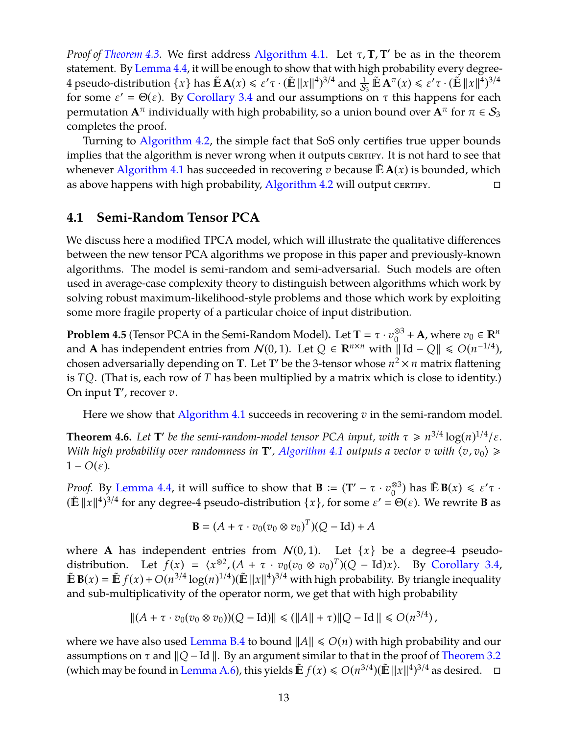*Proof of Theorem 4.3.* We first address Algorithm 4.1. Let $\tau, \mathbf{T}, \mathbf{T}'$ be as in the theorem statement. By Lemma 4.4, it will be enough to show that with high probability every degree-4 pseudo-distribution $\{x\}$ has $\tilde{\mathbb{E}}\,\mathbf{A}(x) \leqslant \varepsilon'\tau \cdot (\tilde{\mathbb{E}}\,\|x\|^4)^{3/4}$ and $\frac{1}{\mathcal{S}_3}\tilde{\mathbb{E}}\,\mathbf{A}^\pi(x) \leqslant \varepsilon'\tau \cdot (\tilde{\mathbb{E}}\,\|x\|^4)^{3/4}$ for some $\varepsilon' = \Theta(\varepsilon)$. By Corollary 3.4 and our assumptions on $\tau$ this happens for each permutation $\mathbf{A}^\pi$ individually with high probability, so a union bound over $\mathbf{A}^\pi$ for $\pi \in \mathcal{S}_3$ completes the proof.

Turning to Algorithm 4.2, the simple fact that SoS only certifies true upper bounds implies that the algorithm is never wrong when it outputs CERTIFY. It is not hard to see that whenever Algorithm 4.1 has succeeded in recovering $v$ because $\tilde{\mathbb{E}}\,\mathbf{A}(x)$ is bounded, which as above happens with high probability, Algorithm 4.2 will output CERTIFY. □

## 4.1 Semi-Random Tensor PCA

We discuss here a modified TPCA model, which will illustrate the qualitative differences between the new tensor PCA algorithms we propose in this paper and previously-known algorithms. The model is semi-random and semi-adversarial. Such models are often used in average-case complexity theory to distinguish between algorithms which work by solving robust maximum-likelihood-style problems and those which work by exploiting some more fragile property of a particular choice of input distribution.

**Problem 4.5** (Tensor PCA in the Semi-Random Model)**.** Let $\mathbf{T} = \tau \cdot v_0^{\otimes 3} + \mathbf{A}$, where $v_0 \in \mathbb{R}^n$ and $\mathbf{A}$ has independent entries from $\mathcal{N}(0,1)$. Let $Q \in \mathbb{R}^{n\times n}$ with $\|\,\mathrm{Id} - Q\| \leqslant O(n^{-1/4})$, chosen adversarially depending on $\mathbf{T}$. Let $\mathbf{T}'$ be the 3-tensor whose $n^2 \times n$ matrix flattening is $TQ$. (That is, each row of $T$ has been multiplied by a matrix which is close to identity.) On input $\mathbf{T}'$, recover $v$.

Here we show that Algorithm 4.1 succeeds in recovering $v$ in the semi-random model.

**Theorem 4.6.** *Let $\mathbf{T}'$ be the semi-random-model tensor PCA input, with $\tau \geqslant n^{3/4}\log(n)^{1/4}/\varepsilon$. With high probability over randomness in $\mathbf{T}'$, Algorithm 4.1 outputs a vector $v$ with $\langle v, v_0\rangle \geqslant 1 - O(\varepsilon)$.*

*Proof.* By Lemma 4.4, it will suffice to show that $\mathbf{B} := (\mathbf{T}' - \tau \cdot v_0^{\otimes 3})$ has $\tilde{\mathbb{E}}\,\mathbf{B}(x) \leqslant \varepsilon'\tau \cdot (\tilde{\mathbb{E}}\,\|x\|^4)^{3/4}$ for any degree-4 pseudo-distribution $\{x\}$, for some $\varepsilon' = \Theta(\varepsilon)$. We rewrite $\mathbf{B}$ as

$$\mathbf{B} = (A + \tau \cdot v_0(v_0 \otimes v_0)^T)(Q - \mathrm{Id}) + A$$

where $\mathbf{A}$ has independent entries from $\mathcal{N}(0,1)$. Let $\{x\}$ be a degree-4 pseudo-distribution. Let $f(x) = \langle x^{\otimes 2}, (A + \tau \cdot v_0(v_0 \otimes v_0)^T)(Q - \mathrm{Id})x\rangle$. By Corollary 3.4, $\tilde{\mathbb{E}}\,\mathbf{B}(x) = \tilde{\mathbb{E}}\,f(x) + O(n^{3/4}\log(n)^{1/4})(\tilde{\mathbb{E}}\,\|x\|^4)^{3/4}$ with high probability. By triangle inequality and sub-multiplicativity of the operator norm, we get that with high probability

$$\|(A + \tau \cdot v_0(v_0 \otimes v_0))(Q - \mathrm{Id})\| \leqslant (\|A\| + \tau)\|Q - \mathrm{Id}\,\| \leqslant O(n^{3/4})\,,$$

where we have also used Lemma B.4 to bound $\|A\| \leqslant O(n)$ with high probability and our assumptions on $\tau$ and $\|Q - \mathrm{Id}\,\|$. By an argument similar to that in the proof of Theorem 3.2 (which may be found in Lemma A.6), this yields $\tilde{\mathbb{E}}\,f(x) \leqslant O(n^{3/4})(\tilde{\mathbb{E}}\,\|x\|^4)^{3/4}$ as desired. □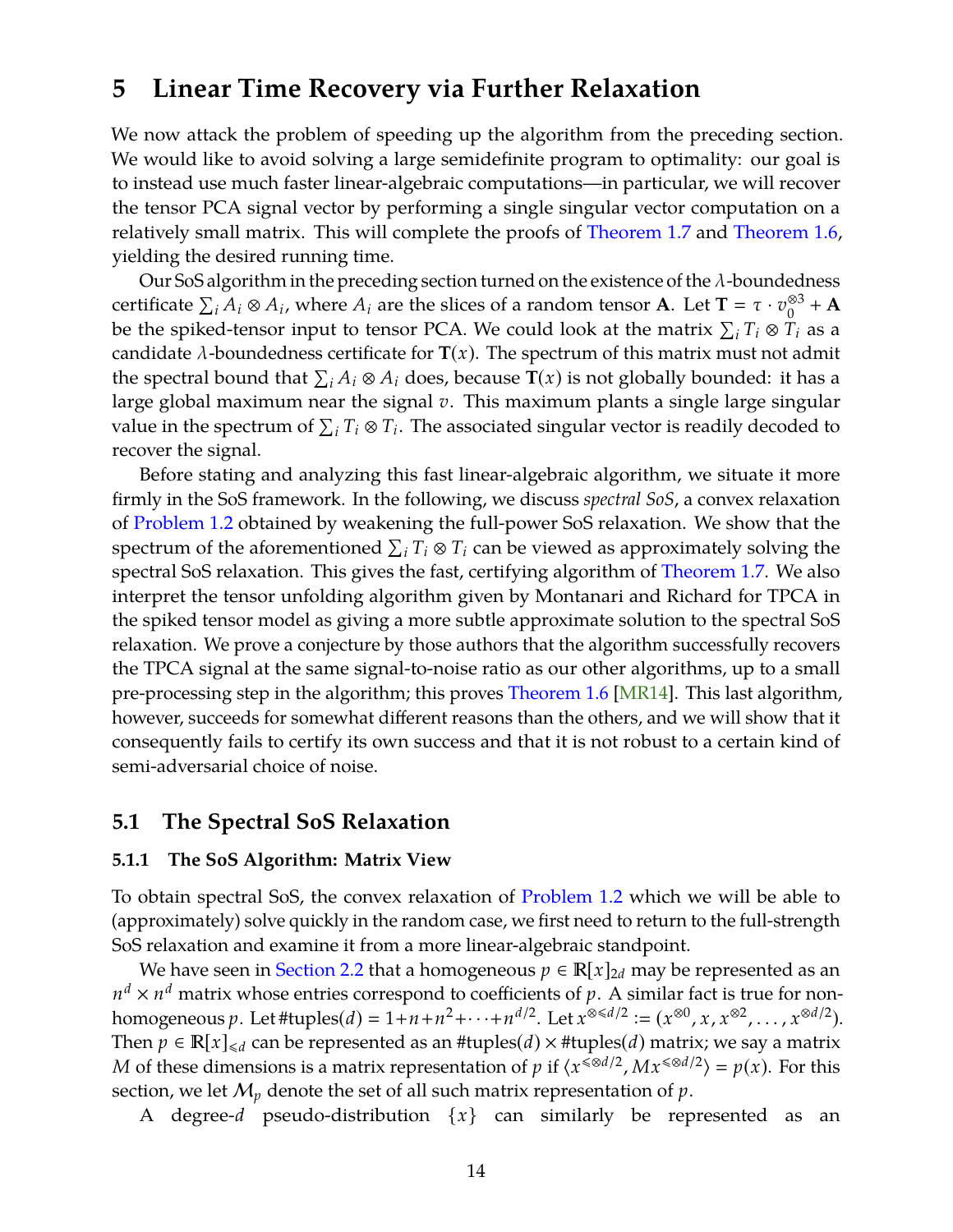# 5 Linear Time Recovery via Further Relaxation

We now attack the problem of speeding up the algorithm from the preceding section. We would like to avoid solving a large semidefinite program to optimality: our goal is to instead use much faster linear-algebraic computations—in particular, we will recover the tensor PCA signal vector by performing a single singular vector computation on a relatively small matrix. This will complete the proofs of Theorem 1.7 and Theorem 1.6, yielding the desired running time.

Our SoS algorithm in the preceding section turned on the existence of the $\lambda$-boundedness certificate $\sum_i A_i \otimes A_i$, where $A_i$ are the slices of a random tensor $\mathbf{A}$. Let $\mathbf{T} = \tau \cdot v_0^{\otimes 3} + \mathbf{A}$ be the spiked-tensor input to tensor PCA. We could look at the matrix $\sum_i T_i \otimes T_i$ as a candidate $\lambda$-boundedness certificate for $\mathbf{T}(x)$. The spectrum of this matrix must not admit the spectral bound that $\sum_i A_i \otimes A_i$ does, because $\mathbf{T}(x)$ is not globally bounded: it has a large global maximum near the signal $v$. This maximum plants a single large singular value in the spectrum of $\sum_i T_i \otimes T_i$. The associated singular vector is readily decoded to recover the signal.

Before stating and analyzing this fast linear-algebraic algorithm, we situate it more firmly in the SoS framework. In the following, we discuss *spectral SoS*, a convex relaxation of Problem 1.2 obtained by weakening the full-power SoS relaxation. We show that the spectrum of the aforementioned $\sum_i T_i \otimes T_i$ can be viewed as approximately solving the spectral SoS relaxation. This gives the fast, certifying algorithm of Theorem 1.7. We also interpret the tensor unfolding algorithm given by Montanari and Richard for TPCA in the spiked tensor model as giving a more subtle approximate solution to the spectral SoS relaxation. We prove a conjecture by those authors that the algorithm successfully recovers the TPCA signal at the same signal-to-noise ratio as our other algorithms, up to a small pre-processing step in the algorithm; this proves Theorem 1.6 [MR14]. This last algorithm, however, succeeds for somewhat different reasons than the others, and we will show that it consequently fails to certify its own success and that it is not robust to a certain kind of semi-adversarial choice of noise.

## 5.1 The Spectral SoS Relaxation

### 5.1.1 The SoS Algorithm: Matrix View

To obtain spectral SoS, the convex relaxation of Problem 1.2 which we will be able to (approximately) solve quickly in the random case, we first need to return to the full-strength SoS relaxation and examine it from a more linear-algebraic standpoint.

We have seen in Section 2.2 that a homogeneous $p \in \mathbb{R}[x]_{2d}$ may be represented as an $n^d \times n^d$ matrix whose entries correspond to coefficients of $p$. A similar fact is true for non-homogeneous $p$. Let $\#\text{tuples}(d) = 1 + n + n^2 + \cdots + n^{d/2}$. Let $x^{\otimes \leqslant d/2} := (x^{\otimes 0}, x, x^{\otimes 2}, \ldots, x^{\otimes d/2})$. Then $p \in \mathbb{R}[x]_{\leqslant d}$ can be represented as an $\#\text{tuples}(d) \times \#\text{tuples}(d)$ matrix; we say a matrix $M$ of these dimensions is a matrix representation of $p$ if $\langle x^{\leqslant \otimes d/2}, M x^{\leqslant \otimes d/2} \rangle = p(x)$. For this section, we let $\mathcal{M}_p$ denote the set of all such matrix representation of $p$.

A degree-$d$ pseudo-distribution $\{x\}$ can similarly be represented as an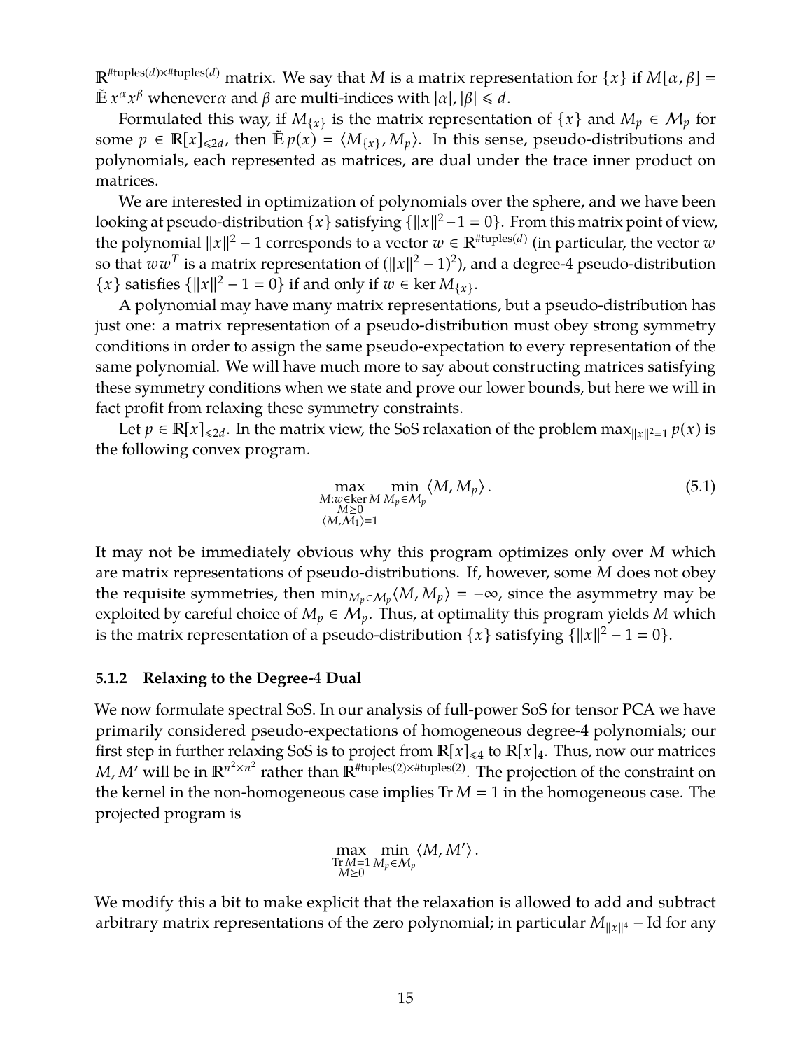$\mathbb{R}^{\#\text{tuples}(d) \times \#\text{tuples}(d)}$ matrix. We say that $M$ is a matrix representation for $\{x\}$ if $M[\alpha, \beta] = \tilde{\mathbb{E}}\, x^\alpha x^\beta$ whenever$\alpha$ and $\beta$ are multi-indices with $|\alpha|, |\beta| \leqslant d$.

Formulated this way, if $M_{\{x\}}$ is the matrix representation of $\{x\}$ and $M_p \in \mathcal{M}_p$ for some $p \in \mathbb{R}[x]_{\leqslant 2d}$, then $\tilde{\mathbb{E}}\, p(x) = \langle M_{\{x\}}, M_p \rangle$. In this sense, pseudo-distributions and polynomials, each represented as matrices, are dual under the trace inner product on matrices.

We are interested in optimization of polynomials over the sphere, and we have been looking at pseudo-distribution $\{x\}$ satisfying $\{\|x\|^2 - 1 = 0\}$. From this matrix point of view, the polynomial $\|x\|^2 - 1$ corresponds to a vector $w \in \mathbb{R}^{\#\text{tuples}(d)}$ (in particular, the vector $w$ so that $ww^T$ is a matrix representation of $(\|x\|^2 - 1)^2$), and a degree-4 pseudo-distribution $\{x\}$ satisfies $\{\|x\|^2 - 1 = 0\}$ if and only if $w \in \ker M_{\{x\}}$.

A polynomial may have many matrix representations, but a pseudo-distribution has just one: a matrix representation of a pseudo-distribution must obey strong symmetry conditions in order to assign the same pseudo-expectation to every representation of the same polynomial. We will have much more to say about constructing matrices satisfying these symmetry conditions when we state and prove our lower bounds, but here we will in fact profit from relaxing these symmetry constraints.

Let $p \in \mathbb{R}[x]_{\leqslant 2d}$. In the matrix view, the SoS relaxation of the problem $\max_{\|x\|^2 = 1} p(x)$ is the following convex program.

$$\max_{\substack{M : w \in \ker M \\ M \succeq 0 \\ \langle M, \mathcal{M}_1 \rangle = 1}} \; \min_{M_p \in \mathcal{M}_p} \langle M, M_p \rangle \,. \tag{5.1}$$

It may not be immediately obvious why this program optimizes only over $M$ which are matrix representations of pseudo-distributions. If, however, some $M$ does not obey the requisite symmetries, then $\min_{M_p \in \mathcal{M}_p} \langle M, M_p \rangle = -\infty$, since the asymmetry may be exploited by careful choice of $M_p \in \mathcal{M}_p$. Thus, at optimality this program yields $M$ which is the matrix representation of a pseudo-distribution $\{x\}$ satisfying $\{\|x\|^2 - 1 = 0\}$.

### 5.1.2 Relaxing to the Degree-4 Dual

We now formulate spectral SoS. In our analysis of full-power SoS for tensor PCA we have primarily considered pseudo-expectations of homogeneous degree-4 polynomials; our first step in further relaxing SoS is to project from $\mathbb{R}[x]_{\leqslant 4}$ to $\mathbb{R}[x]_4$. Thus, now our matrices $M, M'$ will be in $\mathbb{R}^{n^2 \times n^2}$ rather than $\mathbb{R}^{\#\text{tuples}(2) \times \#\text{tuples}(2)}$. The projection of the constraint on the kernel in the non-homogeneous case implies $\operatorname{Tr} M = 1$ in the homogeneous case. The projected program is

$$\max_{\substack{\operatorname{Tr} M = 1 \\ M \succeq 0}} \; \min_{M_p \in \mathcal{M}_p} \langle M, M' \rangle \,.$$

We modify this a bit to make explicit that the relaxation is allowed to add and subtract arbitrary matrix representations of the zero polynomial; in particular $M_{\|x\|^4} - \operatorname{Id}$ for any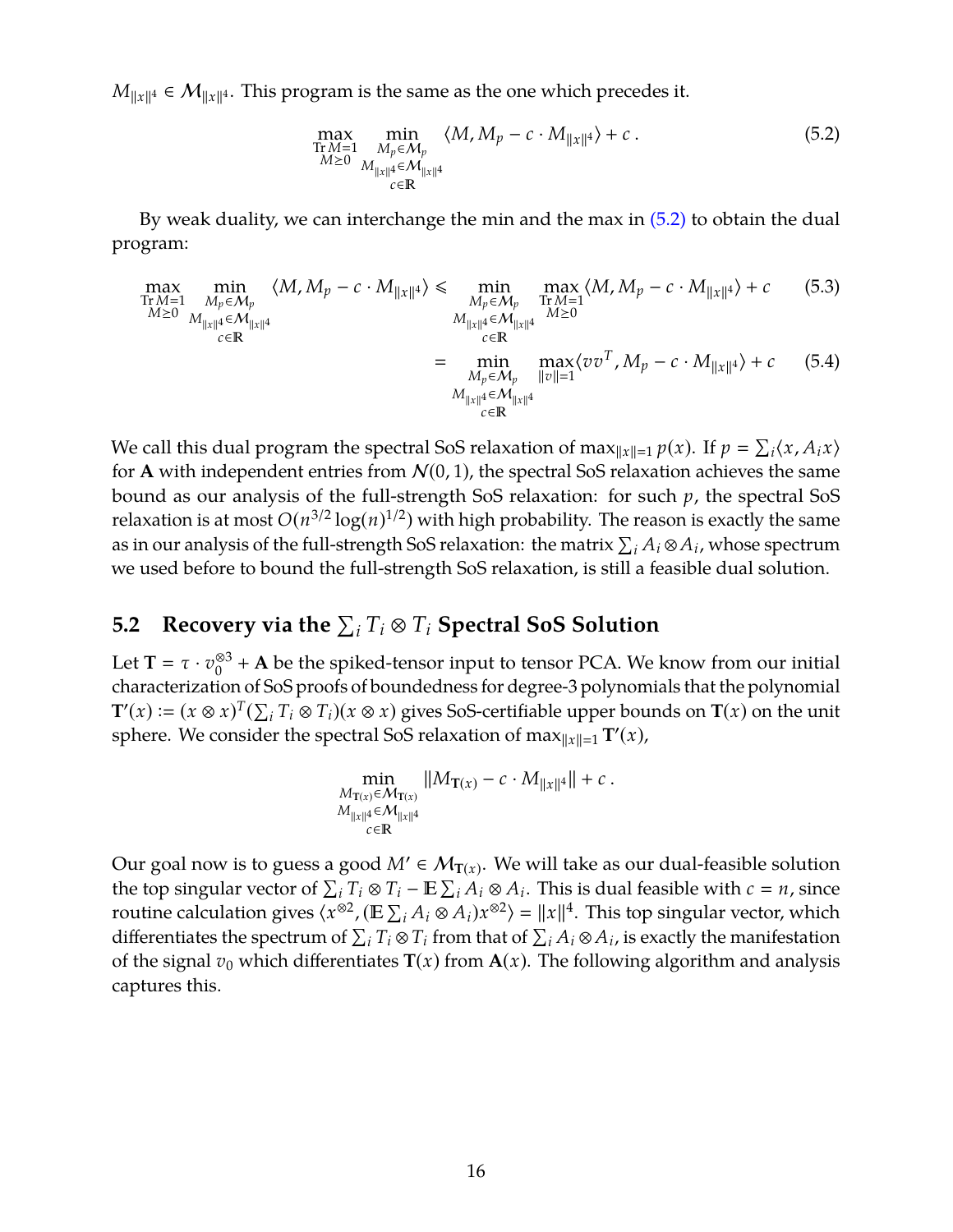$M_{\|x\|^4} \in \mathcal{M}_{\|x\|^4}$. This program is the same as the one which precedes it.

$$\max_{\substack{\operatorname{Tr} M=1 \\ M \succeq 0}} \min_{\substack{M_p \in \mathcal{M}_p \\ M_{\|x\|^4} \in \mathcal{M}_{\|x\|^4} \\ c \in \mathbb{R}}} \langle M, M_p - c \cdot M_{\|x\|^4} \rangle + c \,. \tag{5.2}$$

By weak duality, we can interchange the min and the max in (5.2) to obtain the dual program:

$$\max_{\substack{\operatorname{Tr} M=1 \\ M \succeq 0}} \min_{\substack{M_p \in \mathcal{M}_p \\ M_{\|x\|^4} \in \mathcal{M}_{\|x\|^4} \\ c \in \mathbb{R}}} \langle M, M_p - c \cdot M_{\|x\|^4} \rangle \leqslant \min_{\substack{M_p \in \mathcal{M}_p \\ M_{\|x\|^4} \in \mathcal{M}_{\|x\|^4} \\ c \in \mathbb{R}}} \max_{\substack{\operatorname{Tr} M=1 \\ M \succeq 0}} \langle M, M_p - c \cdot M_{\|x\|^4} \rangle + c \tag{5.3}$$

$$= \min_{\substack{M_p \in \mathcal{M}_p \\ M_{\|x\|^4} \in \mathcal{M}_{\|x\|^4} \\ c \in \mathbb{R}}} \max_{\|v\|=1} \langle vv^T, M_p - c \cdot M_{\|x\|^4} \rangle + c \tag{5.4}$$

We call this dual program the spectral SoS relaxation of $\max_{\|x\|=1} p(x)$. If $p = \sum_i \langle x, A_i x \rangle$ for $\mathbf{A}$ with independent entries from $\mathcal{N}(0,1)$, the spectral SoS relaxation achieves the same bound as our analysis of the full-strength SoS relaxation: for such $p$, the spectral SoS relaxation is at most $O(n^{3/2} \log(n)^{1/2})$ with high probability. The reason is exactly the same as in our analysis of the full-strength SoS relaxation: the matrix $\sum_i A_i \otimes A_i$, whose spectrum we used before to bound the full-strength SoS relaxation, is still a feasible dual solution.

## 5.2 Recovery via the $\sum_i T_i \otimes T_i$ Spectral SoS Solution

Let $\mathbf{T} = \tau \cdot v_0^{\otimes 3} + \mathbf{A}$ be the spiked-tensor input to tensor PCA. We know from our initial characterization of SoS proofs of boundedness for degree-3 polynomials that the polynomial $\mathbf{T}'(x) := (x \otimes x)^T (\sum_i T_i \otimes T_i)(x \otimes x)$ gives SoS-certifiable upper bounds on $\mathbf{T}(x)$ on the unit sphere. We consider the spectral SoS relaxation of $\max_{\|x\|=1} \mathbf{T}'(x)$,

$$\min_{\substack{M_{\mathbf{T}(x)} \in \mathcal{M}_{\mathbf{T}(x)} \\ M_{\|x\|^4} \in \mathcal{M}_{\|x\|^4} \\ c \in \mathbb{R}}} \|M_{\mathbf{T}(x)} - c \cdot M_{\|x\|^4}\| + c \,.$$

Our goal now is to guess a good $M' \in \mathcal{M}_{\mathbf{T}(x)}$. We will take as our dual-feasible solution the top singular vector of $\sum_i T_i \otimes T_i - \mathbb{E} \sum_i A_i \otimes A_i$. This is dual feasible with $c = n$, since routine calculation gives $\langle x^{\otimes 2}, (\mathbb{E} \sum_i A_i \otimes A_i) x^{\otimes 2} \rangle = \|x\|^4$. This top singular vector, which differentiates the spectrum of $\sum_i T_i \otimes T_i$ from that of $\sum_i A_i \otimes A_i$, is exactly the manifestation of the signal $v_0$ which differentiates $\mathbf{T}(x)$ from $\mathbf{A}(x)$. The following algorithm and analysis captures this.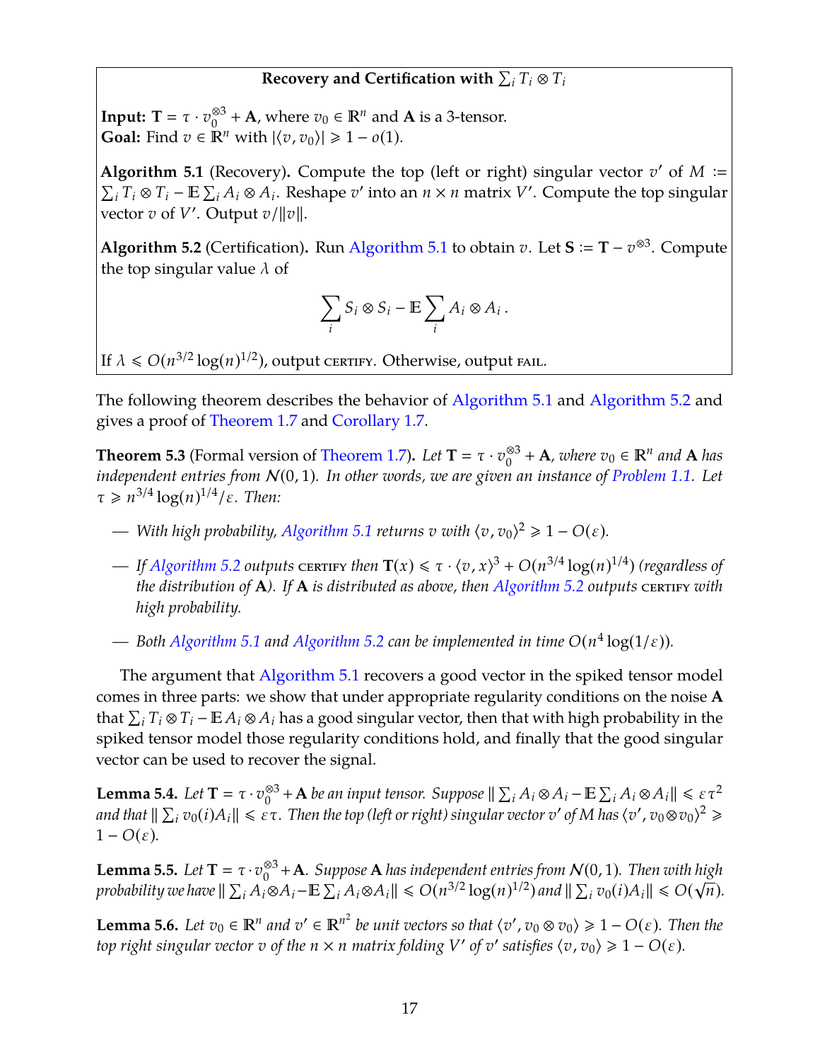**Recovery and Certification with $\sum_i T_i \otimes T_i$**

**Input:** $\mathbf{T} = \tau \cdot v_0^{\otimes 3} + \mathbf{A}$, where $v_0 \in \mathbb{R}^n$ and $\mathbf{A}$ is a 3-tensor.
**Goal:** Find $v \in \mathbb{R}^n$ with $|\langle v, v_0 \rangle| \geqslant 1 - o(1)$.

**Algorithm 5.1** (Recovery)**.** Compute the top (left or right) singular vector $v'$ of $M := \sum_i T_i \otimes T_i - \mathbb{E} \sum_i A_i \otimes A_i$. Reshape $v'$ into an $n \times n$ matrix $V'$. Compute the top singular vector $v$ of $V'$. Output $v/\|v\|$.

**Algorithm 5.2** (Certification)**.** Run Algorithm 5.1 to obtain $v$. Let $\mathbf{S} := \mathbf{T} - v^{\otimes 3}$. Compute the top singular value $\lambda$ of

$$\sum_i S_i \otimes S_i - \mathbb{E} \sum_i A_i \otimes A_i \,.$$

If $\lambda \leqslant O(n^{3/2} \log(n)^{1/2})$, output CERTIFY. Otherwise, output FAIL.

The following theorem describes the behavior of Algorithm 5.1 and Algorithm 5.2 and gives a proof of Theorem 1.7 and Corollary 1.7.

**Theorem 5.3** (Formal version of Theorem 1.7)**.** *Let $\mathbf{T} = \tau \cdot v_0^{\otimes 3} + \mathbf{A}$, where $v_0 \in \mathbb{R}^n$ and $\mathbf{A}$ has independent entries from $\mathcal{N}(0,1)$. In other words, we are given an instance of Problem 1.1. Let $\tau \geqslant n^{3/4} \log(n)^{1/4}/\varepsilon$. Then:*

- *With high probability, Algorithm 5.1 returns $v$ with $\langle v, v_0 \rangle^2 \geqslant 1 - O(\varepsilon)$.*
- *If Algorithm 5.2 outputs CERTIFY then $\mathbf{T}(x) \leqslant \tau \cdot \langle v, x \rangle^3 + O(n^{3/4} \log(n)^{1/4})$ (regardless of the distribution of $\mathbf{A}$). If $\mathbf{A}$ is distributed as above, then Algorithm 5.2 outputs CERTIFY with high probability.*
- *Both Algorithm 5.1 and Algorithm 5.2 can be implemented in time $O(n^4 \log(1/\varepsilon))$.*

The argument that Algorithm 5.1 recovers a good vector in the spiked tensor model comes in three parts: we show that under appropriate regularity conditions on the noise $\mathbf{A}$ that $\sum_i T_i \otimes T_i - \mathbb{E} A_i \otimes A_i$ has a good singular vector, then that with high probability in the spiked tensor model those regularity conditions hold, and finally that the good singular vector can be used to recover the signal.

**Lemma 5.4.** *Let $\mathbf{T} = \tau \cdot v_0^{\otimes 3} + \mathbf{A}$ be an input tensor. Suppose $\| \sum_i A_i \otimes A_i - \mathbb{E} \sum_i A_i \otimes A_i \| \leqslant \varepsilon \tau^2$ and that $\| \sum_i v_0(i) A_i \| \leqslant \varepsilon \tau$. Then the top (left or right) singular vector $v'$ of $M$ has $\langle v', v_0 \otimes v_0 \rangle^2 \geqslant 1 - O(\varepsilon)$.*

**Lemma 5.5.** *Let $\mathbf{T} = \tau \cdot v_0^{\otimes 3} + \mathbf{A}$. Suppose $\mathbf{A}$ has independent entries from $\mathcal{N}(0,1)$. Then with high probability we have $\| \sum_i A_i \otimes A_i - \mathbb{E} \sum_i A_i \otimes A_i \| \leqslant O(n^{3/2} \log(n)^{1/2})$ and $\| \sum_i v_0(i) A_i \| \leqslant O(\sqrt{n})$.*

**Lemma 5.6.** *Let $v_0 \in \mathbb{R}^n$ and $v' \in \mathbb{R}^{n^2}$ be unit vectors so that $\langle v', v_0 \otimes v_0 \rangle \geqslant 1 - O(\varepsilon)$. Then the top right singular vector $v$ of the $n \times n$ matrix folding $V'$ of $v'$ satisfies $\langle v, v_0 \rangle \geqslant 1 - O(\varepsilon)$.*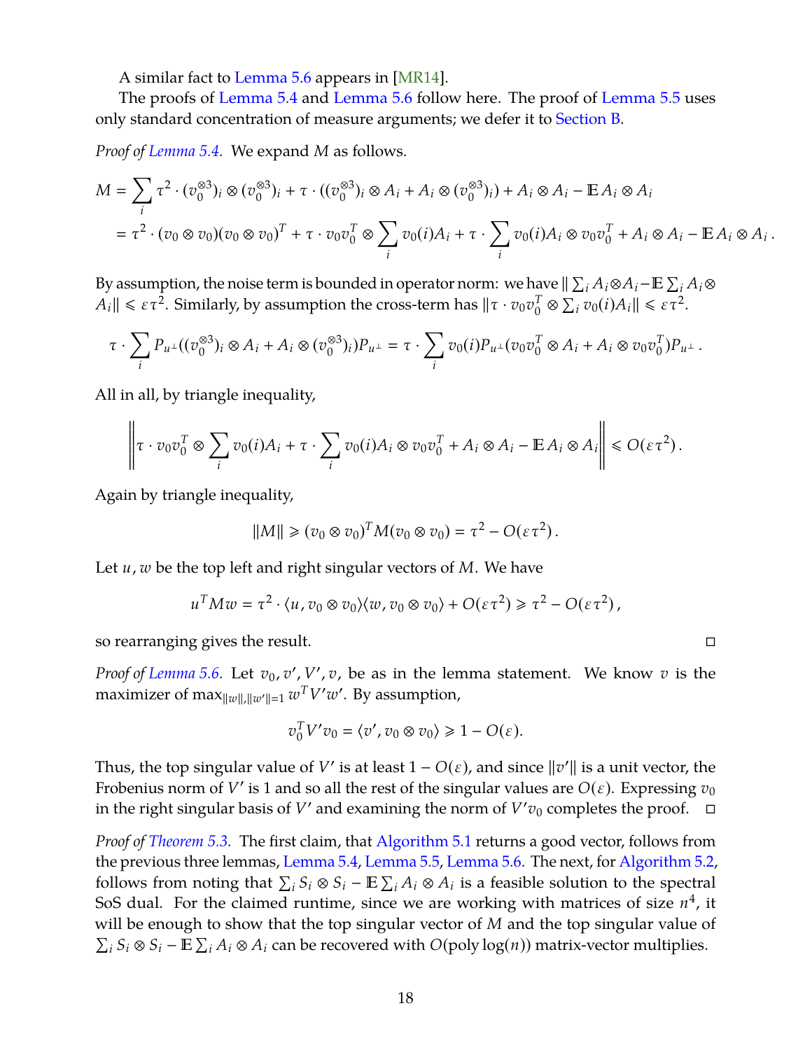A similar fact to Lemma 5.6 appears in [MR14].

The proofs of Lemma 5.4 and Lemma 5.6 follow here. The proof of Lemma 5.5 uses only standard concentration of measure arguments; we defer it to Section B.

*Proof of Lemma 5.4.* We expand $M$ as follows.

$$
\begin{aligned}
M &= \sum_i \tau^2 \cdot (v_0^{\otimes 3})_i \otimes (v_0^{\otimes 3})_i + \tau \cdot ((v_0^{\otimes 3})_i \otimes A_i + A_i \otimes (v_0^{\otimes 3})_i) + A_i \otimes A_i - \mathbb{E} A_i \otimes A_i \\
&= \tau^2 \cdot (v_0 \otimes v_0)(v_0 \otimes v_0)^T + \tau \cdot v_0 v_0^T \otimes \sum_i v_0(i) A_i + \tau \cdot \sum_i v_0(i) A_i \otimes v_0 v_0^T + A_i \otimes A_i - \mathbb{E} A_i \otimes A_i \,.
\end{aligned}
$$

By assumption, the noise term is bounded in operator norm: we have $\| \sum_i A_i \otimes A_i - \mathbb{E} \sum_i A_i \otimes A_i \| \leqslant \varepsilon \tau^2$. Similarly, by assumption the cross-term has $\| \tau \cdot v_0 v_0^T \otimes \sum_i v_0(i) A_i \| \leqslant \varepsilon \tau^2$.

$$
\tau \cdot \sum_i P_{u^\perp}((v_0^{\otimes 3})_i \otimes A_i + A_i \otimes (v_0^{\otimes 3})_i) P_{u^\perp} = \tau \cdot \sum_i v_0(i) P_{u^\perp}(v_0 v_0^T \otimes A_i + A_i \otimes v_0 v_0^T) P_{u^\perp} \,.
$$

All in all, by triangle inequality,

$$
\left\| \tau \cdot v_0 v_0^T \otimes \sum_i v_0(i) A_i + \tau \cdot \sum_i v_0(i) A_i \otimes v_0 v_0^T + A_i \otimes A_i - \mathbb{E} A_i \otimes A_i \right\| \leqslant O(\varepsilon \tau^2) \,.
$$

Again by triangle inequality,

$$
\|M\| \geqslant (v_0 \otimes v_0)^T M (v_0 \otimes v_0) = \tau^2 - O(\varepsilon \tau^2) \,.
$$

Let $u, w$ be the top left and right singular vectors of $M$. We have

$$
u^T M w = \tau^2 \cdot \langle u, v_0 \otimes v_0 \rangle \langle w, v_0 \otimes v_0 \rangle + O(\varepsilon \tau^2) \geqslant \tau^2 - O(\varepsilon \tau^2) \,,
$$

so rearranging gives the result. □

*Proof of Lemma 5.6.* Let $v_0, v', V', v$, be as in the lemma statement. We know $v$ is the maximizer of $\max_{\|w\|, \|w'\| = 1} w^T V' w'$. By assumption,

$$
v_0^T V' v_0 = \langle v', v_0 \otimes v_0 \rangle \geqslant 1 - O(\varepsilon).
$$

Thus, the top singular value of $V'$ is at least $1 - O(\varepsilon)$, and since $\|v'\|$ is a unit vector, the Frobenius norm of $V'$ is 1 and so all the rest of the singular values are $O(\varepsilon)$. Expressing $v_0$ in the right singular basis of $V'$ and examining the norm of $V' v_0$ completes the proof. □

*Proof of Theorem 5.3.* The first claim, that Algorithm 5.1 returns a good vector, follows from the previous three lemmas, Lemma 5.4, Lemma 5.5, Lemma 5.6. The next, for Algorithm 5.2, follows from noting that $\sum_i S_i \otimes S_i - \mathbb{E} \sum_i A_i \otimes A_i$ is a feasible solution to the spectral SoS dual. For the claimed runtime, since we are working with matrices of size $n^4$, it will be enough to show that the top singular vector of $M$ and the top singular value of $\sum_i S_i \otimes S_i - \mathbb{E} \sum_i A_i \otimes A_i$ can be recovered with $O(\operatorname{poly}\log(n))$ matrix-vector multiplies.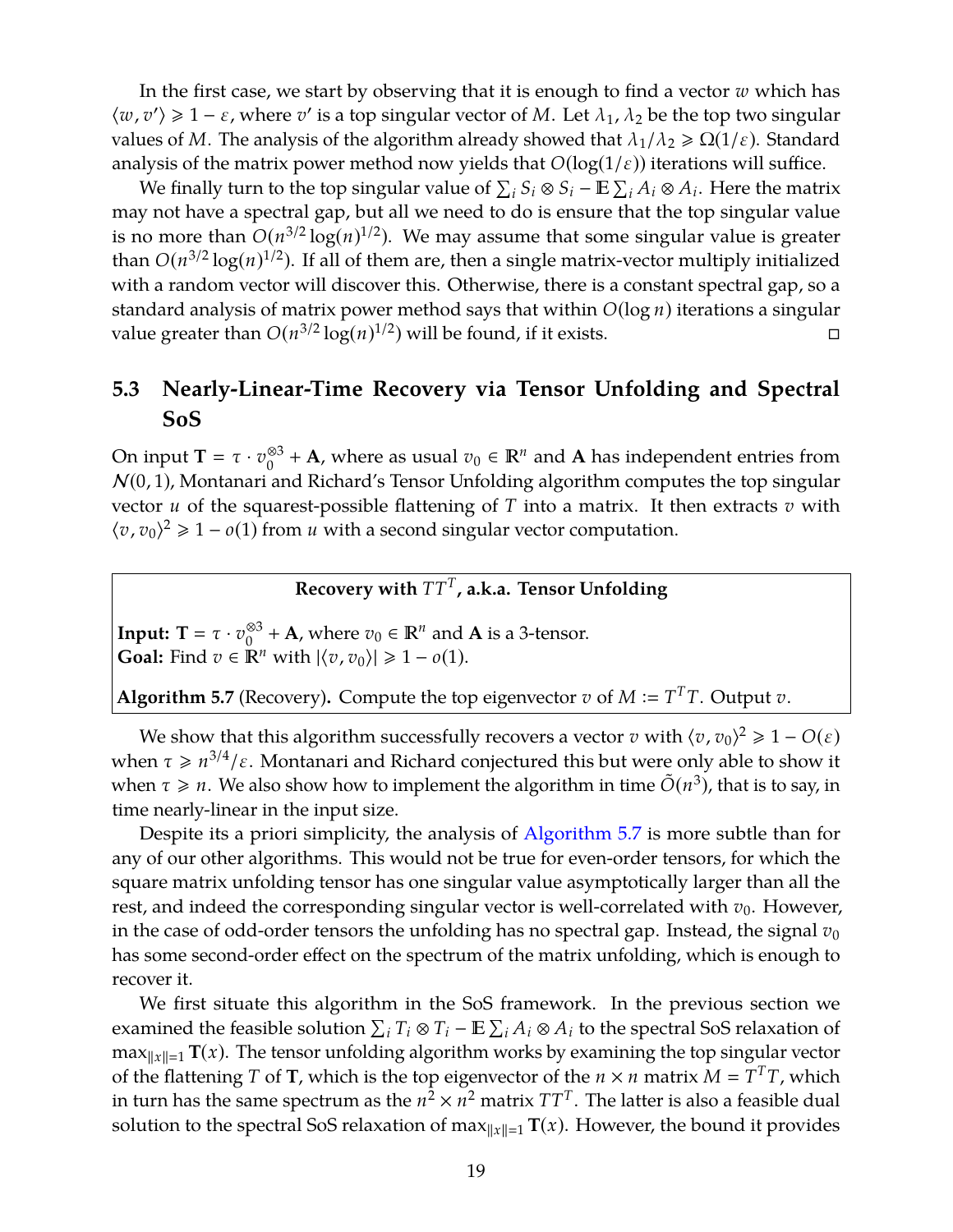In the first case, we start by observing that it is enough to find a vector $w$ which has $\langle w, v' \rangle \geqslant 1 - \varepsilon$, where $v'$ is a top singular vector of $M$. Let $\lambda_1, \lambda_2$ be the top two singular values of $M$. The analysis of the algorithm already showed that $\lambda_1/\lambda_2 \geqslant \Omega(1/\varepsilon)$. Standard analysis of the matrix power method now yields that $O(\log(1/\varepsilon))$ iterations will suffice.

We finally turn to the top singular value of $\sum_i S_i \otimes S_i - \mathbb{E} \sum_i A_i \otimes A_i$. Here the matrix may not have a spectral gap, but all we need to do is ensure that the top singular value is no more than $O(n^{3/2} \log(n)^{1/2})$. We may assume that some singular value is greater than $O(n^{3/2} \log(n)^{1/2})$. If all of them are, then a single matrix-vector multiply initialized with a random vector will discover this. Otherwise, there is a constant spectral gap, so a standard analysis of matrix power method says that within $O(\log n)$ iterations a singular value greater than $O(n^{3/2} \log(n)^{1/2})$ will be found, if it exists. □

## 5.3 Nearly-Linear-Time Recovery via Tensor Unfolding and Spectral SoS

On input $\mathbf{T} = \tau \cdot v_0^{\otimes 3} + \mathbf{A}$, where as usual $v_0 \in \mathbb{R}^n$ and $\mathbf{A}$ has independent entries from $\mathcal{N}(0, 1)$, Montanari and Richard's Tensor Unfolding algorithm computes the top singular vector $u$ of the squarest-possible flattening of $T$ into a matrix. It then extracts $v$ with $\langle v, v_0 \rangle^2 \geqslant 1 - o(1)$ from $u$ with a second singular vector computation.

**Recovery with $TT^T$, a.k.a. Tensor Unfolding**

**Input:** $\mathbf{T} = \tau \cdot v_0^{\otimes 3} + \mathbf{A}$, where $v_0 \in \mathbb{R}^n$ and $\mathbf{A}$ is a 3-tensor.
**Goal:** Find $v \in \mathbb{R}^n$ with $|\langle v, v_0 \rangle| \geqslant 1 - o(1)$.

**Algorithm 5.7** (Recovery)**.** Compute the top eigenvector $v$ of $M := T^T T$. Output $v$.

We show that this algorithm successfully recovers a vector $v$ with $\langle v, v_0 \rangle^2 \geqslant 1 - O(\varepsilon)$ when $\tau \geqslant n^{3/4}/\varepsilon$. Montanari and Richard conjectured this but were only able to show it when $\tau \geqslant n$. We also show how to implement the algorithm in time $\tilde{O}(n^3)$, that is to say, in time nearly-linear in the input size.

Despite its a priori simplicity, the analysis of Algorithm 5.7 is more subtle than for any of our other algorithms. This would not be true for even-order tensors, for which the square matrix unfolding tensor has one singular value asymptotically larger than all the rest, and indeed the corresponding singular vector is well-correlated with $v_0$. However, in the case of odd-order tensors the unfolding has no spectral gap. Instead, the signal $v_0$ has some second-order effect on the spectrum of the matrix unfolding, which is enough to recover it.

We first situate this algorithm in the SoS framework. In the previous section we examined the feasible solution $\sum_i T_i \otimes T_i - \mathbb{E} \sum_i A_i \otimes A_i$ to the spectral SoS relaxation of $\max_{\|x\|=1} \mathbf{T}(x)$. The tensor unfolding algorithm works by examining the top singular vector of the flattening $T$ of $\mathbf{T}$, which is the top eigenvector of the $n \times n$ matrix $M = T^T T$, which in turn has the same spectrum as the $n^2 \times n^2$ matrix $TT^T$. The latter is also a feasible dual solution to the spectral SoS relaxation of $\max_{\|x\|=1} \mathbf{T}(x)$. However, the bound it provides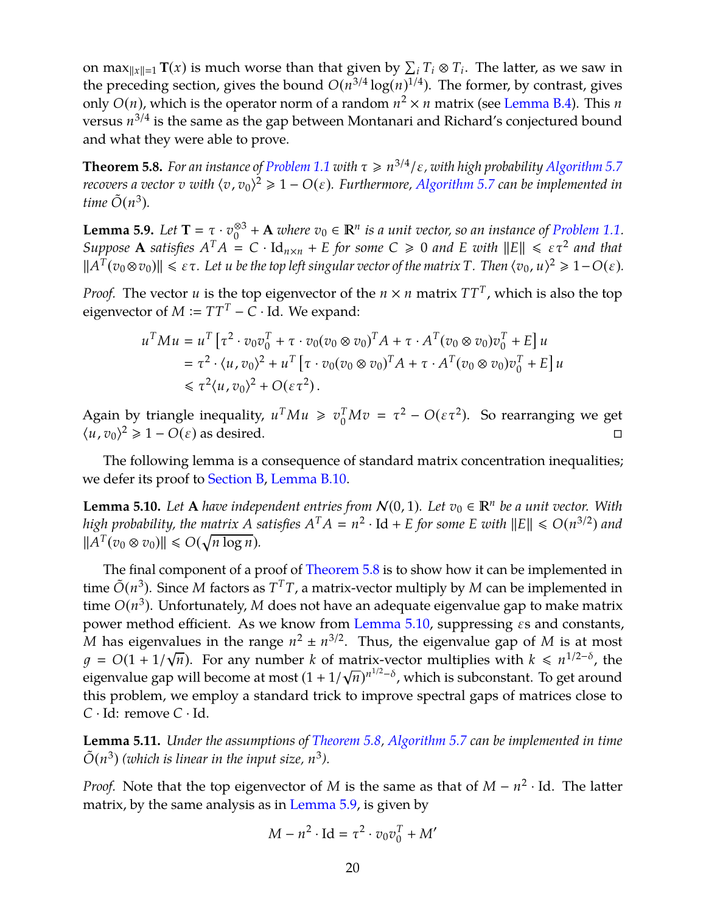on $\max_{\|x\|=1} \mathbf{T}(x)$ is much worse than that given by $\sum_i T_i \otimes T_i$. The latter, as we saw in the preceding section, gives the bound $O(n^{3/4} \log(n)^{1/4})$. The former, by contrast, gives only $O(n)$, which is the operator norm of a random $n^2 \times n$ matrix (see Lemma B.4). This $n$ versus $n^{3/4}$ is the same as the gap between Montanari and Richard's conjectured bound and what they were able to prove.

**Theorem 5.8.** *For an instance of Problem 1.1 with $\tau \geqslant n^{3/4}/\varepsilon$, with high probability Algorithm 5.7 recovers a vector $v$ with $\langle v, v_0 \rangle^2 \geqslant 1 - O(\varepsilon)$. Furthermore, Algorithm 5.7 can be implemented in time $\tilde{O}(n^3)$.*

**Lemma 5.9.** *Let $\mathbf{T} = \tau \cdot v_0^{\otimes 3} + \mathbf{A}$ where $v_0 \in \mathbb{R}^n$ is a unit vector, so an instance of Problem 1.1. Suppose $\mathbf{A}$ satisfies $A^T A = C \cdot \mathrm{Id}_{n \times n} + E$ for some $C \geqslant 0$ and $E$ with $\|E\| \leqslant \varepsilon \tau^2$ and that $\|A^T(v_0 \otimes v_0)\| \leqslant \varepsilon \tau$. Let $u$ be the top left singular vector of the matrix $T$. Then $\langle v_0, u \rangle^2 \geqslant 1 - O(\varepsilon)$.*

*Proof.* The vector $u$ is the top eigenvector of the $n \times n$ matrix $TT^T$, which is also the top eigenvector of $M := TT^T - C \cdot \mathrm{Id}$. We expand:

$$
\begin{aligned}
u^T M u &= u^T \left[ \tau^2 \cdot v_0 v_0^T + \tau \cdot v_0 (v_0 \otimes v_0)^T A + \tau \cdot A^T (v_0 \otimes v_0) v_0^T + E \right] u \\
&= \tau^2 \cdot \langle u, v_0 \rangle^2 + u^T \left[ \tau \cdot v_0 (v_0 \otimes v_0)^T A + \tau \cdot A^T (v_0 \otimes v_0) v_0^T + E \right] u \\
&\leqslant \tau^2 \langle u, v_0 \rangle^2 + O(\varepsilon \tau^2)\,.
\end{aligned}
$$

Again by triangle inequality, $u^T M u \geqslant v_0^T M v = \tau^2 - O(\varepsilon \tau^2)$. So rearranging we get $\langle u, v_0 \rangle^2 \geqslant 1 - O(\varepsilon)$ as desired. □

The following lemma is a consequence of standard matrix concentration inequalities; we defer its proof to Section B, Lemma B.10.

**Lemma 5.10.** *Let $\mathbf{A}$ have independent entries from $\mathcal{N}(0,1)$. Let $v_0 \in \mathbb{R}^n$ be a unit vector. With high probability, the matrix $A$ satisfies $A^T A = n^2 \cdot \mathrm{Id} + E$ for some $E$ with $\|E\| \leqslant O(n^{3/2})$ and $\|A^T(v_0 \otimes v_0)\| \leqslant O(\sqrt{n \log n})$.*

The final component of a proof of Theorem 5.8 is to show how it can be implemented in time $\tilde{O}(n^3)$. Since $M$ factors as $T^T T$, a matrix-vector multiply by $M$ can be implemented in time $O(n^3)$. Unfortunately, $M$ does not have an adequate eigenvalue gap to make matrix power method efficient. As we know from Lemma 5.10, suppressing $\varepsilon$s and constants, $M$ has eigenvalues in the range $n^2 \pm n^{3/2}$. Thus, the eigenvalue gap of $M$ is at most $g = O(1 + 1/\sqrt{n})$. For any number $k$ of matrix-vector multiplies with $k \leqslant n^{1/2-\delta}$, the eigenvalue gap will become at most $(1 + 1/\sqrt{n})^{n^{1/2-\delta}}$, which is subconstant. To get around this problem, we employ a standard trick to improve spectral gaps of matrices close to $C \cdot \mathrm{Id}$: remove $C \cdot \mathrm{Id}$.

**Lemma 5.11.** *Under the assumptions of Theorem 5.8, Algorithm 5.7 can be implemented in time $\tilde{O}(n^3)$ (which is linear in the input size, $n^3$).*

*Proof.* Note that the top eigenvector of $M$ is the same as that of $M - n^2 \cdot \mathrm{Id}$. The latter matrix, by the same analysis as in Lemma 5.9, is given by

$$
M - n^2 \cdot \mathrm{Id} = \tau^2 \cdot v_0 v_0^T + M'
$$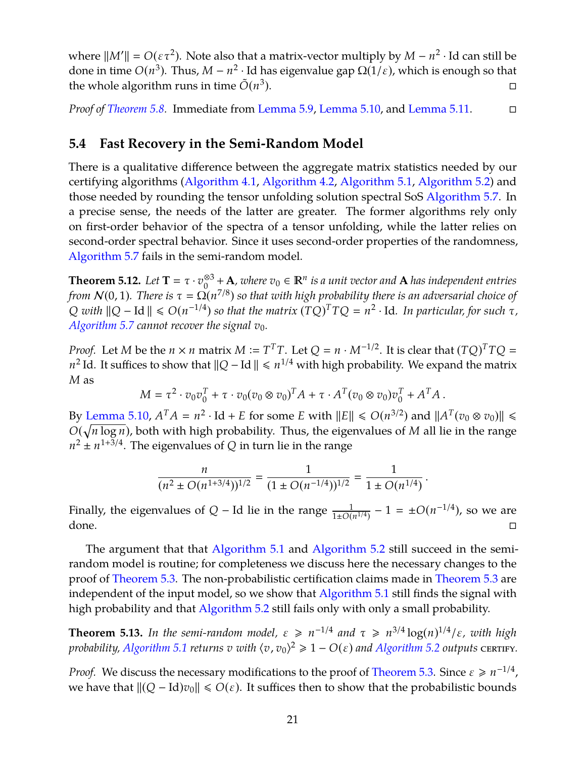where $\|M'\| = O(\varepsilon\tau^2)$. Note also that a matrix-vector multiply by $M - n^2 \cdot \mathrm{Id}$ can still be done in time $O(n^3)$. Thus, $M - n^2 \cdot \mathrm{Id}$ has eigenvalue gap $\Omega(1/\varepsilon)$, which is enough so that the whole algorithm runs in time $\tilde{O}(n^3)$. □

*Proof of Theorem 5.8.* Immediate from Lemma 5.9, Lemma 5.10, and Lemma 5.11. □

## 5.4 Fast Recovery in the Semi-Random Model

There is a qualitative difference between the aggregate matrix statistics needed by our certifying algorithms (Algorithm 4.1, Algorithm 4.2, Algorithm 5.1, Algorithm 5.2) and those needed by rounding the tensor unfolding solution spectral SoS Algorithm 5.7. In a precise sense, the needs of the latter are greater. The former algorithms rely only on first-order behavior of the spectra of a tensor unfolding, while the latter relies on second-order spectral behavior. Since it uses second-order properties of the randomness, Algorithm 5.7 fails in the semi-random model.

**Theorem 5.12.** *Let $\mathbf{T} = \tau \cdot v_0^{\otimes 3} + \mathbf{A}$, where $v_0 \in \mathbb{R}^n$ is a unit vector and $\mathbf{A}$ has independent entries from $\mathcal{N}(0,1)$. There is $\tau = \Omega(n^{7/8})$ so that with high probability there is an adversarial choice of $Q$ with $\|Q - \mathrm{Id}\| \leqslant O(n^{-1/4})$ so that the matrix $(TQ)^T TQ = n^2 \cdot \mathrm{Id}$. In particular, for such $\tau$, Algorithm 5.7 cannot recover the signal $v_0$.*

*Proof.* Let $M$ be the $n \times n$ matrix $M := T^T T$. Let $Q = n \cdot M^{-1/2}$. It is clear that $(TQ)^T TQ = n^2\,\mathrm{Id}$. It suffices to show that $\|Q - \mathrm{Id}\| \leqslant n^{1/4}$ with high probability. We expand the matrix $M$ as

$$M = \tau^2 \cdot v_0 v_0^T + \tau \cdot v_0 (v_0 \otimes v_0)^T A + \tau \cdot A^T (v_0 \otimes v_0) v_0^T + A^T A\,.$$

By Lemma 5.10, $A^T A = n^2 \cdot \mathrm{Id} + E$ for some $E$ with $\|E\| \leqslant O(n^{3/2})$ and $\|A^T(v_0 \otimes v_0)\| \leqslant O(\sqrt{n \log n})$, both with high probability. Thus, the eigenvalues of $M$ all lie in the range $n^2 \pm n^{1+3/4}$. The eigenvalues of $Q$ in turn lie in the range

$$\frac{n}{(n^2 \pm O(n^{1+3/4}))^{1/2}} = \frac{1}{(1 \pm O(n^{-1/4}))^{1/2}} = \frac{1}{1 \pm O(n^{1/4})}\,.$$

Finally, the eigenvalues of $Q - \mathrm{Id}$ lie in the range $\frac{1}{1 \pm O(n^{1/4})} - 1 = \pm O(n^{-1/4})$, so we are done. □

The argument that that Algorithm 5.1 and Algorithm 5.2 still succeed in the semi-random model is routine; for completeness we discuss here the necessary changes to the proof of Theorem 5.3. The non-probabilistic certification claims made in Theorem 5.3 are independent of the input model, so we show that Algorithm 5.1 still finds the signal with high probability and that Algorithm 5.2 still fails only with only a small probability.

**Theorem 5.13.** *In the semi-random model, $\varepsilon \geqslant n^{-1/4}$ and $\tau \geqslant n^{3/4} \log(n)^{1/4}/\varepsilon$, with high probability, Algorithm 5.1 returns $v$ with $\langle v, v_0 \rangle^2 \geqslant 1 - O(\varepsilon)$ and Algorithm 5.2 outputs* CERTIFY.

*Proof.* We discuss the necessary modifications to the proof of Theorem 5.3. Since $\varepsilon \geqslant n^{-1/4}$, we have that $\|(Q - \mathrm{Id})v_0\| \leqslant O(\varepsilon)$. It suffices then to show that the probabilistic bounds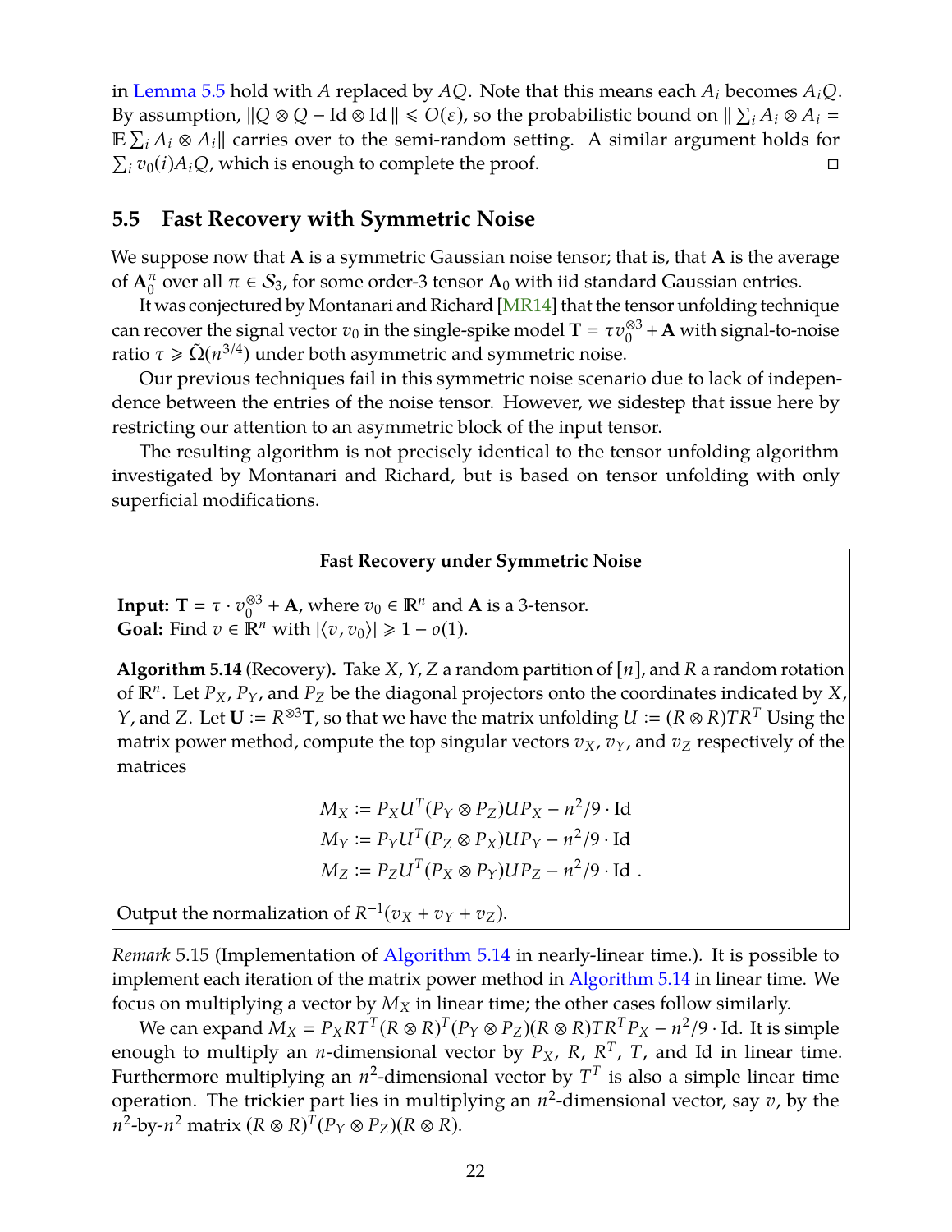in Lemma 5.5 hold with $A$ replaced by $AQ$. Note that this means each $A_i$ becomes $A_i Q$. By assumption, $\|Q \otimes Q - \mathrm{Id} \otimes \mathrm{Id}\| \leqslant O(\varepsilon)$, so the probabilistic bound on $\|\sum_i A_i \otimes A_i = \mathbb{E} \sum_i A_i \otimes A_i\|$ carries over to the semi-random setting. A similar argument holds for $\sum_i v_0(i) A_i Q$, which is enough to complete the proof. □

## 5.5 Fast Recovery with Symmetric Noise

We suppose now that $\mathbf{A}$ is a symmetric Gaussian noise tensor; that is, that $\mathbf{A}$ is the average of $\mathbf{A}_0^\pi$ over all $\pi \in \mathcal{S}_3$, for some order-3 tensor $\mathbf{A}_0$ with iid standard Gaussian entries.

It was conjectured by Montanari and Richard [MR14] that the tensor unfolding technique can recover the signal vector $v_0$ in the single-spike model $\mathbf{T} = \tau v_0^{\otimes 3} + \mathbf{A}$ with signal-to-noise ratio $\tau \geqslant \tilde{\Omega}(n^{3/4})$ under both asymmetric and symmetric noise.

Our previous techniques fail in this symmetric noise scenario due to lack of independence between the entries of the noise tensor. However, we sidestep that issue here by restricting our attention to an asymmetric block of the input tensor.

The resulting algorithm is not precisely identical to the tensor unfolding algorithm investigated by Montanari and Richard, but is based on tensor unfolding with only superficial modifications.

---

**Fast Recovery under Symmetric Noise**

**Input:** $\mathbf{T} = \tau \cdot v_0^{\otimes 3} + \mathbf{A}$, where $v_0 \in \mathbb{R}^n$ and $\mathbf{A}$ is a 3-tensor.
**Goal:** Find $v \in \mathbb{R}^n$ with $|\langle v, v_0 \rangle| \geqslant 1 - o(1)$.

**Algorithm 5.14** (Recovery)**.** Take $X, Y, Z$ a random partition of $[n]$, and $R$ a random rotation of $\mathbb{R}^n$. Let $P_X$, $P_Y$, and $P_Z$ be the diagonal projectors onto the coordinates indicated by $X$, $Y$, and $Z$. Let $\mathbf{U} := R^{\otimes 3}\mathbf{T}$, so that we have the matrix unfolding $U := (R \otimes R) T R^T$ Using the matrix power method, compute the top singular vectors $v_X$, $v_Y$, and $v_Z$ respectively of the matrices

$$M_X := P_X U^T (P_Y \otimes P_Z) U P_X - n^2/9 \cdot \mathrm{Id}$$
$$M_Y := P_Y U^T (P_Z \otimes P_X) U P_Y - n^2/9 \cdot \mathrm{Id}$$
$$M_Z := P_Z U^T (P_X \otimes P_Y) U P_Z - n^2/9 \cdot \mathrm{Id}\ .$$

Output the normalization of $R^{-1}(v_X + v_Y + v_Z)$.

---

*Remark* 5.15 (Implementation of Algorithm 5.14 in nearly-linear time.). It is possible to implement each iteration of the matrix power method in Algorithm 5.14 in linear time. We focus on multiplying a vector by $M_X$ in linear time; the other cases follow similarly.

We can expand $M_X = P_X R T^T (R \otimes R)^T (P_Y \otimes P_Z)(R \otimes R) T R^T P_X - n^2/9 \cdot \mathrm{Id}$. It is simple enough to multiply an $n$-dimensional vector by $P_X$, $R$, $R^T$, $T$, and $\mathrm{Id}$ in linear time. Furthermore multiplying an $n^2$-dimensional vector by $T^T$ is also a simple linear time operation. The trickier part lies in multiplying an $n^2$-dimensional vector, say $v$, by the $n^2$-by-$n^2$ matrix $(R \otimes R)^T (P_Y \otimes P_Z)(R \otimes R)$.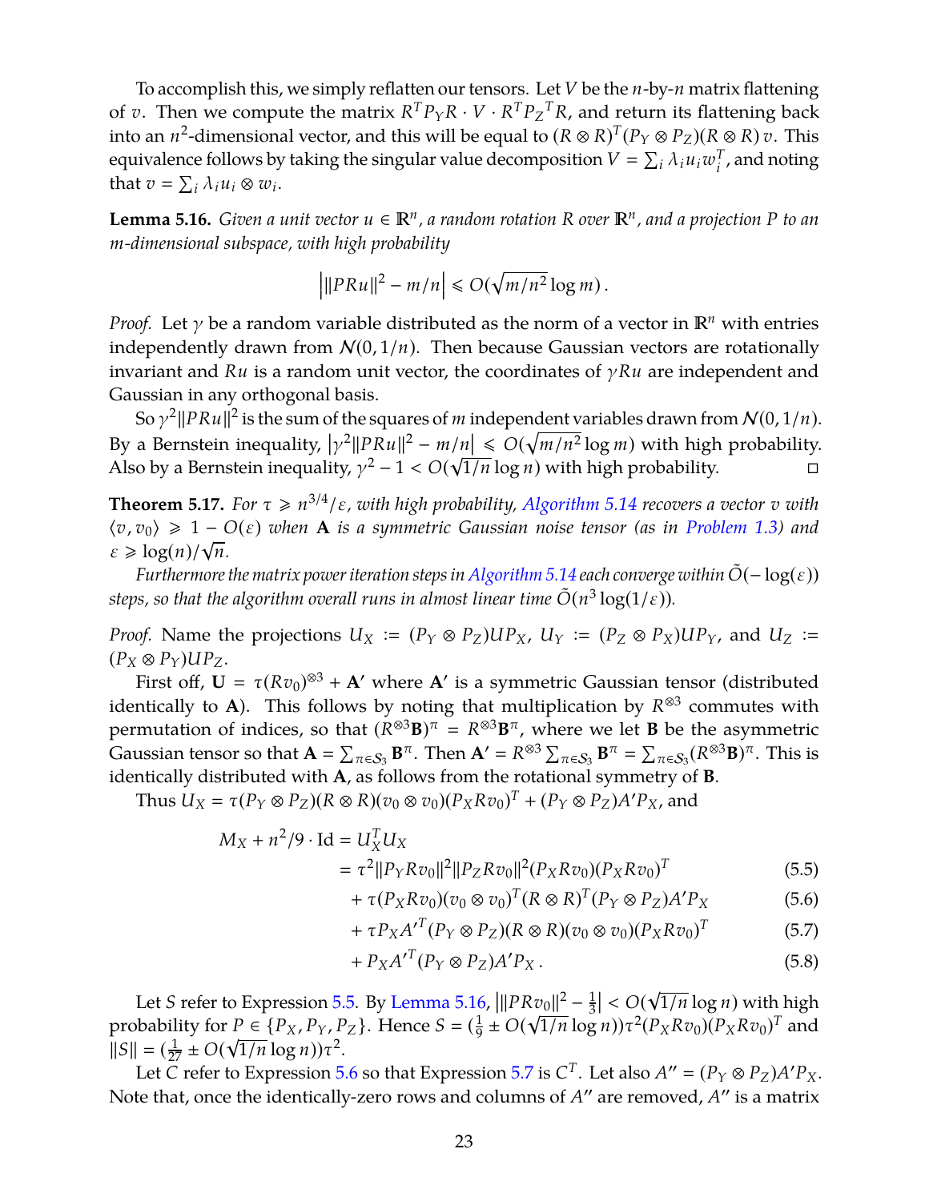To accomplish this, we simply reflatten our tensors. Let $V$ be the $n$-by-$n$ matrix flattening of $v$. Then we compute the matrix $R^T P_Y R \cdot V \cdot R^T {P_Z}^T R$, and return its flattening back into an $n^2$-dimensional vector, and this will be equal to $(R \otimes R)^T (P_Y \otimes P_Z)(R \otimes R)\, v$. This equivalence follows by taking the singular value decomposition $V = \sum_i \lambda_i u_i w_i^T$, and noting that $v = \sum_i \lambda_i u_i \otimes w_i$.

**Lemma 5.16.** *Given a unit vector $u \in \mathbb{R}^n$, a random rotation $R$ over $\mathbb{R}^n$, and a projection $P$ to an $m$-dimensional subspace, with high probability*

$$\left| \|PRu\|^2 - m/n \right| \leqslant O(\sqrt{m/n^2} \log m)\,.$$

*Proof.* Let $\gamma$ be a random variable distributed as the norm of a vector in $\mathbb{R}^n$ with entries independently drawn from $\mathcal{N}(0, 1/n)$. Then because Gaussian vectors are rotationally invariant and $Ru$ is a random unit vector, the coordinates of $\gamma R u$ are independent and Gaussian in any orthogonal basis.

So $\gamma^2 \|PRu\|^2$ is the sum of the squares of $m$ independent variables drawn from $\mathcal{N}(0, 1/n)$. By a Bernstein inequality, $\left|\gamma^2 \|PRu\|^2 - m/n\right| \leqslant O(\sqrt{m/n^2} \log m)$ with high probability. Also by a Bernstein inequality, $\gamma^2 - 1 < O(\sqrt{1/n} \log n)$ with high probability. □

**Theorem 5.17.** *For $\tau \geqslant n^{3/4}/\varepsilon$, with high probability, Algorithm 5.14 recovers a vector $v$ with $\langle v, v_0 \rangle \geqslant 1 - O(\varepsilon)$ when $\mathbf{A}$ is a symmetric Gaussian noise tensor (as in Problem 1.3) and $\varepsilon \geqslant \log(n)/\sqrt{n}$.*

*Furthermore the matrix power iteration steps in Algorithm 5.14 each converge within $\tilde{O}(-\log(\varepsilon))$ steps, so that the algorithm overall runs in almost linear time $\tilde{O}(n^3 \log(1/\varepsilon))$.*

*Proof.* Name the projections $U_X := (P_Y \otimes P_Z) U P_X$, $U_Y := (P_Z \otimes P_X) U P_Y$, and $U_Z := (P_X \otimes P_Y) U P_Z$.

First off, $\mathbf{U} = \tau (R v_0)^{\otimes 3} + \mathbf{A}'$ where $\mathbf{A}'$ is a symmetric Gaussian tensor (distributed identically to $\mathbf{A}$). This follows by noting that multiplication by $R^{\otimes 3}$ commutes with permutation of indices, so that $(R^{\otimes 3} \mathbf{B})^{\pi} = R^{\otimes 3} \mathbf{B}^{\pi}$, where we let $\mathbf{B}$ be the asymmetric Gaussian tensor so that $\mathbf{A} = \sum_{\pi \in \mathcal{S}_3} \mathbf{B}^{\pi}$. Then $\mathbf{A}' = R^{\otimes 3} \sum_{\pi \in \mathcal{S}_3} \mathbf{B}^{\pi} = \sum_{\pi \in \mathcal{S}_3} (R^{\otimes 3} \mathbf{B})^{\pi}$. This is identically distributed with $\mathbf{A}$, as follows from the rotational symmetry of $\mathbf{B}$.

Thus $U_X = \tau (P_Y \otimes P_Z)(R \otimes R)(v_0 \otimes v_0)(P_X R v_0)^T + (P_Y \otimes P_Z) A' P_X$, and

$$
\begin{aligned}
M_X + n^2/9 \cdot \mathrm{Id} &= U_X^T U_X \\
&= \tau^2 \|P_Y R v_0\|^2 \|P_Z R v_0\|^2 (P_X R v_0)(P_X R v_0)^T && (5.5)\\
&\quad + \tau (P_X R v_0)(v_0 \otimes v_0)^T (R \otimes R)^T (P_Y \otimes P_Z) A' P_X && (5.6)\\
&\quad + \tau P_X {A'}^T (P_Y \otimes P_Z)(R \otimes R)(v_0 \otimes v_0)(P_X R v_0)^T && (5.7)\\
&\quad + P_X {A'}^T (P_Y \otimes P_Z) A' P_X\,. && (5.8)
\end{aligned}
$$

Let $S$ refer to Expression 5.5. By Lemma 5.16, $\left|\|P R v_0\|^2 - \frac{1}{3}\right| < O(\sqrt{1/n} \log n)$ with high probability for $P \in \{P_X, P_Y, P_Z\}$. Hence $S = (\frac{1}{9} \pm O(\sqrt{1/n} \log n)) \tau^2 (P_X R v_0)(P_X R v_0)^T$ and $\|S\| = (\frac{1}{27} \pm O(\sqrt{1/n} \log n)) \tau^2$.

Let $C$ refer to Expression 5.6 so that Expression 5.7 is $C^T$. Let also $A'' = (P_Y \otimes P_Z) A' P_X$. Note that, once the identically-zero rows and columns of $A''$ are removed, $A''$ is a matrix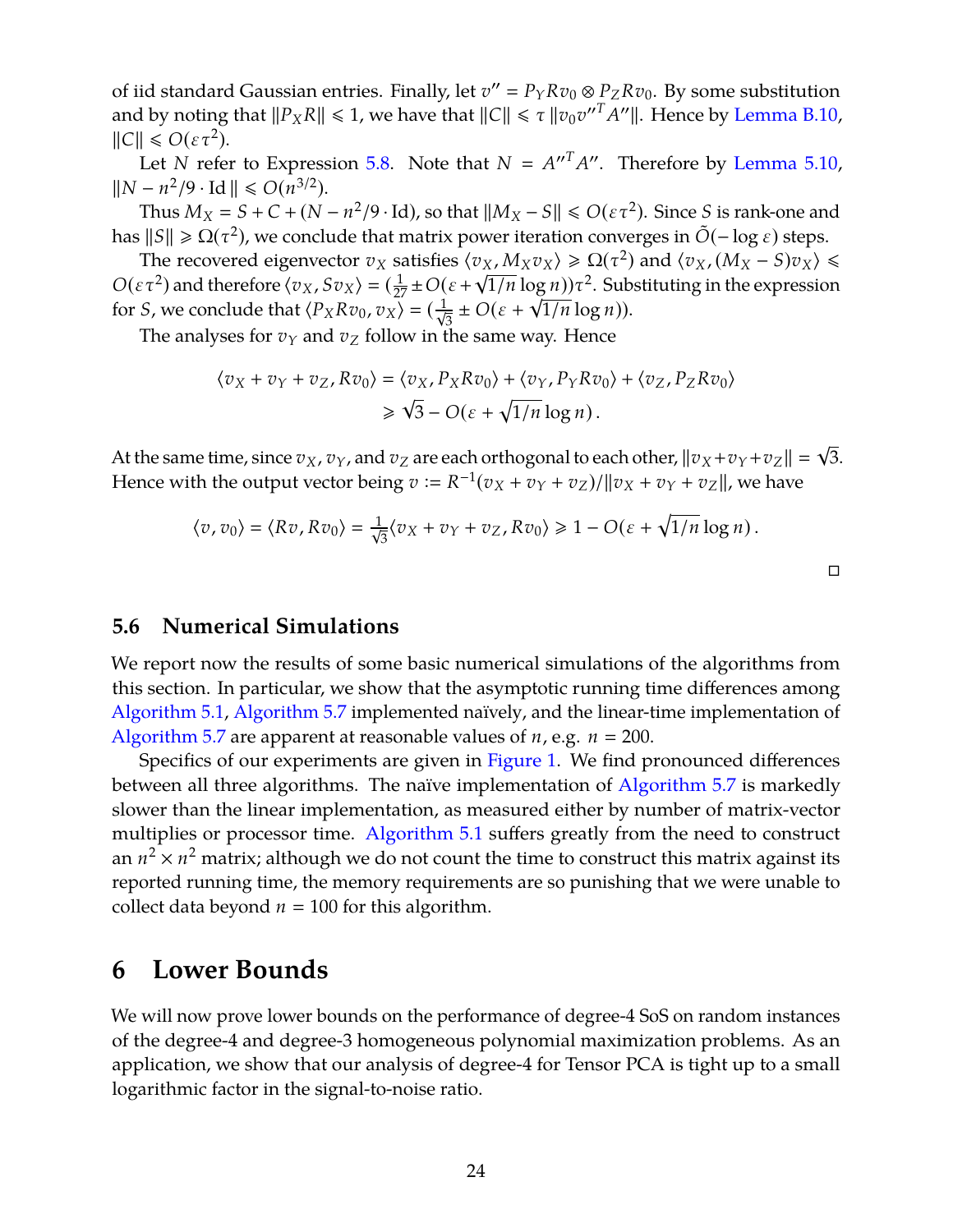of iid standard Gaussian entries. Finally, let $v'' = P_Y R v_0 \otimes P_Z R v_0$. By some substitution and by noting that $\|P_X R\| \leqslant 1$, we have that $\|C\| \leqslant \tau \, \|v_0 v''^T A''\|$. Hence by Lemma B.10, $\|C\| \leqslant O(\varepsilon \tau^2)$.

Let $N$ refer to Expression 5.8. Note that $N = A''^T A''$. Therefore by Lemma 5.10, $\|N - n^2/9 \cdot \mathrm{Id}\| \leqslant O(n^{3/2})$.

Thus $M_X = S + C + (N - n^2/9 \cdot \mathrm{Id})$, so that $\|M_X - S\| \leqslant O(\varepsilon \tau^2)$. Since $S$ is rank-one and has $\|S\| \geqslant \Omega(\tau^2)$, we conclude that matrix power iteration converges in $\tilde{O}(-\log \varepsilon)$ steps.

The recovered eigenvector $v_X$ satisfies $\langle v_X, M_X v_X \rangle \geqslant \Omega(\tau^2)$ and $\langle v_X, (M_X - S) v_X \rangle \leqslant O(\varepsilon \tau^2)$ and therefore $\langle v_X, S v_X \rangle = (\frac{1}{27} \pm O(\varepsilon + \sqrt{1/n} \log n))\tau^2$. Substituting in the expression for $S$, we conclude that $\langle P_X R v_0, v_X \rangle = (\frac{1}{\sqrt{3}} \pm O(\varepsilon + \sqrt{1/n} \log n))$.

The analyses for $v_Y$ and $v_Z$ follow in the same way. Hence

$$
\begin{aligned}
\langle v_X + v_Y + v_Z, R v_0 \rangle &= \langle v_X, P_X R v_0 \rangle + \langle v_Y, P_Y R v_0 \rangle + \langle v_Z, P_Z R v_0 \rangle \\
&\geqslant \sqrt{3} - O(\varepsilon + \sqrt{1/n} \log n)\,.
\end{aligned}
$$

At the same time, since $v_X$, $v_Y$, and $v_Z$ are each orthogonal to each other, $\|v_X + v_Y + v_Z\| = \sqrt{3}$. Hence with the output vector being $v := R^{-1}(v_X + v_Y + v_Z)/\|v_X + v_Y + v_Z\|$, we have

$$
\langle v, v_0 \rangle = \langle R v, R v_0 \rangle = \tfrac{1}{\sqrt{3}} \langle v_X + v_Y + v_Z, R v_0 \rangle \geqslant 1 - O(\varepsilon + \sqrt{1/n} \log n)\,.
$$

□

### 5.6 Numerical Simulations

We report now the results of some basic numerical simulations of the algorithms from this section. In particular, we show that the asymptotic running time differences among Algorithm 5.1, Algorithm 5.7 implemented naïvely, and the linear-time implementation of Algorithm 5.7 are apparent at reasonable values of $n$, e.g. $n = 200$.

Specifics of our experiments are given in Figure 1. We find pronounced differences between all three algorithms. The naïve implementation of Algorithm 5.7 is markedly slower than the linear implementation, as measured either by number of matrix-vector multiplies or processor time. Algorithm 5.1 suffers greatly from the need to construct an $n^2 \times n^2$ matrix; although we do not count the time to construct this matrix against its reported running time, the memory requirements are so punishing that we were unable to collect data beyond $n = 100$ for this algorithm.

# 6 Lower Bounds

We will now prove lower bounds on the performance of degree-4 SoS on random instances of the degree-4 and degree-3 homogeneous polynomial maximization problems. As an application, we show that our analysis of degree-4 for Tensor PCA is tight up to a small logarithmic factor in the signal-to-noise ratio.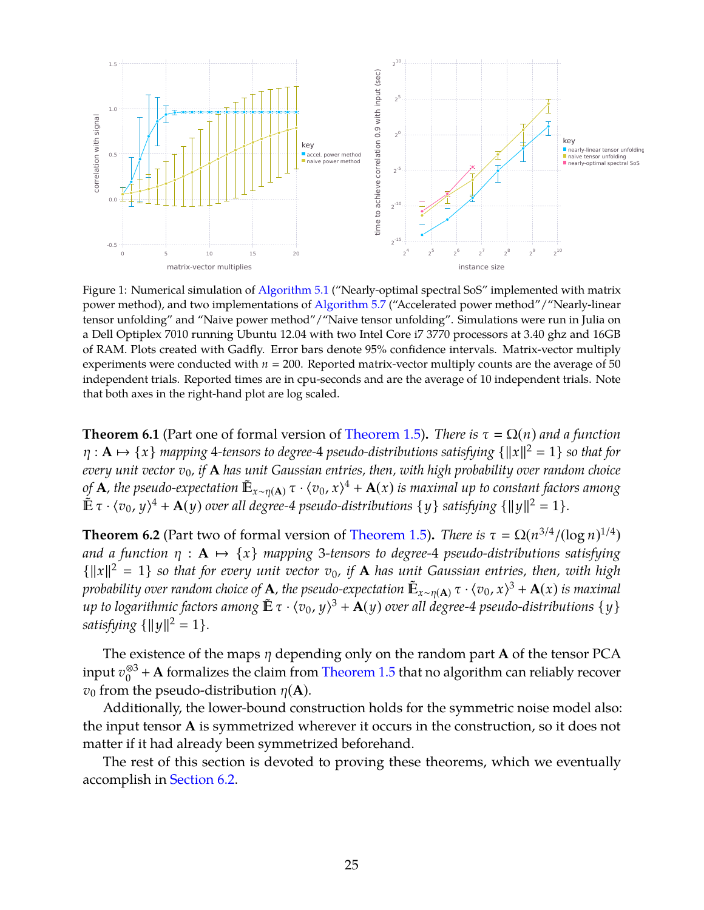Figure 1: Numerical simulation of Algorithm 5.1 ("Nearly-optimal spectral SoS" implemented with matrix power method), and two implementations of Algorithm 5.7 ("Accelerated power method"/"Nearly-linear tensor unfolding" and "Naive power method"/"Naive tensor unfolding". Simulations were run in Julia on a Dell Optiplex 7010 running Ubuntu 12.04 with two Intel Core i7 3770 processors at 3.40 ghz and 16GB of RAM. Plots created with Gadfly. Error bars denote 95% confidence intervals. Matrix-vector multiply experiments were conducted with $n = 200$. Reported matrix-vector multiply counts are the average of 50 independent trials. Reported times are in cpu-seconds and are the average of 10 independent trials. Note that both axes in the right-hand plot are log scaled.

**Theorem 6.1** (Part one of formal version of Theorem 1.5)**.** *There is $\tau = \Omega(n)$ and a function $\eta : \mathbf{A} \mapsto \{x\}$ mapping 4-tensors to degree-4 pseudo-distributions satisfying $\{\|x\|^2 = 1\}$ so that for every unit vector $v_0$, if $\mathbf{A}$ has unit Gaussian entries, then, with high probability over random choice of $\mathbf{A}$, the pseudo-expectation $\tilde{\mathbb{E}}_{x \sim \eta(\mathbf{A})} \tau \cdot \langle v_0, x \rangle^4 + \mathbf{A}(x)$ is maximal up to constant factors among $\tilde{\mathbb{E}}\, \tau \cdot \langle v_0, y \rangle^4 + \mathbf{A}(y)$ over all degree-4 pseudo-distributions $\{y\}$ satisfying $\{\|y\|^2 = 1\}$.*

**Theorem 6.2** (Part two of formal version of Theorem 1.5)**.** *There is $\tau = \Omega(n^{3/4}/(\log n)^{1/4})$ and a function $\eta : \mathbf{A} \mapsto \{x\}$ mapping 3-tensors to degree-4 pseudo-distributions satisfying $\{\|x\|^2 = 1\}$ so that for every unit vector $v_0$, if $\mathbf{A}$ has unit Gaussian entries, then, with high probability over random choice of $\mathbf{A}$, the pseudo-expectation $\tilde{\mathbb{E}}_{x \sim \eta(\mathbf{A})} \tau \cdot \langle v_0, x \rangle^3 + \mathbf{A}(x)$ is maximal up to logarithmic factors among $\tilde{\mathbb{E}}\, \tau \cdot \langle v_0, y \rangle^3 + \mathbf{A}(y)$ over all degree-4 pseudo-distributions $\{y\}$ satisfying $\{\|y\|^2 = 1\}$.*

The existence of the maps $\eta$ depending only on the random part $\mathbf{A}$ of the tensor PCA input $v_0^{\otimes 3} + \mathbf{A}$ formalizes the claim from Theorem 1.5 that no algorithm can reliably recover $v_0$ from the pseudo-distribution $\eta(\mathbf{A})$.

Additionally, the lower-bound construction holds for the symmetric noise model also: the input tensor $\mathbf{A}$ is symmetrized wherever it occurs in the construction, so it does not matter if it had already been symmetrized beforehand.

The rest of this section is devoted to proving these theorems, which we eventually accomplish in Section 6.2.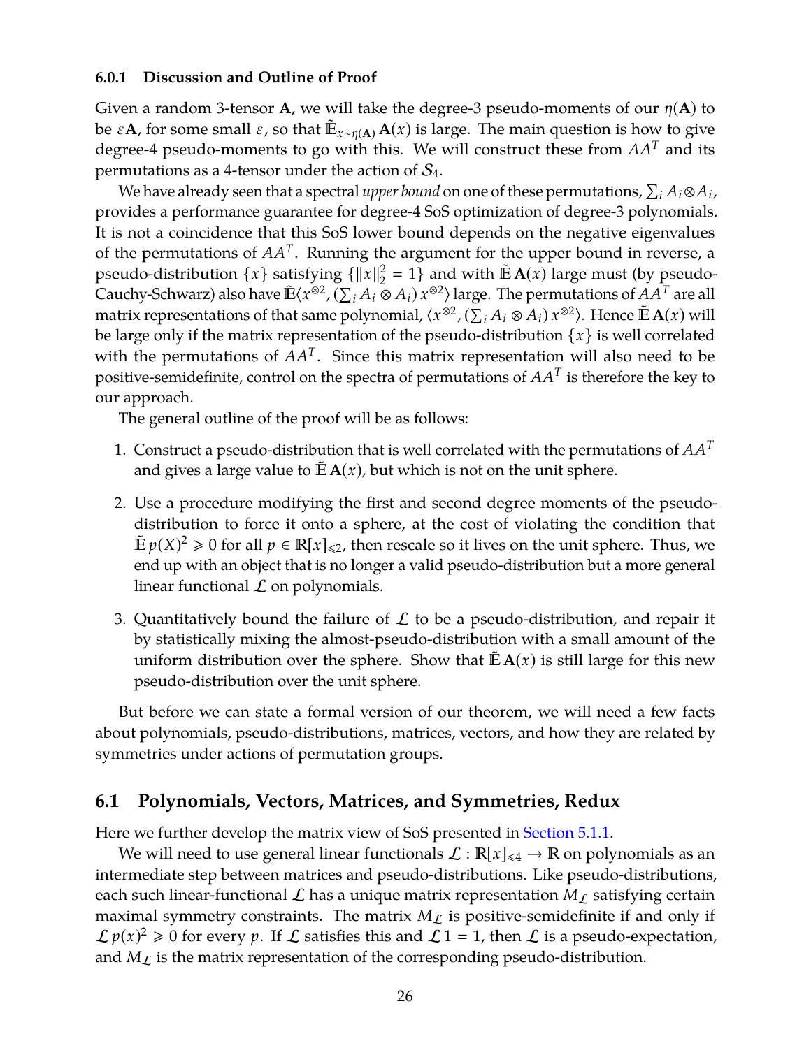#### 6.0.1 Discussion and Outline of Proof

Given a random 3-tensor $\mathbf{A}$, we will take the degree-3 pseudo-moments of our $\eta(\mathbf{A})$ to be $\varepsilon\mathbf{A}$, for some small $\varepsilon$, so that $\tilde{\mathbb{E}}_{x\sim\eta(\mathbf{A})}\,\mathbf{A}(x)$ is large. The main question is how to give degree-4 pseudo-moments to go with this. We will construct these from $AA^T$ and its permutations as a 4-tensor under the action of $\mathcal{S}_4$.

We have already seen that a spectral *upper bound* on one of these permutations, $\sum_i A_i \otimes A_i$, provides a performance guarantee for degree-4 SoS optimization of degree-3 polynomials. It is not a coincidence that this SoS lower bound depends on the negative eigenvalues of the permutations of $AA^T$. Running the argument for the upper bound in reverse, a pseudo-distribution $\{x\}$ satisfying $\{\|x\|_2^2 = 1\}$ and with $\tilde{\mathbb{E}}\,\mathbf{A}(x)$ large must (by pseudo-Cauchy-Schwarz) also have $\tilde{\mathbb{E}}\langle x^{\otimes 2}, (\sum_i A_i \otimes A_i)\, x^{\otimes 2}\rangle$ large. The permutations of $AA^T$ are all matrix representations of that same polynomial, $\langle x^{\otimes 2}, (\sum_i A_i \otimes A_i)\, x^{\otimes 2}\rangle$. Hence $\tilde{\mathbb{E}}\,\mathbf{A}(x)$ will be large only if the matrix representation of the pseudo-distribution $\{x\}$ is well correlated with the permutations of $AA^T$. Since this matrix representation will also need to be positive-semidefinite, control on the spectra of permutations of $AA^T$ is therefore the key to our approach.

The general outline of the proof will be as follows:

1. Construct a pseudo-distribution that is well correlated with the permutations of $AA^T$ and gives a large value to $\tilde{\mathbb{E}}\,\mathbf{A}(x)$, but which is not on the unit sphere.
2. Use a procedure modifying the first and second degree moments of the pseudo-distribution to force it onto a sphere, at the cost of violating the condition that $\tilde{\mathbb{E}}\,p(X)^2 \geqslant 0$ for all $p \in \mathbb{R}[x]_{\leqslant 2}$, then rescale so it lives on the unit sphere. Thus, we end up with an object that is no longer a valid pseudo-distribution but a more general linear functional $\mathcal{L}$ on polynomials.
3. Quantitatively bound the failure of $\mathcal{L}$ to be a pseudo-distribution, and repair it by statistically mixing the almost-pseudo-distribution with a small amount of the uniform distribution over the sphere. Show that $\tilde{\mathbb{E}}\,\mathbf{A}(x)$ is still large for this new pseudo-distribution over the unit sphere.

But before we can state a formal version of our theorem, we will need a few facts about polynomials, pseudo-distributions, matrices, vectors, and how they are related by symmetries under actions of permutation groups.

## 6.1 Polynomials, Vectors, Matrices, and Symmetries, Redux

Here we further develop the matrix view of SoS presented in Section 5.1.1.

We will need to use general linear functionals $\mathcal{L} : \mathbb{R}[x]_{\leqslant 4} \to \mathbb{R}$ on polynomials as an intermediate step between matrices and pseudo-distributions. Like pseudo-distributions, each such linear-functional $\mathcal{L}$ has a unique matrix representation $M_{\mathcal{L}}$ satisfying certain maximal symmetry constraints. The matrix $M_{\mathcal{L}}$ is positive-semidefinite if and only if $\mathcal{L}\,p(x)^2 \geqslant 0$ for every $p$. If $\mathcal{L}$ satisfies this and $\mathcal{L}\,1 = 1$, then $\mathcal{L}$ is a pseudo-expectation, and $M_{\mathcal{L}}$ is the matrix representation of the corresponding pseudo-distribution.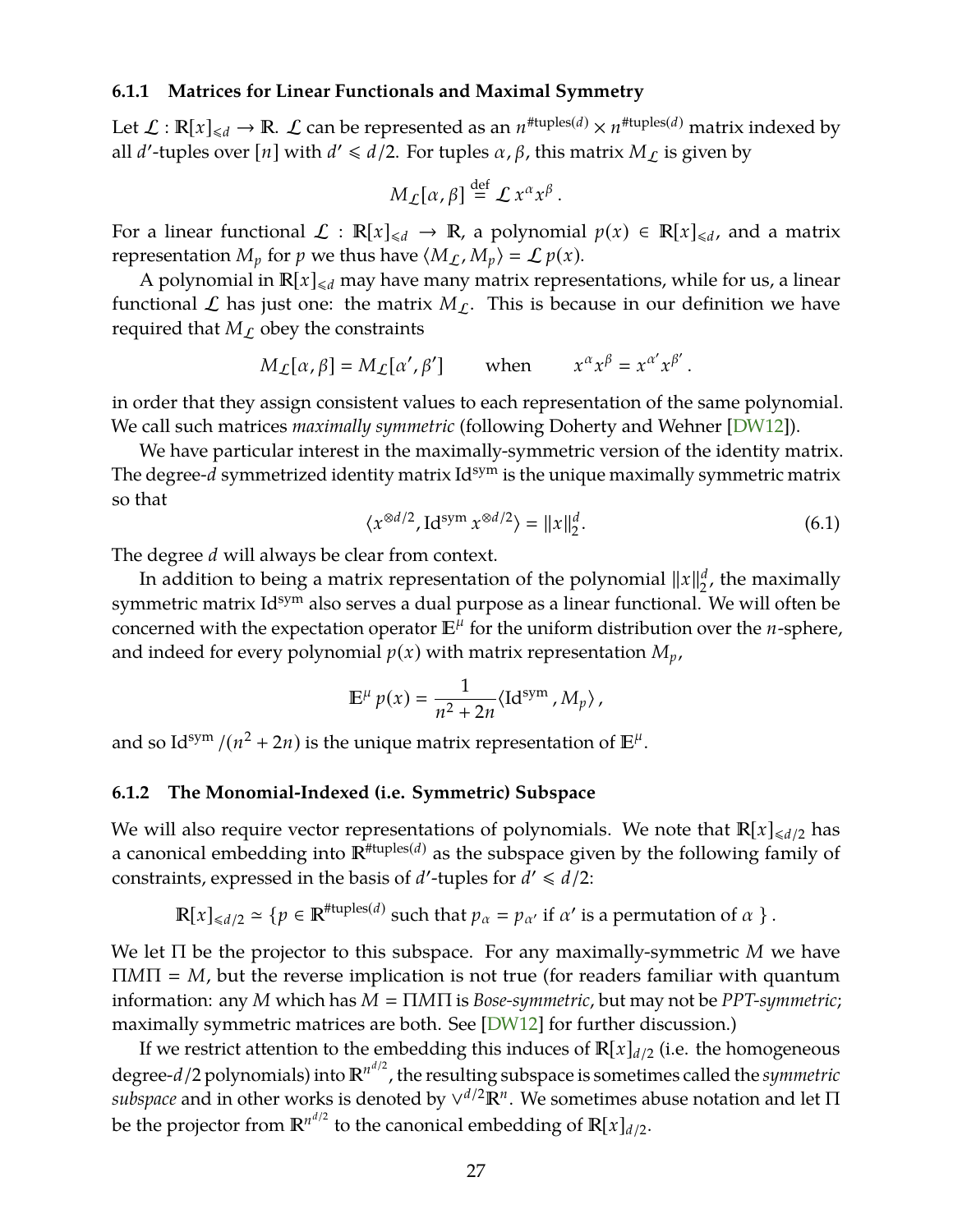### 6.1.1 Matrices for Linear Functionals and Maximal Symmetry

Let $\mathcal{L} : \mathbb{R}[x]_{\leqslant d} \to \mathbb{R}$. $\mathcal{L}$ can be represented as an $n^{\#\text{tuples}(d)} \times n^{\#\text{tuples}(d)}$ matrix indexed by all $d'$-tuples over $[n]$ with $d' \leqslant d/2$. For tuples $\alpha, \beta$, this matrix $M_{\mathcal{L}}$ is given by

$$M_{\mathcal{L}}[\alpha, \beta] \stackrel{\text{def}}{=} \mathcal{L}\, x^\alpha x^\beta \,.$$

For a linear functional $\mathcal{L} : \mathbb{R}[x]_{\leqslant d} \to \mathbb{R}$, a polynomial $p(x) \in \mathbb{R}[x]_{\leqslant d}$, and a matrix representation $M_p$ for $p$ we thus have $\langle M_{\mathcal{L}}, M_p \rangle = \mathcal{L}\, p(x)$.

A polynomial in $\mathbb{R}[x]_{\leqslant d}$ may have many matrix representations, while for us, a linear functional $\mathcal{L}$ has just one: the matrix $M_{\mathcal{L}}$. This is because in our definition we have required that $M_{\mathcal{L}}$ obey the constraints

$$M_{\mathcal{L}}[\alpha, \beta] = M_{\mathcal{L}}[\alpha', \beta'] \qquad \text{when} \qquad x^\alpha x^\beta = x^{\alpha'} x^{\beta'} \,.$$

in order that they assign consistent values to each representation of the same polynomial. We call such matrices *maximally symmetric* (following Doherty and Wehner [DW12]).

We have particular interest in the maximally-symmetric version of the identity matrix. The degree-$d$ symmetrized identity matrix $\mathrm{Id}^{\text{sym}}$ is the unique maximally symmetric matrix so that

$$\langle x^{\otimes d/2}, \mathrm{Id}^{\text{sym}}\, x^{\otimes d/2} \rangle = \|x\|_2^d. \tag{6.1}$$

The degree $d$ will always be clear from context.

In addition to being a matrix representation of the polynomial $\|x\|_2^d$, the maximally symmetric matrix $\mathrm{Id}^{\text{sym}}$ also serves a dual purpose as a linear functional. We will often be concerned with the expectation operator $\mathbb{E}^\mu$ for the uniform distribution over the $n$-sphere, and indeed for every polynomial $p(x)$ with matrix representation $M_p$,

$$\mathbb{E}^\mu\, p(x) = \frac{1}{n^2 + 2n} \langle \mathrm{Id}^{\text{sym}}\,, M_p \rangle \,,$$

and so $\mathrm{Id}^{\text{sym}} / (n^2 + 2n)$ is the unique matrix representation of $\mathbb{E}^\mu$.

### 6.1.2 The Monomial-Indexed (i.e. Symmetric) Subspace

We will also require vector representations of polynomials. We note that $\mathbb{R}[x]_{\leqslant d/2}$ has a canonical embedding into $\mathbb{R}^{\#\text{tuples}(d)}$ as the subspace given by the following family of constraints, expressed in the basis of $d'$-tuples for $d' \leqslant d/2$:

$$\mathbb{R}[x]_{\leqslant d/2} \simeq \{ p \in \mathbb{R}^{\#\text{tuples}(d)} \text{ such that } p_\alpha = p_{\alpha'} \text{ if } \alpha' \text{ is a permutation of } \alpha \,\} \,.$$

We let $\Pi$ be the projector to this subspace. For any maximally-symmetric $M$ we have $\Pi M \Pi = M$, but the reverse implication is not true (for readers familiar with quantum information: any $M$ which has $M = \Pi M \Pi$ is *Bose-symmetric*, but may not be *PPT-symmetric*; maximally symmetric matrices are both. See [DW12] for further discussion.)

If we restrict attention to the embedding this induces of $\mathbb{R}[x]_{d/2}$ (i.e. the homogeneous degree-$d/2$ polynomials) into $\mathbb{R}^{n^{d/2}}$, the resulting subspace is sometimes called the *symmetric subspace* and in other works is denoted by $\vee^{d/2}\mathbb{R}^n$. We sometimes abuse notation and let $\Pi$ be the projector from $\mathbb{R}^{n^{d/2}}$ to the canonical embedding of $\mathbb{R}[x]_{d/2}$.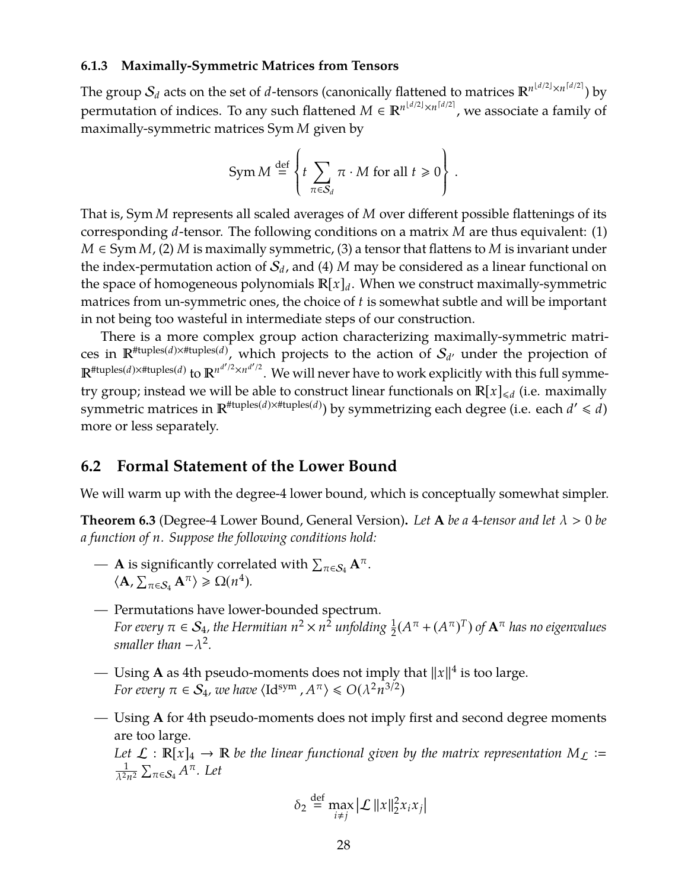### 6.1.3 Maximally-Symmetric Matrices from Tensors

The group $\mathcal{S}_d$ acts on the set of $d$-tensors (canonically flattened to matrices $\mathbb{R}^{n^{\lfloor d/2 \rfloor} \times n^{\lceil d/2 \rceil}}$) by permutation of indices. To any such flattened $M \in \mathbb{R}^{n^{\lfloor d/2 \rfloor} \times n^{\lceil d/2 \rceil}}$, we associate a family of maximally-symmetric matrices $\operatorname{Sym} M$ given by

$$\operatorname{Sym} M \stackrel{\text{def}}{=} \left\{ t \sum_{\pi \in \mathcal{S}_d} \pi \cdot M \text{ for all } t \geqslant 0 \right\} .$$

That is, $\operatorname{Sym} M$ represents all scaled averages of $M$ over different possible flattenings of its corresponding $d$-tensor. The following conditions on a matrix $M$ are thus equivalent: (1) $M \in \operatorname{Sym} M$, (2) $M$ is maximally symmetric, (3) a tensor that flattens to $M$ is invariant under the index-permutation action of $\mathcal{S}_d$, and (4) $M$ may be considered as a linear functional on the space of homogeneous polynomials $\mathbb{R}[x]_d$. When we construct maximally-symmetric matrices from un-symmetric ones, the choice of $t$ is somewhat subtle and will be important in not being too wasteful in intermediate steps of our construction.

There is a more complex group action characterizing maximally-symmetric matrices in $\mathbb{R}^{\#\text{tuples}(d) \times \#\text{tuples}(d)}$, which projects to the action of $\mathcal{S}_{d'}$ under the projection of $\mathbb{R}^{\#\text{tuples}(d) \times \#\text{tuples}(d)}$ to $\mathbb{R}^{n^{d'/2} \times n^{d'/2}}$. We will never have to work explicitly with this full symmetry group; instead we will be able to construct linear functionals on $\mathbb{R}[x]_{\leqslant d}$ (i.e. maximally symmetric matrices in $\mathbb{R}^{\#\text{tuples}(d) \times \#\text{tuples}(d)}$) by symmetrizing each degree (i.e. each $d' \leqslant d$) more or less separately.

## 6.2 Formal Statement of the Lower Bound

We will warm up with the degree-4 lower bound, which is conceptually somewhat simpler.

**Theorem 6.3** (Degree-4 Lower Bound, General Version)**.** *Let $\mathbf{A}$ be a 4-tensor and let $\lambda > 0$ be a function of $n$. Suppose the following conditions hold:*

— $\mathbf{A}$ is significantly correlated with $\sum_{\pi \in \mathcal{S}_4} \mathbf{A}^\pi$.
*$\langle \mathbf{A}, \sum_{\pi \in \mathcal{S}_4} \mathbf{A}^\pi \rangle \geqslant \Omega(n^4)$.*

— Permutations have lower-bounded spectrum.
*For every $\pi \in \mathcal{S}_4$, the Hermitian $n^2 \times n^2$ unfolding $\frac{1}{2}(A^\pi + (A^\pi)^T)$ of $\mathbf{A}^\pi$ has no eigenvalues smaller than $-\lambda^2$.*

— Using $\mathbf{A}$ as 4th pseudo-moments does not imply that $\|x\|^4$ is too large.
*For every $\pi \in \mathcal{S}_4$, we have $\langle \operatorname{Id}^{\text{sym}}, A^\pi \rangle \leqslant O(\lambda^2 n^{3/2})$*

— Using $\mathbf{A}$ for 4th pseudo-moments does not imply first and second degree moments are too large.
*Let $\mathcal{L} : \mathbb{R}[x]_4 \to \mathbb{R}$ be the linear functional given by the matrix representation $M_{\mathcal{L}} := \frac{1}{\lambda^2 n^2} \sum_{\pi \in \mathcal{S}_4} A^\pi$. Let*

$$\delta_2 \stackrel{\text{def}}{=} \max_{i \neq j} \left| \mathcal{L} \, \|x\|_2^2 x_i x_j \right|$$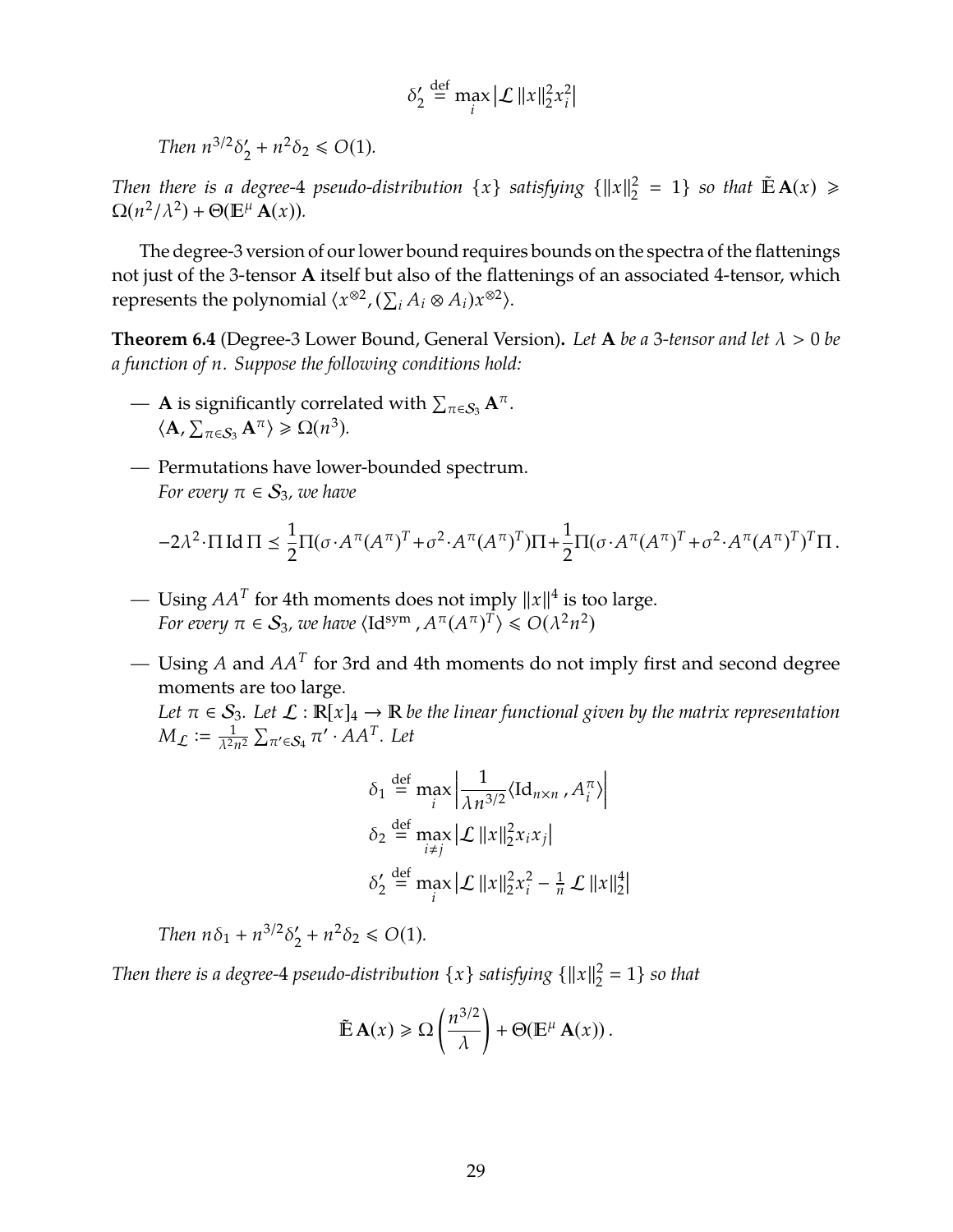$$\delta_2' \stackrel{\text{def}}{=} \max_i \left| \mathcal{L} \, \|x\|_2^2 x_i^2 \right|$$

*Then $n^{3/2}\delta_2' + n^2\delta_2 \leqslant O(1)$.*

*Then there is a degree-4 pseudo-distribution $\{x\}$ satisfying $\{\|x\|_2^2 = 1\}$ so that $\tilde{\mathbb{E}}\, \mathbf{A}(x) \geqslant \Omega(n^2/\lambda^2) + \Theta(\mathbb{E}^\mu \mathbf{A}(x))$.*

The degree-3 version of our lower bound requires bounds on the spectra of the flattenings not just of the 3-tensor $\mathbf{A}$ itself but also of the flattenings of an associated 4-tensor, which represents the polynomial $\langle x^{\otimes 2}, (\sum_i A_i \otimes A_i) x^{\otimes 2} \rangle$.

**Theorem 6.4** (Degree-3 Lower Bound, General Version)**.** *Let $\mathbf{A}$ be a 3-tensor and let $\lambda > 0$ be a function of $n$. Suppose the following conditions hold:*

— $\mathbf{A}$ is significantly correlated with $\sum_{\pi \in \mathcal{S}_3} \mathbf{A}^\pi$.
*$\langle \mathbf{A}, \sum_{\pi \in \mathcal{S}_3} \mathbf{A}^\pi \rangle \geqslant \Omega(n^3)$.*

— Permutations have lower-bounded spectrum.
*For every $\pi \in \mathcal{S}_3$, we have*

$$-2\lambda^2 \cdot \Pi \, \mathrm{Id} \, \Pi \preceq \frac{1}{2} \Pi (\sigma \cdot A^\pi (A^\pi)^T + \sigma^2 \cdot A^\pi (A^\pi)^T) \Pi + \frac{1}{2} \Pi (\sigma \cdot A^\pi (A^\pi)^T + \sigma^2 \cdot A^\pi (A^\pi)^T)^T \Pi \, .$$

— Using $AA^T$ for 4th moments does not imply $\|x\|^4$ is too large.
*For every $\pi \in \mathcal{S}_3$, we have $\langle \mathrm{Id}^{\mathrm{sym}}, A^\pi (A^\pi)^T \rangle \leqslant O(\lambda^2 n^2)$*

— Using $A$ and $AA^T$ for 3rd and 4th moments do not imply first and second degree moments are too large.
*Let $\pi \in \mathcal{S}_3$. Let $\mathcal{L} : \mathbb{R}[x]_4 \to \mathbb{R}$ be the linear functional given by the matrix representation $M_{\mathcal{L}} := \frac{1}{\lambda^2 n^2} \sum_{\pi' \in \mathcal{S}_4} \pi' \cdot AA^T$. Let*

$$\delta_1 \stackrel{\text{def}}{=} \max_i \left| \frac{1}{\lambda n^{3/2}} \langle \mathrm{Id}_{n \times n}, A_i^\pi \rangle \right|$$

$$\delta_2 \stackrel{\text{def}}{=} \max_{i \neq j} \left| \mathcal{L} \, \|x\|_2^2 x_i x_j \right|$$

$$\delta_2' \stackrel{\text{def}}{=} \max_i \left| \mathcal{L} \, \|x\|_2^2 x_i^2 - \tfrac{1}{n} \mathcal{L} \, \|x\|_2^4 \right|$$

*Then $n\delta_1 + n^{3/2}\delta_2' + n^2\delta_2 \leqslant O(1)$.*

*Then there is a degree-4 pseudo-distribution $\{x\}$ satisfying $\{\|x\|_2^2 = 1\}$ so that*

$$\tilde{\mathbb{E}}\, \mathbf{A}(x) \geqslant \Omega\left( \frac{n^{3/2}}{\lambda} \right) + \Theta(\mathbb{E}^\mu \mathbf{A}(x)) \, .$$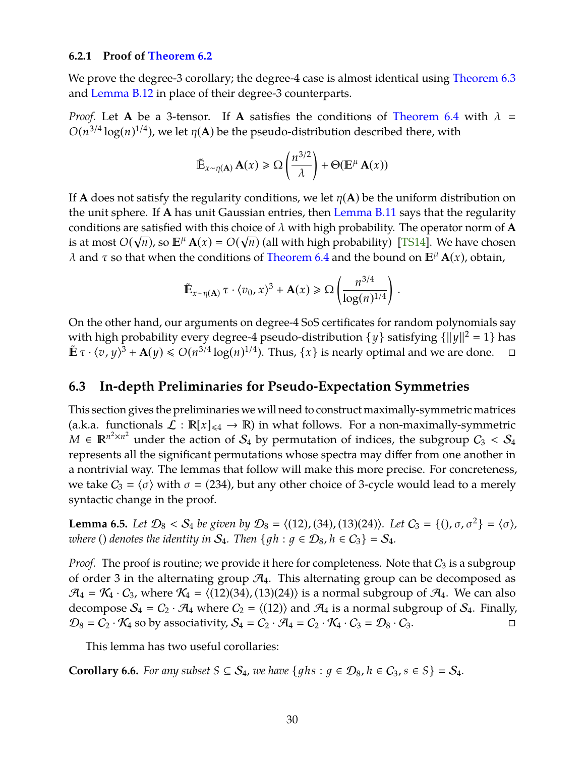### 6.2.1 Proof of Theorem 6.2

We prove the degree-3 corollary; the degree-4 case is almost identical using Theorem 6.3 and Lemma B.12 in place of their degree-3 counterparts.

*Proof.* Let $\mathbf{A}$ be a 3-tensor. If $\mathbf{A}$ satisfies the conditions of Theorem 6.4 with $\lambda = O(n^{3/4}\log(n)^{1/4})$, we let $\eta(\mathbf{A})$ be the pseudo-distribution described there, with

$$\tilde{\mathbb{E}}_{x \sim \eta(\mathbf{A})} \mathbf{A}(x) \geqslant \Omega\left(\frac{n^{3/2}}{\lambda}\right) + \Theta(\mathbb{E}^{\mu} \mathbf{A}(x))$$

If $\mathbf{A}$ does not satisfy the regularity conditions, we let $\eta(\mathbf{A})$ be the uniform distribution on the unit sphere. If $\mathbf{A}$ has unit Gaussian entries, then Lemma B.11 says that the regularity conditions are satisfied with this choice of $\lambda$ with high probability. The operator norm of $\mathbf{A}$ is at most $O(\sqrt{n})$, so $\mathbb{E}^{\mu} \mathbf{A}(x) = O(\sqrt{n})$ (all with high probability) [TS14]. We have chosen $\lambda$ and $\tau$ so that when the conditions of Theorem 6.4 and the bound on $\mathbb{E}^{\mu} \mathbf{A}(x)$, obtain,

$$\tilde{\mathbb{E}}_{x \sim \eta(\mathbf{A})} \tau \cdot \langle v_0, x\rangle^3 + \mathbf{A}(x) \geqslant \Omega\left(\frac{n^{3/4}}{\log(n)^{1/4}}\right).$$

On the other hand, our arguments on degree-4 SoS certificates for random polynomials say with high probability every degree-4 pseudo-distribution $\{y\}$ satisfying $\{\|y\|^2 = 1\}$ has $\tilde{\mathbb{E}}\, \tau \cdot \langle v, y\rangle^3 + \mathbf{A}(y) \leqslant O(n^{3/4}\log(n)^{1/4})$. Thus, $\{x\}$ is nearly optimal and we are done. □

## 6.3 In-depth Preliminaries for Pseudo-Expectation Symmetries

This section gives the preliminaries we will need to construct maximally-symmetric matrices (a.k.a. functionals $\mathcal{L} : \mathbb{R}[x]_{\leqslant 4} \to \mathbb{R}$) in what follows. For a non-maximally-symmetric $M \in \mathbb{R}^{n^2 \times n^2}$ under the action of $\mathcal{S}_4$ by permutation of indices, the subgroup $\mathcal{C}_3 < \mathcal{S}_4$ represents all the significant permutations whose spectra may differ from one another in a nontrivial way. The lemmas that follow will make this more precise. For concreteness, we take $\mathcal{C}_3 = \langle \sigma \rangle$ with $\sigma = (234)$, but any other choice of 3-cycle would lead to a merely syntactic change in the proof.

**Lemma 6.5.** *Let $\mathcal{D}_8 < \mathcal{S}_4$ be given by $\mathcal{D}_8 = \langle (12), (34), (13)(24)\rangle$. Let $\mathcal{C}_3 = \{(), \sigma, \sigma^2\} = \langle \sigma \rangle$, where $()$ denotes the identity in $\mathcal{S}_4$. Then $\{gh : g \in \mathcal{D}_8, h \in \mathcal{C}_3\} = \mathcal{S}_4$.*

*Proof.* The proof is routine; we provide it here for completeness. Note that $\mathcal{C}_3$ is a subgroup of order 3 in the alternating group $\mathcal{A}_4$. This alternating group can be decomposed as $\mathcal{A}_4 = \mathcal{K}_4 \cdot \mathcal{C}_3$, where $\mathcal{K}_4 = \langle (12)(34), (13)(24)\rangle$ is a normal subgroup of $\mathcal{A}_4$. We can also decompose $\mathcal{S}_4 = \mathcal{C}_2 \cdot \mathcal{A}_4$ where $\mathcal{C}_2 = \langle (12)\rangle$ and $\mathcal{A}_4$ is a normal subgroup of $\mathcal{S}_4$. Finally, $\mathcal{D}_8 = \mathcal{C}_2 \cdot \mathcal{K}_4$ so by associativity, $\mathcal{S}_4 = \mathcal{C}_2 \cdot \mathcal{A}_4 = \mathcal{C}_2 \cdot \mathcal{K}_4 \cdot \mathcal{C}_3 = \mathcal{D}_8 \cdot \mathcal{C}_3$. □

This lemma has two useful corollaries:

**Corollary 6.6.** *For any subset $S \subseteq \mathcal{S}_4$, we have $\{ghs : g \in \mathcal{D}_8, h \in \mathcal{C}_3, s \in S\} = \mathcal{S}_4$.*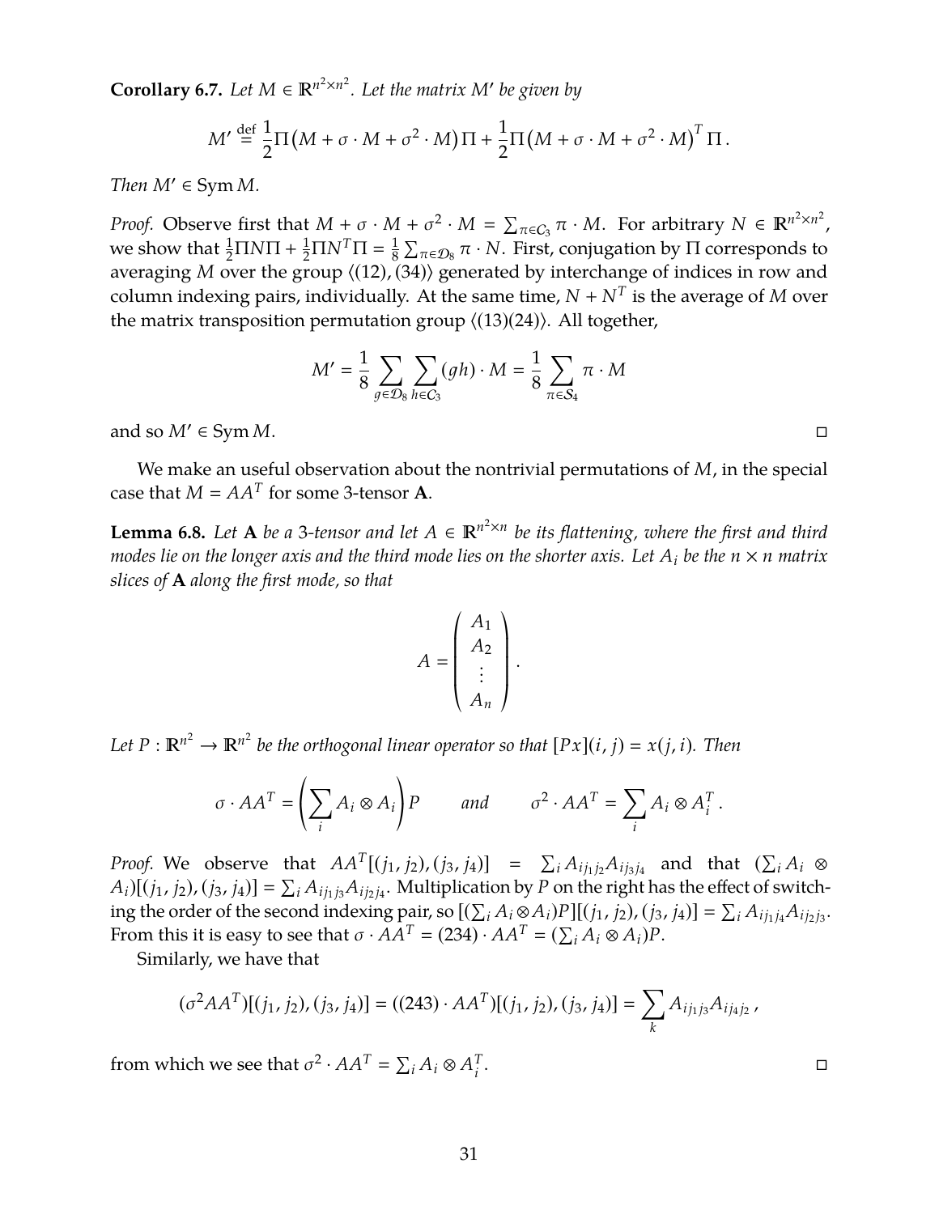**Corollary 6.7.** *Let $M \in \mathbb{R}^{n^2 \times n^2}$. Let the matrix $M'$ be given by*

$$M' \stackrel{\text{def}}{=} \frac{1}{2}\Pi\big(M + \sigma \cdot M + \sigma^2 \cdot M\big)\Pi + \frac{1}{2}\Pi\big(M + \sigma \cdot M + \sigma^2 \cdot M\big)^T \Pi \,.$$

*Then $M' \in \operatorname{Sym} M$.*

*Proof.* Observe first that $M + \sigma \cdot M + \sigma^2 \cdot M = \sum_{\pi \in \mathcal{C}_3} \pi \cdot M$. For arbitrary $N \in \mathbb{R}^{n^2 \times n^2}$, we show that $\frac{1}{2}\Pi N \Pi + \frac{1}{2}\Pi N^T \Pi = \frac{1}{8}\sum_{\pi \in \mathcal{D}_8} \pi \cdot N$. First, conjugation by $\Pi$ corresponds to averaging $M$ over the group $\langle (12), (34) \rangle$ generated by interchange of indices in row and column indexing pairs, individually. At the same time, $N + N^T$ is the average of $M$ over the matrix transposition permutation group $\langle (13)(24) \rangle$. All together,

$$M' = \frac{1}{8}\sum_{g \in \mathcal{D}_8}\sum_{h \in \mathcal{C}_3} (gh) \cdot M = \frac{1}{8}\sum_{\pi \in \mathcal{S}_4} \pi \cdot M$$

and so $M' \in \operatorname{Sym} M$. □

We make an useful observation about the nontrivial permutations of $M$, in the special case that $M = AA^T$ for some 3-tensor $\mathbf{A}$.

**Lemma 6.8.** *Let $\mathbf{A}$ be a 3-tensor and let $A \in \mathbb{R}^{n^2 \times n}$ be its flattening, where the first and third modes lie on the longer axis and the third mode lies on the shorter axis. Let $A_i$ be the $n \times n$ matrix slices of $\mathbf{A}$ along the first mode, so that*

$$A = \begin{pmatrix} A_1 \\ A_2 \\ \vdots \\ A_n \end{pmatrix}.$$

*Let $P : \mathbb{R}^{n^2} \to \mathbb{R}^{n^2}$ be the orthogonal linear operator so that $[Px](i,j) = x(j,i)$. Then*

$$\sigma \cdot AA^T = \left(\sum_i A_i \otimes A_i\right)P \qquad \text{and} \qquad \sigma^2 \cdot AA^T = \sum_i A_i \otimes A_i^T \,.$$

*Proof.* We observe that $AA^T[(j_1, j_2), (j_3, j_4)] = \sum_i A_{ij_1j_2}A_{ij_3j_4}$ and that $(\sum_i A_i \otimes A_i)[(j_1, j_2), (j_3, j_4)] = \sum_i A_{ij_1j_3}A_{ij_2j_4}$. Multiplication by $P$ on the right has the effect of switching the order of the second indexing pair, so $[(\sum_i A_i \otimes A_i)P][(j_1, j_2), (j_3, j_4)] = \sum_i A_{ij_1j_4}A_{ij_2j_3}$. From this it is easy to see that $\sigma \cdot AA^T = (234) \cdot AA^T = (\sum_i A_i \otimes A_i)P$.

Similarly, we have that

$$(\sigma^2 AA^T)[(j_1, j_2), (j_3, j_4)] = ((243) \cdot AA^T)[(j_1, j_2), (j_3, j_4)] = \sum_k A_{ij_1j_3}A_{ij_4j_2} \,,$$

from which we see that $\sigma^2 \cdot AA^T = \sum_i A_i \otimes A_i^T$. □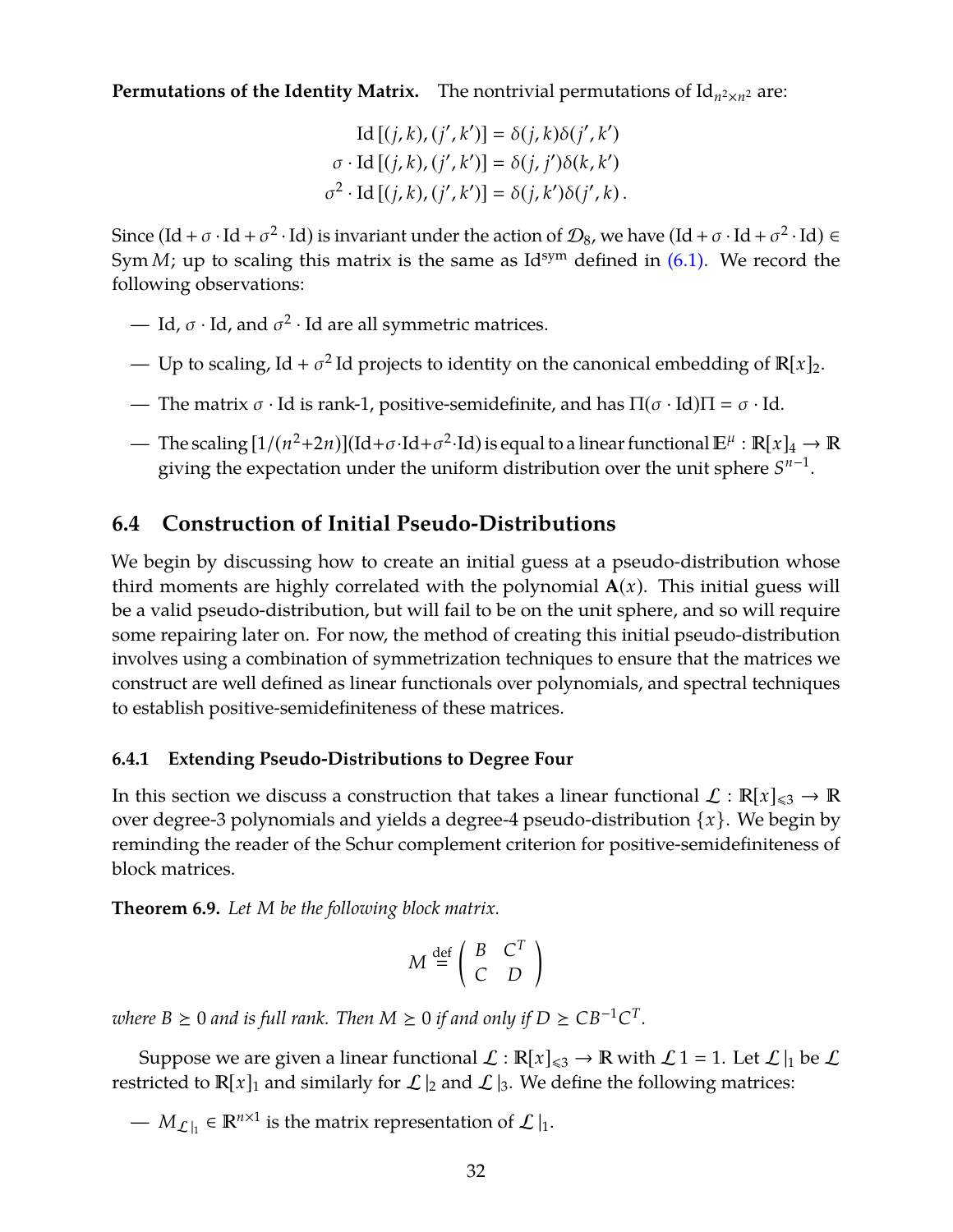**Permutations of the Identity Matrix.** The nontrivial permutations of $\mathrm{Id}_{n^2 \times n^2}$ are:

$$
\begin{aligned}
\mathrm{Id}\,[(j,k),(j',k')] &= \delta(j,k)\delta(j',k') \\
\sigma \cdot \mathrm{Id}\,[(j,k),(j',k')] &= \delta(j,j')\delta(k,k') \\
\sigma^2 \cdot \mathrm{Id}\,[(j,k),(j',k')] &= \delta(j,k')\delta(j',k)\,.
\end{aligned}
$$

Since $(\mathrm{Id} + \sigma \cdot \mathrm{Id} + \sigma^2 \cdot \mathrm{Id})$ is invariant under the action of $\mathcal{D}_8$, we have $(\mathrm{Id} + \sigma \cdot \mathrm{Id} + \sigma^2 \cdot \mathrm{Id}) \in \mathrm{Sym}\, M$; up to scaling this matrix is the same as $\mathrm{Id}^{\mathrm{sym}}$ defined in (6.1). We record the following observations:

— $\mathrm{Id}$, $\sigma \cdot \mathrm{Id}$, and $\sigma^2 \cdot \mathrm{Id}$ are all symmetric matrices.

— Up to scaling, $\mathrm{Id} + \sigma^2\, \mathrm{Id}$ projects to identity on the canonical embedding of $\mathbb{R}[x]_2$.

— The matrix $\sigma \cdot \mathrm{Id}$ is rank-1, positive-semidefinite, and has $\Pi(\sigma \cdot \mathrm{Id})\Pi = \sigma \cdot \mathrm{Id}$.

— The scaling $[1/(n^2+2n)](\mathrm{Id}+\sigma\cdot\mathrm{Id}+\sigma^2\cdot\mathrm{Id})$ is equal to a linear functional $\mathbb{E}^{\mu} : \mathbb{R}[x]_4 \to \mathbb{R}$ giving the expectation under the uniform distribution over the unit sphere $S^{n-1}$.

## 6.4 Construction of Initial Pseudo-Distributions

We begin by discussing how to create an initial guess at a pseudo-distribution whose third moments are highly correlated with the polynomial $\mathbf{A}(x)$. This initial guess will be a valid pseudo-distribution, but will fail to be on the unit sphere, and so will require some repairing later on. For now, the method of creating this initial pseudo-distribution involves using a combination of symmetrization techniques to ensure that the matrices we construct are well defined as linear functionals over polynomials, and spectral techniques to establish positive-semidefiniteness of these matrices.

### 6.4.1 Extending Pseudo-Distributions to Degree Four

In this section we discuss a construction that takes a linear functional $\mathcal{L} : \mathbb{R}[x]_{\leqslant 3} \to \mathbb{R}$ over degree-3 polynomials and yields a degree-4 pseudo-distribution $\{x\}$. We begin by reminding the reader of the Schur complement criterion for positive-semidefiniteness of block matrices.

**Theorem 6.9.** *Let $M$ be the following block matrix.*

$$
M \overset{\mathrm{def}}{=} \begin{pmatrix} B & C^T \\ C & D \end{pmatrix}
$$

*where $B \succeq 0$ and is full rank. Then $M \succeq 0$ if and only if $D \succeq CB^{-1}C^T$.*

Suppose we are given a linear functional $\mathcal{L} : \mathbb{R}[x]_{\leqslant 3} \to \mathbb{R}$ with $\mathcal{L}\,1 = 1$. Let $\mathcal{L}\,|_1$ be $\mathcal{L}$ restricted to $\mathbb{R}[x]_1$ and similarly for $\mathcal{L}\,|_2$ and $\mathcal{L}\,|_3$. We define the following matrices:

— $M_{\mathcal{L}|_1} \in \mathbb{R}^{n \times 1}$ is the matrix representation of $\mathcal{L}\,|_1$.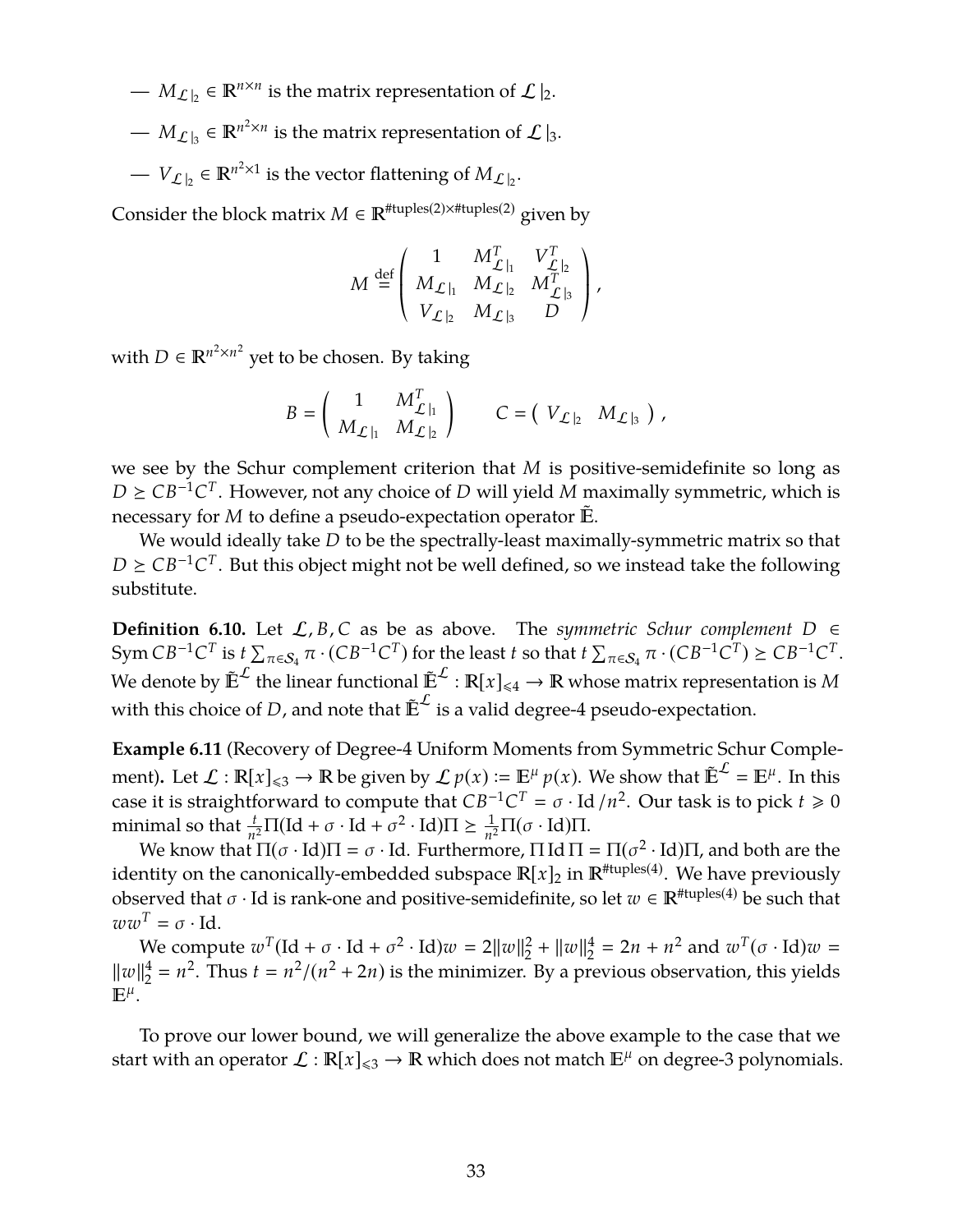— $M_{\mathcal{L}|_2} \in \mathbb{R}^{n \times n}$ is the matrix representation of $\mathcal{L}|_2$.

— $M_{\mathcal{L}|_3} \in \mathbb{R}^{n^2 \times n}$ is the matrix representation of $\mathcal{L}|_3$.

— $V_{\mathcal{L}|_2} \in \mathbb{R}^{n^2 \times 1}$ is the vector flattening of $M_{\mathcal{L}|_2}$.

Consider the block matrix $M \in \mathbb{R}^{\#\text{tuples}(2) \times \#\text{tuples}(2)}$ given by

$$M \stackrel{\text{def}}{=} \begin{pmatrix} 1 & M_{\mathcal{L}|_1}^T & V_{\mathcal{L}|_2}^T \\ M_{\mathcal{L}|_1} & M_{\mathcal{L}|_2} & M_{\mathcal{L}|_3}^T \\ V_{\mathcal{L}|_2} & M_{\mathcal{L}|_3} & D \end{pmatrix},$$

with $D \in \mathbb{R}^{n^2 \times n^2}$ yet to be chosen. By taking

$$B = \begin{pmatrix} 1 & M_{\mathcal{L}|_1}^T \\ M_{\mathcal{L}|_1} & M_{\mathcal{L}|_2} \end{pmatrix} \qquad C = \begin{pmatrix} V_{\mathcal{L}|_2} & M_{\mathcal{L}|_3} \end{pmatrix},$$

we see by the Schur complement criterion that $M$ is positive-semidefinite so long as $D \succeq CB^{-1}C^T$. However, not any choice of $D$ will yield $M$ maximally symmetric, which is necessary for $M$ to define a pseudo-expectation operator $\tilde{\mathbb{E}}$.

We would ideally take $D$ to be the spectrally-least maximally-symmetric matrix so that $D \succeq CB^{-1}C^T$. But this object might not be well defined, so we instead take the following substitute.

**Definition 6.10.** Let $\mathcal{L}, B, C$ as be as above. The *symmetric Schur complement* $D \in \operatorname{Sym} CB^{-1}C^T$ is $t \sum_{\pi \in \mathcal{S}_4} \pi \cdot (CB^{-1}C^T)$ for the least $t$ so that $t \sum_{\pi \in \mathcal{S}_4} \pi \cdot (CB^{-1}C^T) \succeq CB^{-1}C^T$. We denote by $\tilde{\mathbb{E}}^{\mathcal{L}}$ the linear functional $\tilde{\mathbb{E}}^{\mathcal{L}} : \mathbb{R}[x]_{\leqslant 4} \to \mathbb{R}$ whose matrix representation is $M$ with this choice of $D$, and note that $\tilde{\mathbb{E}}^{\mathcal{L}}$ is a valid degree-4 pseudo-expectation.

**Example 6.11** (Recovery of Degree-4 Uniform Moments from Symmetric Schur Complement)**.** Let $\mathcal{L} : \mathbb{R}[x]_{\leqslant 3} \to \mathbb{R}$ be given by $\mathcal{L}\, p(x) := \mathbb{E}^{\mu}\, p(x)$. We show that $\tilde{\mathbb{E}}^{\mathcal{L}} = \mathbb{E}^{\mu}$. In this case it is straightforward to compute that $CB^{-1}C^T = \sigma \cdot \operatorname{Id}/n^2$. Our task is to pick $t \geqslant 0$ minimal so that $\frac{t}{n^2}\Pi(\operatorname{Id} + \sigma \cdot \operatorname{Id} + \sigma^2 \cdot \operatorname{Id})\Pi \succeq \frac{1}{n^2}\Pi(\sigma \cdot \operatorname{Id})\Pi$.

We know that $\Pi(\sigma \cdot \operatorname{Id})\Pi = \sigma \cdot \operatorname{Id}$. Furthermore, $\Pi \operatorname{Id} \Pi = \Pi(\sigma^2 \cdot \operatorname{Id})\Pi$, and both are the identity on the canonically-embedded subspace $\mathbb{R}[x]_2$ in $\mathbb{R}^{\#\text{tuples}(4)}$. We have previously observed that $\sigma \cdot \operatorname{Id}$ is rank-one and positive-semidefinite, so let $w \in \mathbb{R}^{\#\text{tuples}(4)}$ be such that $ww^T = \sigma \cdot \operatorname{Id}$.

We compute $w^T(\operatorname{Id} + \sigma \cdot \operatorname{Id} + \sigma^2 \cdot \operatorname{Id})w = 2\|w\|_2^2 + \|w\|_2^4 = 2n + n^2$ and $w^T(\sigma \cdot \operatorname{Id})w = \|w\|_2^4 = n^2$. Thus $t = n^2/(n^2 + 2n)$ is the minimizer. By a previous observation, this yields $\mathbb{E}^{\mu}$.

To prove our lower bound, we will generalize the above example to the case that we start with an operator $\mathcal{L} : \mathbb{R}[x]_{\leqslant 3} \to \mathbb{R}$ which does not match $\mathbb{E}^{\mu}$ on degree-3 polynomials.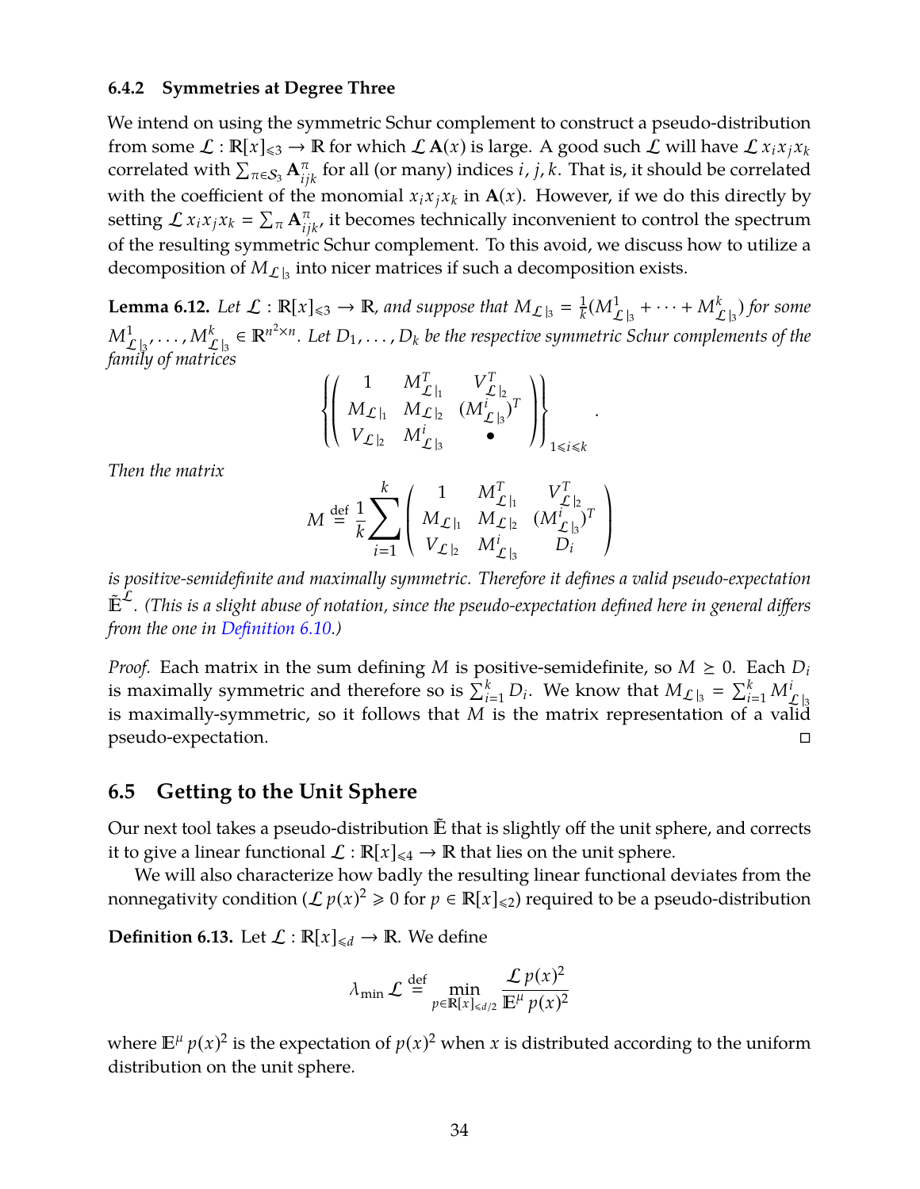### 6.4.2 Symmetries at Degree Three

We intend on using the symmetric Schur complement to construct a pseudo-distribution from some $\mathcal{L} : \mathbb{R}[x]_{\leqslant 3} \to \mathbb{R}$ for which $\mathcal{L}\,\mathbf{A}(x)$ is large. A good such $\mathcal{L}$ will have $\mathcal{L}\,x_i x_j x_k$ correlated with $\sum_{\pi \in \mathcal{S}_3} \mathbf{A}^{\pi}_{ijk}$ for all (or many) indices $i, j, k$. That is, it should be correlated with the coefficient of the monomial $x_i x_j x_k$ in $\mathbf{A}(x)$. However, if we do this directly by setting $\mathcal{L}\,x_i x_j x_k = \sum_{\pi} \mathbf{A}^{\pi}_{ijk}$, it becomes technically inconvenient to control the spectrum of the resulting symmetric Schur complement. To this avoid, we discuss how to utilize a decomposition of $M_{\mathcal{L}|_3}$ into nicer matrices if such a decomposition exists.

**Lemma 6.12.** *Let $\mathcal{L} : \mathbb{R}[x]_{\leqslant 3} \to \mathbb{R}$, and suppose that $M_{\mathcal{L}|_3} = \frac{1}{k}(M^1_{\mathcal{L}|_3} + \cdots + M^k_{\mathcal{L}|_3})$ for some $M^1_{\mathcal{L}|_3}, \ldots, M^k_{\mathcal{L}|_3} \in \mathbb{R}^{n^2 \times n}$. Let $D_1, \ldots, D_k$ be the respective symmetric Schur complements of the family of matrices*

$$\left\{ \begin{pmatrix} 1 & M^T_{\mathcal{L}|_1} & V^T_{\mathcal{L}|_2} \\ M_{\mathcal{L}|_1} & M_{\mathcal{L}|_2} & (M^i_{\mathcal{L}|_3})^T \\ V_{\mathcal{L}|_2} & M^i_{\mathcal{L}|_3} & \bullet \end{pmatrix} \right\}_{1 \leqslant i \leqslant k}.$$

*Then the matrix*

$$M \stackrel{\text{def}}{=} \frac{1}{k} \sum_{i=1}^{k} \begin{pmatrix} 1 & M^T_{\mathcal{L}|_1} & V^T_{\mathcal{L}|_2} \\ M_{\mathcal{L}|_1} & M_{\mathcal{L}|_2} & (M^i_{\mathcal{L}|_3})^T \\ V_{\mathcal{L}|_2} & M^i_{\mathcal{L}|_3} & D_i \end{pmatrix}$$

*is positive-semidefinite and maximally symmetric. Therefore it defines a valid pseudo-expectation $\tilde{\mathbb{E}}^{\mathcal{L}}$. (This is a slight abuse of notation, since the pseudo-expectation defined here in general differs from the one in Definition 6.10.)*

*Proof.* Each matrix in the sum defining $M$ is positive-semidefinite, so $M \succeq 0$. Each $D_i$ is maximally symmetric and therefore so is $\sum_{i=1}^{k} D_i$. We know that $M_{\mathcal{L}|_3} = \sum_{i=1}^{k} M^i_{\mathcal{L}|_3}$ is maximally-symmetric, so it follows that $M$ is the matrix representation of a valid pseudo-expectation. □

## 6.5 Getting to the Unit Sphere

Our next tool takes a pseudo-distribution $\tilde{\mathbb{E}}$ that is slightly off the unit sphere, and corrects it to give a linear functional $\mathcal{L} : \mathbb{R}[x]_{\leqslant 4} \to \mathbb{R}$ that lies on the unit sphere.

We will also characterize how badly the resulting linear functional deviates from the nonnegativity condition ($\mathcal{L}\,p(x)^2 \geqslant 0$ for $p \in \mathbb{R}[x]_{\leqslant 2}$) required to be a pseudo-distribution

**Definition 6.13.** Let $\mathcal{L} : \mathbb{R}[x]_{\leqslant d} \to \mathbb{R}$. We define

$$\lambda_{\min} \mathcal{L} \stackrel{\text{def}}{=} \min_{p \in \mathbb{R}[x]_{\leqslant d/2}} \frac{\mathcal{L}\,p(x)^2}{\mathbb{E}^{\mu}\,p(x)^2}$$

where $\mathbb{E}^{\mu}\,p(x)^2$ is the expectation of $p(x)^2$ when $x$ is distributed according to the uniform distribution on the unit sphere.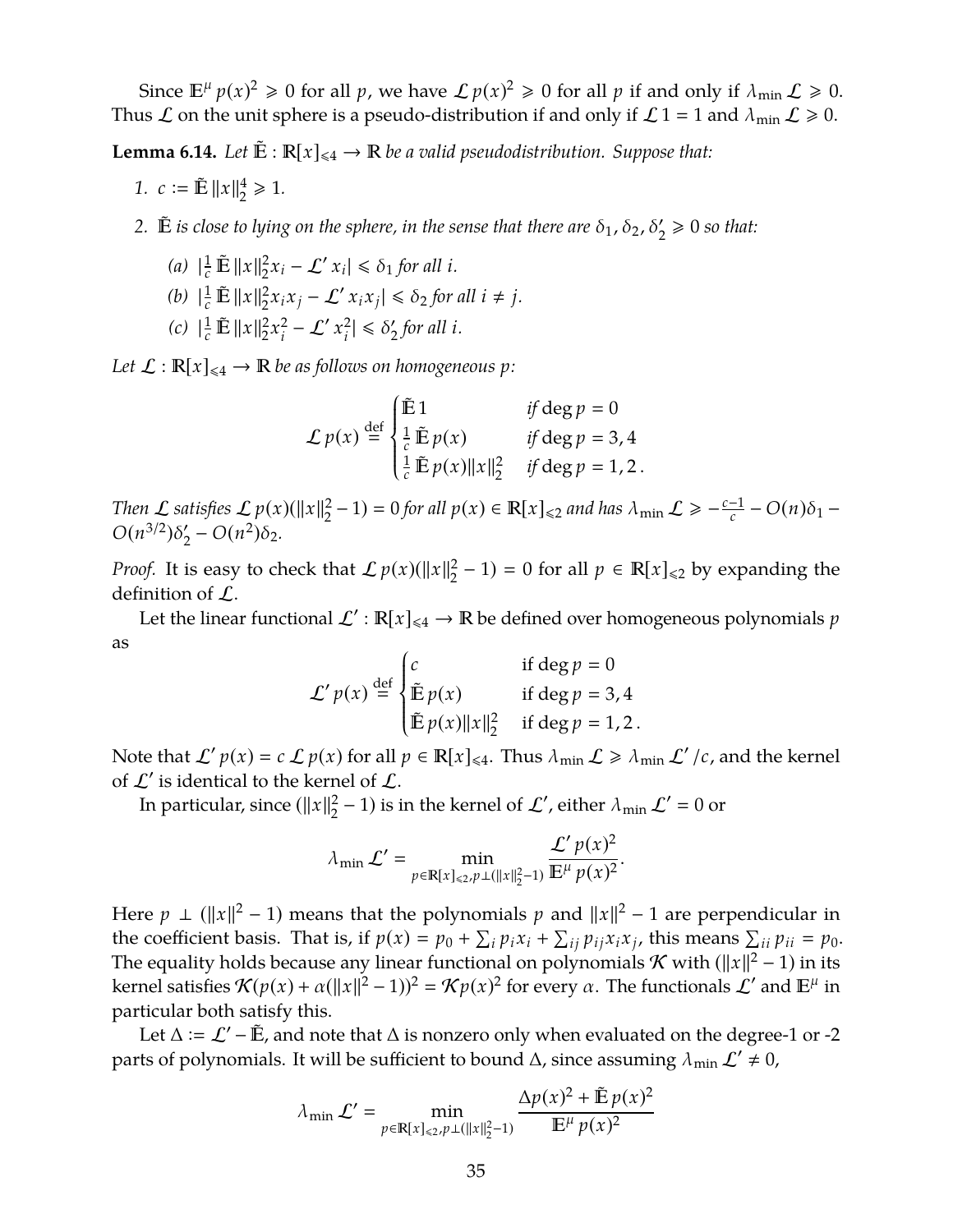Since $\mathbb{E}^\mu p(x)^2 \geqslant 0$ for all $p$, we have $\mathcal{L}\, p(x)^2 \geqslant 0$ for all $p$ if and only if $\lambda_{\min} \mathcal{L} \geqslant 0$. Thus $\mathcal{L}$ on the unit sphere is a pseudo-distribution if and only if $\mathcal{L}\, 1 = 1$ and $\lambda_{\min} \mathcal{L} \geqslant 0$.

**Lemma 6.14.** *Let $\tilde{\mathbb{E}} : \mathbb{R}[x]_{\leqslant 4} \to \mathbb{R}$ be a valid pseudodistribution. Suppose that:*

1. *$c := \tilde{\mathbb{E}} \|x\|_2^4 \geqslant 1$.*
2. *$\tilde{\mathbb{E}}$ is close to lying on the sphere, in the sense that there are $\delta_1, \delta_2, \delta_2' \geqslant 0$ so that:*
   - *(a) $|\frac{1}{c} \tilde{\mathbb{E}} \|x\|_2^2 x_i - \mathcal{L}'\, x_i| \leqslant \delta_1$ for all $i$.*
   - *(b) $|\frac{1}{c} \tilde{\mathbb{E}} \|x\|_2^2 x_i x_j - \mathcal{L}'\, x_i x_j| \leqslant \delta_2$ for all $i \neq j$.*
   - *(c) $|\frac{1}{c} \tilde{\mathbb{E}} \|x\|_2^2 x_i^2 - \mathcal{L}'\, x_i^2| \leqslant \delta_2'$ for all $i$.*

*Let $\mathcal{L} : \mathbb{R}[x]_{\leqslant 4} \to \mathbb{R}$ be as follows on homogeneous $p$:*

$$\mathcal{L}\, p(x) \stackrel{\text{def}}{=} \begin{cases} \tilde{\mathbb{E}}\, 1 & \text{if } \deg p = 0 \\ \frac{1}{c} \tilde{\mathbb{E}}\, p(x) & \text{if } \deg p = 3, 4 \\ \frac{1}{c} \tilde{\mathbb{E}}\, p(x) \|x\|_2^2 & \text{if } \deg p = 1, 2\,. \end{cases}$$

*Then $\mathcal{L}$ satisfies $\mathcal{L}\, p(x)(\|x\|_2^2 - 1) = 0$ for all $p(x) \in \mathbb{R}[x]_{\leqslant 2}$ and has $\lambda_{\min} \mathcal{L} \geqslant -\frac{c-1}{c} - O(n)\delta_1 - O(n^{3/2})\delta_2' - O(n^2)\delta_2$.*

*Proof.* It is easy to check that $\mathcal{L}\, p(x)(\|x\|_2^2 - 1) = 0$ for all $p \in \mathbb{R}[x]_{\leqslant 2}$ by expanding the definition of $\mathcal{L}$.

Let the linear functional $\mathcal{L}' : \mathbb{R}[x]_{\leqslant 4} \to \mathbb{R}$ be defined over homogeneous polynomials $p$ as

$$\mathcal{L}'\, p(x) \stackrel{\text{def}}{=} \begin{cases} c & \text{if } \deg p = 0 \\ \tilde{\mathbb{E}}\, p(x) & \text{if } \deg p = 3, 4 \\ \tilde{\mathbb{E}}\, p(x) \|x\|_2^2 & \text{if } \deg p = 1, 2\,. \end{cases}$$

Note that $\mathcal{L}'\, p(x) = c\, \mathcal{L}\, p(x)$ for all $p \in \mathbb{R}[x]_{\leqslant 4}$. Thus $\lambda_{\min} \mathcal{L} \geqslant \lambda_{\min} \mathcal{L}' / c$, and the kernel of $\mathcal{L}'$ is identical to the kernel of $\mathcal{L}$.

In particular, since $(\|x\|_2^2 - 1)$ is in the kernel of $\mathcal{L}'$, either $\lambda_{\min} \mathcal{L}' = 0$ or

$$\lambda_{\min} \mathcal{L}' = \min_{p \in \mathbb{R}[x]_{\leqslant 2}, p \perp (\|x\|_2^2 - 1)} \frac{\mathcal{L}'\, p(x)^2}{\mathbb{E}^\mu\, p(x)^2}\,.$$

Here $p \perp (\|x\|^2 - 1)$ means that the polynomials $p$ and $\|x\|^2 - 1$ are perpendicular in the coefficient basis. That is, if $p(x) = p_0 + \sum_i p_i x_i + \sum_{ij} p_{ij} x_i x_j$, this means $\sum_{ii} p_{ii} = p_0$. The equality holds because any linear functional on polynomials $\mathcal{K}$ with $(\|x\|^2 - 1)$ in its kernel satisfies $\mathcal{K}(p(x) + \alpha(\|x\|^2 - 1))^2 = \mathcal{K} p(x)^2$ for every $\alpha$. The functionals $\mathcal{L}'$ and $\mathbb{E}^\mu$ in particular both satisfy this.

Let $\Delta := \mathcal{L}' - \tilde{\mathbb{E}}$, and note that $\Delta$ is nonzero only when evaluated on the degree-1 or -2 parts of polynomials. It will be sufficient to bound $\Delta$, since assuming $\lambda_{\min} \mathcal{L}' \neq 0$,

$$\lambda_{\min} \mathcal{L}' = \min_{p \in \mathbb{R}[x]_{\leqslant 2}, p \perp (\|x\|_2^2 - 1)} \frac{\Delta p(x)^2 + \tilde{\mathbb{E}}\, p(x)^2}{\mathbb{E}^\mu\, p(x)^2}$$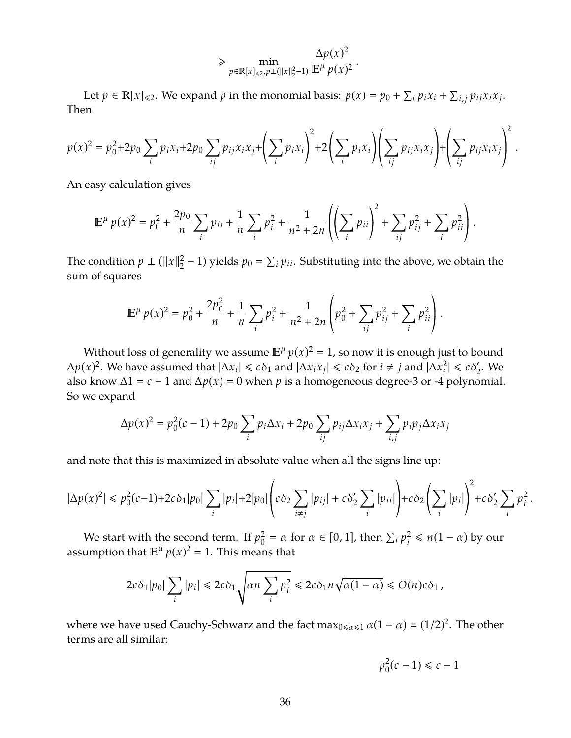$$\geqslant \min_{p \in \mathbb{R}[x]_{\leqslant 2}, p \perp (\|x\|_2^2 - 1)} \frac{\Delta p(x)^2}{\mathbb{E}^\mu p(x)^2} .$$

Let $p \in \mathbb{R}[x]_{\leqslant 2}$. We expand $p$ in the monomial basis: $p(x) = p_0 + \sum_i p_i x_i + \sum_{i,j} p_{ij} x_i x_j$. Then

$$p(x)^2 = p_0^2 + 2p_0 \sum_i p_i x_i + 2p_0 \sum_{ij} p_{ij} x_i x_j + \left(\sum_i p_i x_i\right)^2 + 2\left(\sum_i p_i x_i\right)\left(\sum_{ij} p_{ij} x_i x_j\right) + \left(\sum_{ij} p_{ij} x_i x_j\right)^2 .$$

An easy calculation gives

$$\mathbb{E}^\mu p(x)^2 = p_0^2 + \frac{2p_0}{n} \sum_i p_{ii} + \frac{1}{n} \sum_i p_i^2 + \frac{1}{n^2 + 2n} \left( \left(\sum_i p_{ii}\right)^2 + \sum_{ij} p_{ij}^2 + \sum_i p_{ii}^2 \right) .$$

The condition $p \perp (\|x\|_2^2 - 1)$ yields $p_0 = \sum_i p_{ii}$. Substituting into the above, we obtain the sum of squares

$$\mathbb{E}^\mu p(x)^2 = p_0^2 + \frac{2p_0^2}{n} + \frac{1}{n} \sum_i p_i^2 + \frac{1}{n^2 + 2n} \left( p_0^2 + \sum_{ij} p_{ij}^2 + \sum_i p_{ii}^2 \right) .$$

Without loss of generality we assume $\mathbb{E}^\mu p(x)^2 = 1$, so now it is enough just to bound $\Delta p(x)^2$. We have assumed that $|\Delta x_i| \leqslant c\delta_1$ and $|\Delta x_i x_j| \leqslant c\delta_2$ for $i \neq j$ and $|\Delta x_i^2| \leqslant c\delta_2'$. We also know $\Delta 1 = c - 1$ and $\Delta p(x) = 0$ when $p$ is a homogeneous degree-3 or -4 polynomial. So we expand

$$\Delta p(x)^2 = p_0^2 (c-1) + 2p_0 \sum_i p_i \Delta x_i + 2p_0 \sum_{ij} p_{ij} \Delta x_i x_j + \sum_{i,j} p_i p_j \Delta x_i x_j$$

and note that this is maximized in absolute value when all the signs line up:

$$|\Delta p(x)^2| \leqslant p_0^2 (c-1) + 2c\delta_1 |p_0| \sum_i |p_i| + 2|p_0| \left( c\delta_2 \sum_{i \neq j} |p_{ij}| + c\delta_2' \sum_i |p_{ii}| \right) + c\delta_2 \left(\sum_i |p_i|\right)^2 + c\delta_2' \sum_i p_i^2 .$$

We start with the second term. If $p_0^2 = \alpha$ for $\alpha \in [0, 1]$, then $\sum_i p_i^2 \leqslant n(1 - \alpha)$ by our assumption that $\mathbb{E}^\mu p(x)^2 = 1$. This means that

$$2c\delta_1 |p_0| \sum_i |p_i| \leqslant 2c\delta_1 \sqrt{\alpha n \sum_i p_i^2} \leqslant 2c\delta_1 n \sqrt{\alpha(1 - \alpha)} \leqslant O(n) c\delta_1 ,$$

where we have used Cauchy-Schwarz and the fact $\max_{0 \leqslant \alpha \leqslant 1} \alpha(1 - \alpha) = (1/2)^2$. The other terms are all similar:

$$p_0^2 (c - 1) \leqslant c - 1$$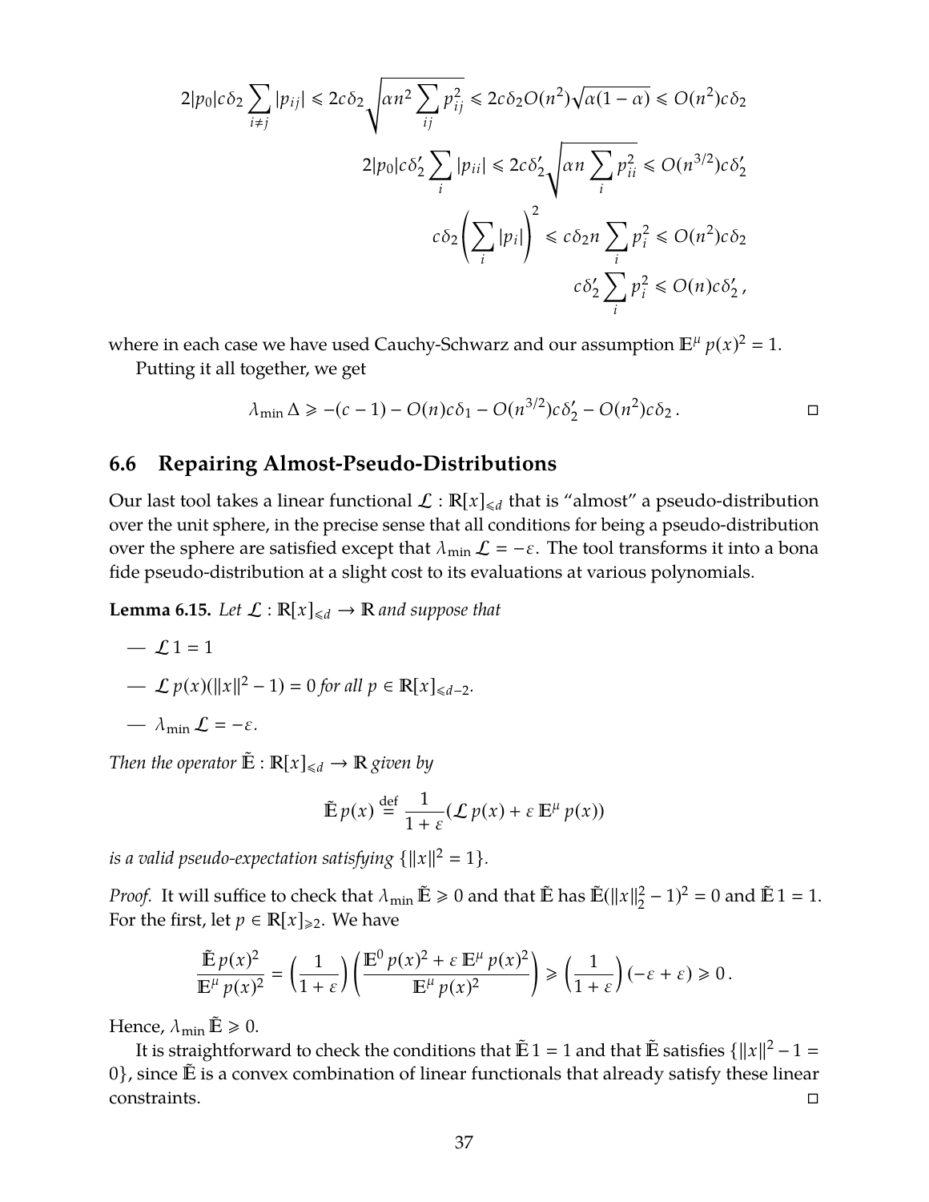$$2|p_0|c\delta_2 \sum_{i \neq j} |p_{ij}| \leqslant 2c\delta_2 \sqrt{\alpha n^2 \sum_{ij} p_{ij}^2} \leqslant 2c\delta_2 O(n^2)\sqrt{\alpha(1-\alpha)} \leqslant O(n^2)c\delta_2$$

$$2|p_0|c\delta_2' \sum_i |p_{ii}| \leqslant 2c\delta_2' \sqrt{\alpha n \sum_i p_{ii}^2} \leqslant O(n^{3/2})c\delta_2'$$

$$c\delta_2 \left(\sum_i |p_i|\right)^2 \leqslant c\delta_2 n \sum_i p_i^2 \leqslant O(n^2)c\delta_2$$

$$c\delta_2' \sum_i p_i^2 \leqslant O(n)c\delta_2',$$

where in each case we have used Cauchy-Schwarz and our assumption $\mathbb{E}^\mu p(x)^2 = 1$.

Putting it all together, we get

$$\lambda_{\min} \Delta \geqslant -(c-1) - O(n)c\delta_1 - O(n^{3/2})c\delta_2' - O(n^2)c\delta_2 . \qquad \square$$

## 6.6 Repairing Almost-Pseudo-Distributions

Our last tool takes a linear functional $\mathcal{L} : \mathbb{R}[x]_{\leqslant d}$ that is "almost" a pseudo-distribution over the unit sphere, in the precise sense that all conditions for being a pseudo-distribution over the sphere are satisfied except that $\lambda_{\min} \mathcal{L} = -\varepsilon$. The tool transforms it into a bona fide pseudo-distribution at a slight cost to its evaluations at various polynomials.

**Lemma 6.15.** *Let $\mathcal{L} : \mathbb{R}[x]_{\leqslant d} \to \mathbb{R}$ and suppose that*

— $\mathcal{L}\, 1 = 1$

— $\mathcal{L}\, p(x)(\|x\|^2 - 1) = 0$ *for all $p \in \mathbb{R}[x]_{\leqslant d-2}$.*

— $\lambda_{\min} \mathcal{L} = -\varepsilon$.

*Then the operator $\tilde{\mathbb{E}} : \mathbb{R}[x]_{\leqslant d} \to \mathbb{R}$ given by*

$$\tilde{\mathbb{E}}\, p(x) \stackrel{\text{def}}{=} \frac{1}{1+\varepsilon}(\mathcal{L}\, p(x) + \varepsilon\, \mathbb{E}^\mu\, p(x))$$

*is a valid pseudo-expectation satisfying $\{\|x\|^2 = 1\}$.*

*Proof.* It will suffice to check that $\lambda_{\min} \tilde{\mathbb{E}} \geqslant 0$ and that $\tilde{\mathbb{E}}$ has $\tilde{\mathbb{E}}(\|x\|_2^2 - 1)^2 = 0$ and $\tilde{\mathbb{E}}\, 1 = 1$. For the first, let $p \in \mathbb{R}[x]_{\geqslant 2}$. We have

$$\frac{\tilde{\mathbb{E}}\, p(x)^2}{\mathbb{E}^\mu\, p(x)^2} = \left(\frac{1}{1+\varepsilon}\right)\left(\frac{\mathbb{E}^0\, p(x)^2 + \varepsilon\, \mathbb{E}^\mu\, p(x)^2}{\mathbb{E}^\mu\, p(x)^2}\right) \geqslant \left(\frac{1}{1+\varepsilon}\right)(-\varepsilon + \varepsilon) \geqslant 0\,.$$

Hence, $\lambda_{\min} \tilde{\mathbb{E}} \geqslant 0$.

It is straightforward to check the conditions that $\tilde{\mathbb{E}}\, 1 = 1$ and that $\tilde{\mathbb{E}}$ satisfies $\{\|x\|^2 - 1 = 0\}$, since $\tilde{\mathbb{E}}$ is a convex combination of linear functionals that already satisfy these linear constraints. $\square$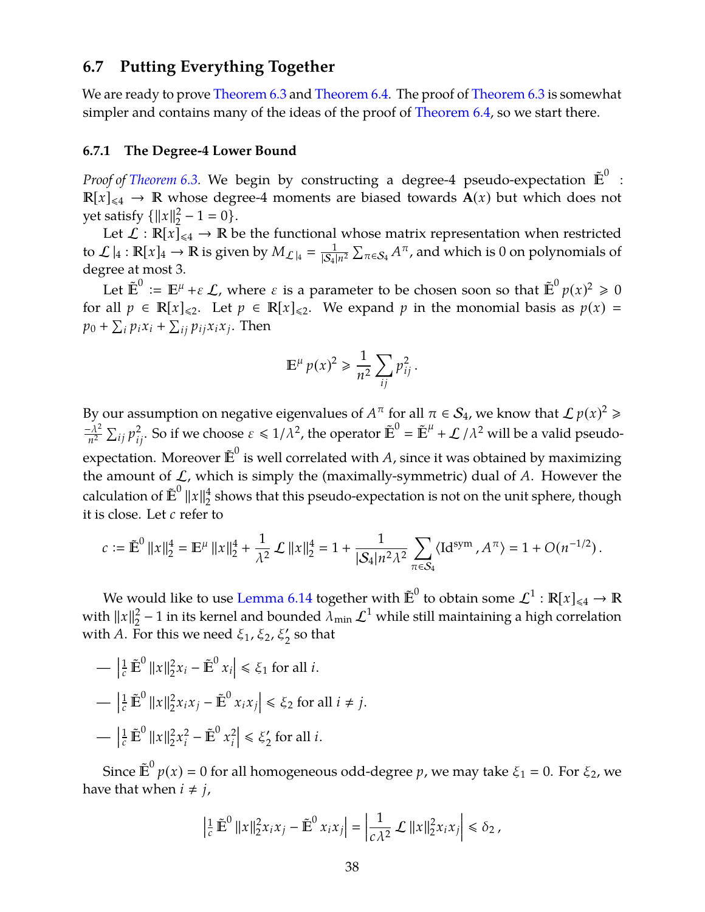## 6.7 Putting Everything Together

We are ready to prove Theorem 6.3 and Theorem 6.4. The proof of Theorem 6.3 is somewhat simpler and contains many of the ideas of the proof of Theorem 6.4, so we start there.

### 6.7.1 The Degree-4 Lower Bound

*Proof of Theorem 6.3.* We begin by constructing a degree-4 pseudo-expectation $\tilde{\mathbb{E}}^0 : \mathbb{R}[x]_{\leqslant 4} \to \mathbb{R}$ whose degree-4 moments are biased towards $\mathbf{A}(x)$ but which does not yet satisfy $\{\|x\|_2^2 - 1 = 0\}$.

Let $\mathcal{L} : \mathbb{R}[x]_{\leqslant 4} \to \mathbb{R}$ be the functional whose matrix representation when restricted to $\mathcal{L}|_4 : \mathbb{R}[x]_4 \to \mathbb{R}$ is given by $M_{\mathcal{L}|_4} = \frac{1}{|\mathcal{S}_4|n^2} \sum_{\pi \in \mathcal{S}_4} A^\pi$, and which is 0 on polynomials of degree at most 3.

Let $\tilde{\mathbb{E}}^0 := \mathbb{E}^\mu + \varepsilon\, \mathcal{L}$, where $\varepsilon$ is a parameter to be chosen soon so that $\tilde{\mathbb{E}}^0 p(x)^2 \geqslant 0$ for all $p \in \mathbb{R}[x]_{\leqslant 2}$. Let $p \in \mathbb{R}[x]_{\leqslant 2}$. We expand $p$ in the monomial basis as $p(x) = p_0 + \sum_i p_i x_i + \sum_{ij} p_{ij} x_i x_j$. Then

$$\mathbb{E}^\mu\, p(x)^2 \geqslant \frac{1}{n^2} \sum_{ij} p_{ij}^2 \,.$$

By our assumption on negative eigenvalues of $A^\pi$ for all $\pi \in \mathcal{S}_4$, we know that $\mathcal{L}\, p(x)^2 \geqslant \frac{-\lambda^2}{n^2} \sum_{ij} p_{ij}^2$. So if we choose $\varepsilon \leqslant 1/\lambda^2$, the operator $\tilde{\mathbb{E}}^0 = \tilde{\mathbb{E}}^\mu + \mathcal{L}/\lambda^2$ will be a valid pseudo-expectation. Moreover $\tilde{\mathbb{E}}^0$ is well correlated with $A$, since it was obtained by maximizing the amount of $\mathcal{L}$, which is simply the (maximally-symmetric) dual of $A$. However the calculation of $\tilde{\mathbb{E}}^0 \|x\|_2^4$ shows that this pseudo-expectation is not on the unit sphere, though it is close. Let $c$ refer to

$$c := \tilde{\mathbb{E}}^0 \|x\|_2^4 = \mathbb{E}^\mu \|x\|_2^4 + \frac{1}{\lambda^2} \mathcal{L}\, \|x\|_2^4 = 1 + \frac{1}{|\mathcal{S}_4| n^2 \lambda^2} \sum_{\pi \in \mathcal{S}_4} \langle \mathrm{Id}^{\mathrm{sym}}, A^\pi \rangle = 1 + O(n^{-1/2}) \,.$$

We would like to use Lemma 6.14 together with $\tilde{\mathbb{E}}^0$ to obtain some $\mathcal{L}^1 : \mathbb{R}[x]_{\leqslant 4} \to \mathbb{R}$ with $\|x\|_2^2 - 1$ in its kernel and bounded $\lambda_{\min} \mathcal{L}^1$ while still maintaining a high correlation with $A$. For this we need $\xi_1, \xi_2, \xi_2'$ so that

- $\left| \frac{1}{c} \tilde{\mathbb{E}}^0 \|x\|_2^2 x_i - \tilde{\mathbb{E}}^0 x_i \right| \leqslant \xi_1$ for all $i$.
- $\left| \frac{1}{c} \tilde{\mathbb{E}}^0 \|x\|_2^2 x_i x_j - \tilde{\mathbb{E}}^0 x_i x_j \right| \leqslant \xi_2$ for all $i \neq j$.
- $\left| \frac{1}{c} \tilde{\mathbb{E}}^0 \|x\|_2^2 x_i^2 - \tilde{\mathbb{E}}^0 x_i^2 \right| \leqslant \xi_2'$ for all $i$.

Since $\tilde{\mathbb{E}}^0 p(x) = 0$ for all homogeneous odd-degree $p$, we may take $\xi_1 = 0$. For $\xi_2$, we have that when $i \neq j$,

$$\left| \tfrac{1}{c} \tilde{\mathbb{E}}^0 \|x\|_2^2 x_i x_j - \tilde{\mathbb{E}}^0 x_i x_j \right| = \left| \frac{1}{c\lambda^2} \mathcal{L}\, \|x\|_2^2 x_i x_j \right| \leqslant \delta_2 \,,$$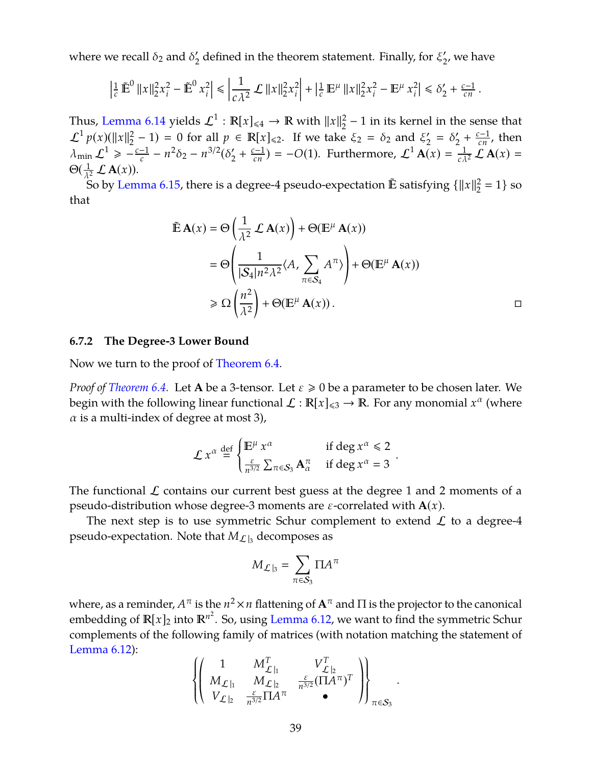where we recall $\delta_2$ and $\delta_2'$ defined in the theorem statement. Finally, for $\xi_2'$, we have

$$\left|\tfrac{1}{c}\,\tilde{\mathbb{E}}^0\,\|x\|_2^2 x_i^2 - \tilde{\mathbb{E}}^0\,x_i^2\right| \leqslant \left|\frac{1}{c\lambda^2}\,\mathcal{L}\,\|x\|_2^2 x_i^2\right| + \left|\tfrac{1}{c}\,\mathbb{E}^\mu\,\|x\|_2^2 x_i^2 - \mathbb{E}^\mu\,x_i^2\right| \leqslant \delta_2' + \tfrac{c-1}{cn}\,.$$

Thus, Lemma 6.14 yields $\mathcal{L}^1 : \mathbb{R}[x]_{\leqslant 4} \to \mathbb{R}$ with $\|x\|_2^2 - 1$ in its kernel in the sense that $\mathcal{L}^1\,p(x)(\|x\|_2^2 - 1) = 0$ for all $p \in \mathbb{R}[x]_{\leqslant 2}$. If we take $\xi_2 = \delta_2$ and $\xi_2' = \delta_2' + \frac{c-1}{cn}$, then $\lambda_{\min}\,\mathcal{L}^1 \geqslant -\frac{c-1}{c} - n^2\delta_2 - n^{3/2}(\delta_2' + \frac{c-1}{cn}) = -O(1)$. Furthermore, $\mathcal{L}^1\,\mathbf{A}(x) = \frac{1}{c\lambda^2}\,\mathcal{L}\,\mathbf{A}(x) = \Theta(\frac{1}{\lambda^2}\,\mathcal{L}\,\mathbf{A}(x))$.

So by Lemma 6.15, there is a degree-4 pseudo-expectation $\tilde{\mathbb{E}}$ satisfying $\{\|x\|_2^2 = 1\}$ so that

$$\begin{aligned}
\tilde{\mathbb{E}}\,\mathbf{A}(x) &= \Theta\left(\frac{1}{\lambda^2}\,\mathcal{L}\,\mathbf{A}(x)\right) + \Theta(\mathbb{E}^\mu\,\mathbf{A}(x)) \\
&= \Theta\left(\frac{1}{|\mathcal{S}_4| n^2 \lambda^2}\langle A, \sum_{\pi\in\mathcal{S}_4} A^\pi\rangle\right) + \Theta(\mathbb{E}^\mu\,\mathbf{A}(x)) \\
&\geqslant \Omega\left(\frac{n^2}{\lambda^2}\right) + \Theta(\mathbb{E}^\mu\,\mathbf{A}(x))\,.
\end{aligned}$$

□

### 6.7.2 The Degree-3 Lower Bound

Now we turn to the proof of Theorem 6.4.

*Proof of Theorem 6.4.* Let $\mathbf{A}$ be a 3-tensor. Let $\varepsilon \geqslant 0$ be a parameter to be chosen later. We begin with the following linear functional $\mathcal{L} : \mathbb{R}[x]_{\leqslant 3} \to \mathbb{R}$. For any monomial $x^\alpha$ (where $\alpha$ is a multi-index of degree at most 3),

$$\mathcal{L}\,x^\alpha \overset{\text{def}}{=} \begin{cases} \mathbb{E}^\mu\,x^\alpha & \text{if } \deg x^\alpha \leqslant 2 \\ \frac{\varepsilon}{n^{3/2}}\sum_{\pi\in\mathcal{S}_3}\mathbf{A}^\pi_\alpha & \text{if } \deg x^\alpha = 3 \end{cases}.$$

The functional $\mathcal{L}$ contains our current best guess at the degree 1 and 2 moments of a pseudo-distribution whose degree-3 moments are $\varepsilon$-correlated with $\mathbf{A}(x)$.

The next step is to use symmetric Schur complement to extend $\mathcal{L}$ to a degree-4 pseudo-expectation. Note that $M_{\mathcal{L}|_3}$ decomposes as

$$M_{\mathcal{L}|_3} = \sum_{\pi\in\mathcal{S}_3}\Pi A^\pi$$

where, as a reminder, $A^\pi$ is the $n^2\times n$ flattening of $\mathbf{A}^\pi$ and $\Pi$ is the projector to the canonical embedding of $\mathbb{R}[x]_2$ into $\mathbb{R}^{n^2}$. So, using Lemma 6.12, we want to find the symmetric Schur complements of the following family of matrices (with notation matching the statement of Lemma 6.12):

$$\left\{\begin{pmatrix} 1 & M_{\mathcal{L}|_1}^T & V_{\mathcal{L}|_2}^T \\ M_{\mathcal{L}|_1} & M_{\mathcal{L}|_2} & \frac{\varepsilon}{n^{3/2}}(\Pi A^\pi)^T \\ V_{\mathcal{L}|_2} & \frac{\varepsilon}{n^{3/2}}\Pi A^\pi & \bullet \end{pmatrix}\right\}_{\pi\in\mathcal{S}_3}.$$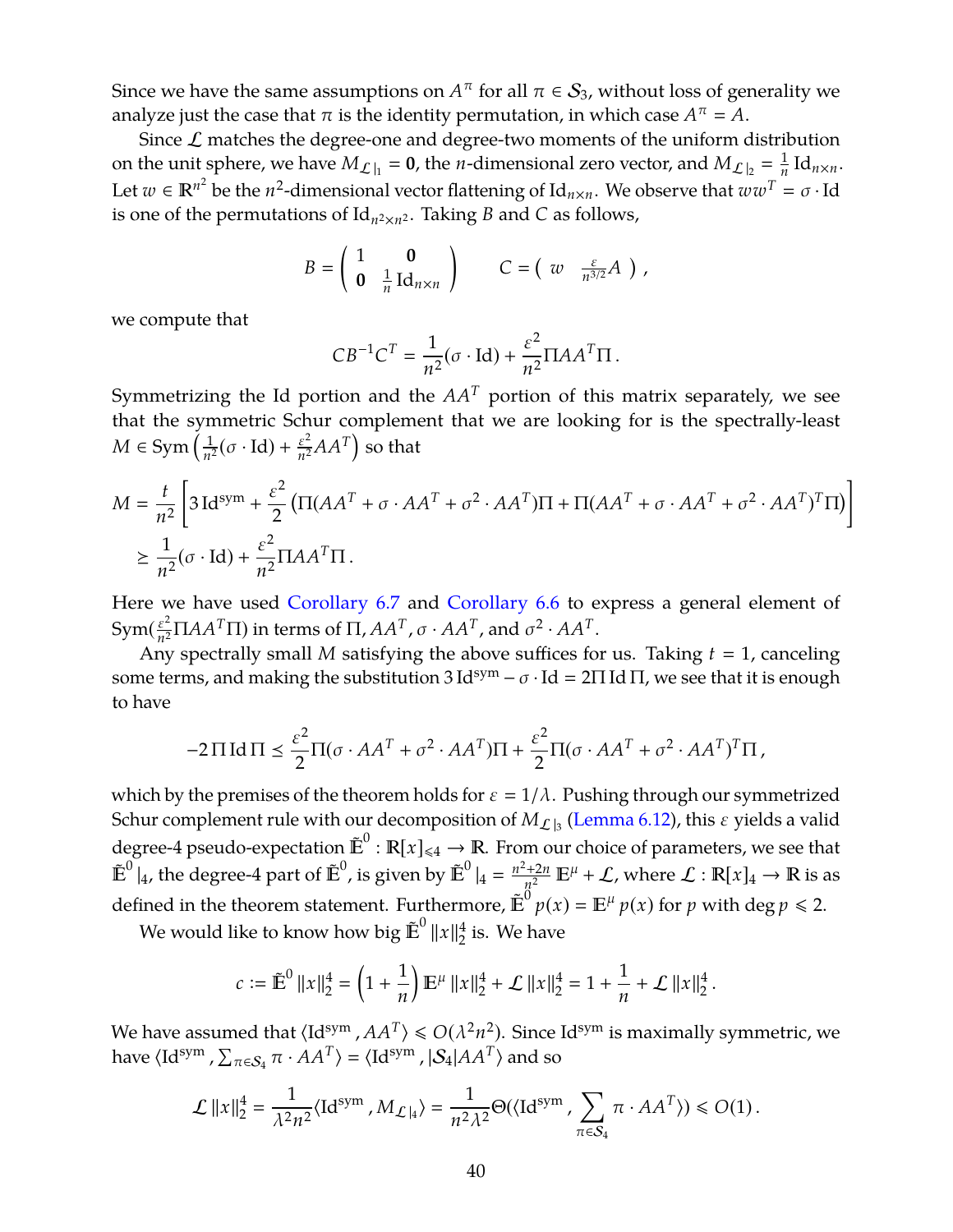Since we have the same assumptions on $A^\pi$ for all $\pi \in \mathcal{S}_3$, without loss of generality we analyze just the case that $\pi$ is the identity permutation, in which case $A^\pi = A$.

Since $\mathcal{L}$ matches the degree-one and degree-two moments of the uniform distribution on the unit sphere, we have $M_{\mathcal{L}|_1} = \mathbf{0}$, the $n$-dimensional zero vector, and $M_{\mathcal{L}|_2} = \frac{1}{n}\operatorname{Id}_{n\times n}$. Let $w \in \mathbb{R}^{n^2}$ be the $n^2$-dimensional vector flattening of $\operatorname{Id}_{n\times n}$. We observe that $ww^T = \sigma \cdot \operatorname{Id}$ is one of the permutations of $\operatorname{Id}_{n^2\times n^2}$. Taking $B$ and $C$ as follows,

$$
B = \begin{pmatrix} 1 & \mathbf{0} \\ \mathbf{0} & \frac{1}{n}\operatorname{Id}_{n\times n} \end{pmatrix} \qquad C = \begin{pmatrix} w & \frac{\varepsilon}{n^{3/2}}A \end{pmatrix},
$$

we compute that

$$
CB^{-1}C^T = \frac{1}{n^2}(\sigma \cdot \operatorname{Id}) + \frac{\varepsilon^2}{n^2}\Pi AA^T \Pi .
$$

Symmetrizing the Id portion and the $AA^T$ portion of this matrix separately, we see that the symmetric Schur complement that we are looking for is the spectrally-least $M \in \operatorname{Sym}\left(\frac{1}{n^2}(\sigma\cdot\operatorname{Id}) + \frac{\varepsilon^2}{n^2}AA^T\right)$ so that

$$
\begin{aligned}
M &= \frac{t}{n^2}\left[3\operatorname{Id}^{\mathrm{sym}} + \frac{\varepsilon^2}{2}\left(\Pi(AA^T + \sigma\cdot AA^T + \sigma^2 \cdot AA^T)\Pi + \Pi(AA^T + \sigma\cdot AA^T + \sigma^2\cdot AA^T)^T\Pi\right)\right] \\
&\succeq \frac{1}{n^2}(\sigma\cdot\operatorname{Id}) + \frac{\varepsilon^2}{n^2}\Pi AA^T\Pi .
\end{aligned}
$$

Here we have used Corollary 6.7 and Corollary 6.6 to express a general element of $\operatorname{Sym}(\frac{\varepsilon^2}{n^2}\Pi AA^T\Pi)$ in terms of $\Pi$, $AA^T$, $\sigma\cdot AA^T$, and $\sigma^2\cdot AA^T$.

Any spectrally small $M$ satisfying the above suffices for us. Taking $t = 1$, canceling some terms, and making the substitution $3\operatorname{Id}^{\mathrm{sym}} - \sigma\cdot\operatorname{Id} = 2\Pi\operatorname{Id}\Pi$, we see that it is enough to have

$$
-2\,\Pi\operatorname{Id}\Pi \preceq \frac{\varepsilon^2}{2}\Pi(\sigma\cdot AA^T + \sigma^2\cdot AA^T)\Pi + \frac{\varepsilon^2}{2}\Pi(\sigma\cdot AA^T + \sigma^2\cdot AA^T)^T\Pi,
$$

which by the premises of the theorem holds for $\varepsilon = 1/\lambda$. Pushing through our symmetrized Schur complement rule with our decomposition of $M_{\mathcal{L}|_3}$ (Lemma 6.12), this $\varepsilon$ yields a valid degree-4 pseudo-expectation $\tilde{\mathbb{E}}^0 : \mathbb{R}[x]_{\leqslant 4} \to \mathbb{R}$. From our choice of parameters, we see that $\tilde{\mathbb{E}}^0|_4$, the degree-4 part of $\tilde{\mathbb{E}}^0$, is given by $\tilde{\mathbb{E}}^0|_4 = \frac{n^2+2n}{n^2}\mathbb{E}^\mu + \mathcal{L}$, where $\mathcal{L} : \mathbb{R}[x]_4 \to \mathbb{R}$ is as defined in the theorem statement. Furthermore, $\tilde{\mathbb{E}}^0 p(x) = \mathbb{E}^\mu p(x)$ for $p$ with $\deg p \leqslant 2$.

We would like to know how big $\tilde{\mathbb{E}}^0\|x\|_2^4$ is. We have

$$
c := \tilde{\mathbb{E}}^0\|x\|_2^4 = \left(1 + \frac{1}{n}\right)\mathbb{E}^\mu\|x\|_2^4 + \mathcal{L}\|x\|_2^4 = 1 + \frac{1}{n} + \mathcal{L}\|x\|_2^4 .
$$

We have assumed that $\langle \operatorname{Id}^{\mathrm{sym}}, AA^T\rangle \leqslant O(\lambda^2 n^2)$. Since $\operatorname{Id}^{\mathrm{sym}}$ is maximally symmetric, we have $\langle \operatorname{Id}^{\mathrm{sym}}, \sum_{\pi\in\mathcal{S}_4}\pi\cdot AA^T\rangle = \langle \operatorname{Id}^{\mathrm{sym}}, |\mathcal{S}_4| AA^T\rangle$ and so

$$
\mathcal{L}\|x\|_2^4 = \frac{1}{\lambda^2 n^2}\langle \operatorname{Id}^{\mathrm{sym}}, M_{\mathcal{L}|_4}\rangle = \frac{1}{n^2\lambda^2}\Theta(\langle \operatorname{Id}^{\mathrm{sym}}, \sum_{\pi\in\mathcal{S}_4}\pi\cdot AA^T\rangle) \leqslant O(1) .
$$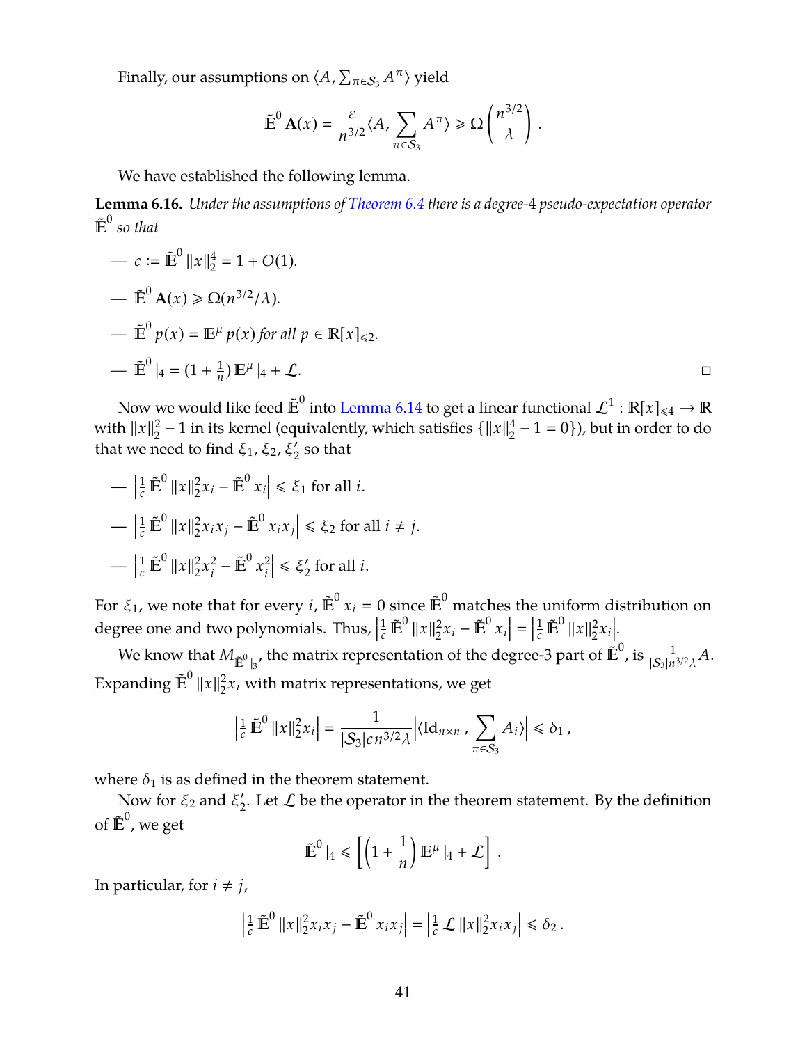Finally, our assumptions on $\langle A, \sum_{\pi \in \mathcal{S}_3} A^\pi \rangle$ yield

$$\tilde{\mathbb{E}}^0 \, \mathbf{A}(x) = \frac{\varepsilon}{n^{3/2}} \langle A, \sum_{\pi \in \mathcal{S}_3} A^\pi \rangle \geqslant \Omega\left(\frac{n^{3/2}}{\lambda}\right).$$

We have established the following lemma.

**Lemma 6.16.** *Under the assumptions of Theorem 6.4 there is a degree-4 pseudo-expectation operator $\tilde{\mathbb{E}}^0$ so that*

- $c := \tilde{\mathbb{E}}^0 \|x\|_2^4 = 1 + O(1)$.
- $\tilde{\mathbb{E}}^0 \mathbf{A}(x) \geqslant \Omega(n^{3/2}/\lambda)$.
- $\tilde{\mathbb{E}}^0 p(x) = \mathbb{E}^\mu p(x)$ *for all* $p \in \mathbb{R}[x]_{\leqslant 2}$.
- $\tilde{\mathbb{E}}^0 |_4 = (1 + \frac{1}{n}) \mathbb{E}^\mu |_4 + \mathcal{L}$. □

Now we would like feed $\tilde{\mathbb{E}}^0$ into Lemma 6.14 to get a linear functional $\mathcal{L}^1 : \mathbb{R}[x]_{\leqslant 4} \to \mathbb{R}$ with $\|x\|_2^2 - 1$ in its kernel (equivalently, which satisfies $\{\|x\|_2^4 - 1 = 0\}$), but in order to do that we need to find $\xi_1, \xi_2, \xi_2'$ so that

- $\left| \frac{1}{c} \tilde{\mathbb{E}}^0 \|x\|_2^2 x_i - \tilde{\mathbb{E}}^0 x_i \right| \leqslant \xi_1$ for all $i$.
- $\left| \frac{1}{c} \tilde{\mathbb{E}}^0 \|x\|_2^2 x_i x_j - \tilde{\mathbb{E}}^0 x_i x_j \right| \leqslant \xi_2$ for all $i \neq j$.
- $\left| \frac{1}{c} \tilde{\mathbb{E}}^0 \|x\|_2^2 x_i^2 - \tilde{\mathbb{E}}^0 x_i^2 \right| \leqslant \xi_2'$ for all $i$.

For $\xi_1$, we note that for every $i$, $\tilde{\mathbb{E}}^0 x_i = 0$ since $\tilde{\mathbb{E}}^0$ matches the uniform distribution on degree one and two polynomials. Thus, $\left| \frac{1}{c} \tilde{\mathbb{E}}^0 \|x\|_2^2 x_i - \tilde{\mathbb{E}}^0 x_i \right| = \left| \frac{1}{c} \tilde{\mathbb{E}}^0 \|x\|_2^2 x_i \right|$.

We know that $M_{\tilde{\mathbb{E}}^0 |_3}$, the matrix representation of the degree-3 part of $\tilde{\mathbb{E}}^0$, is $\frac{1}{|\mathcal{S}_3| n^{3/2} \lambda} A$. Expanding $\tilde{\mathbb{E}}^0 \|x\|_2^2 x_i$ with matrix representations, we get

$$\left| \tfrac{1}{c} \tilde{\mathbb{E}}^0 \|x\|_2^2 x_i \right| = \frac{1}{|\mathcal{S}_3| c n^{3/2} \lambda} \left| \langle \mathrm{Id}_{n \times n}, \sum_{\pi \in \mathcal{S}_3} A_i \rangle \right| \leqslant \delta_1 ,$$

where $\delta_1$ is as defined in the theorem statement.

Now for $\xi_2$ and $\xi_2'$. Let $\mathcal{L}$ be the operator in the theorem statement. By the definition of $\tilde{\mathbb{E}}^0$, we get

$$\tilde{\mathbb{E}}^0 |_4 \leqslant \left[ \left(1 + \frac{1}{n}\right) \mathbb{E}^\mu |_4 + \mathcal{L} \right].$$

In particular, for $i \neq j$,

$$\left| \tfrac{1}{c} \tilde{\mathbb{E}}^0 \|x\|_2^2 x_i x_j - \tilde{\mathbb{E}}^0 x_i x_j \right| = \left| \tfrac{1}{c} \mathcal{L} \|x\|_2^2 x_i x_j \right| \leqslant \delta_2 .$$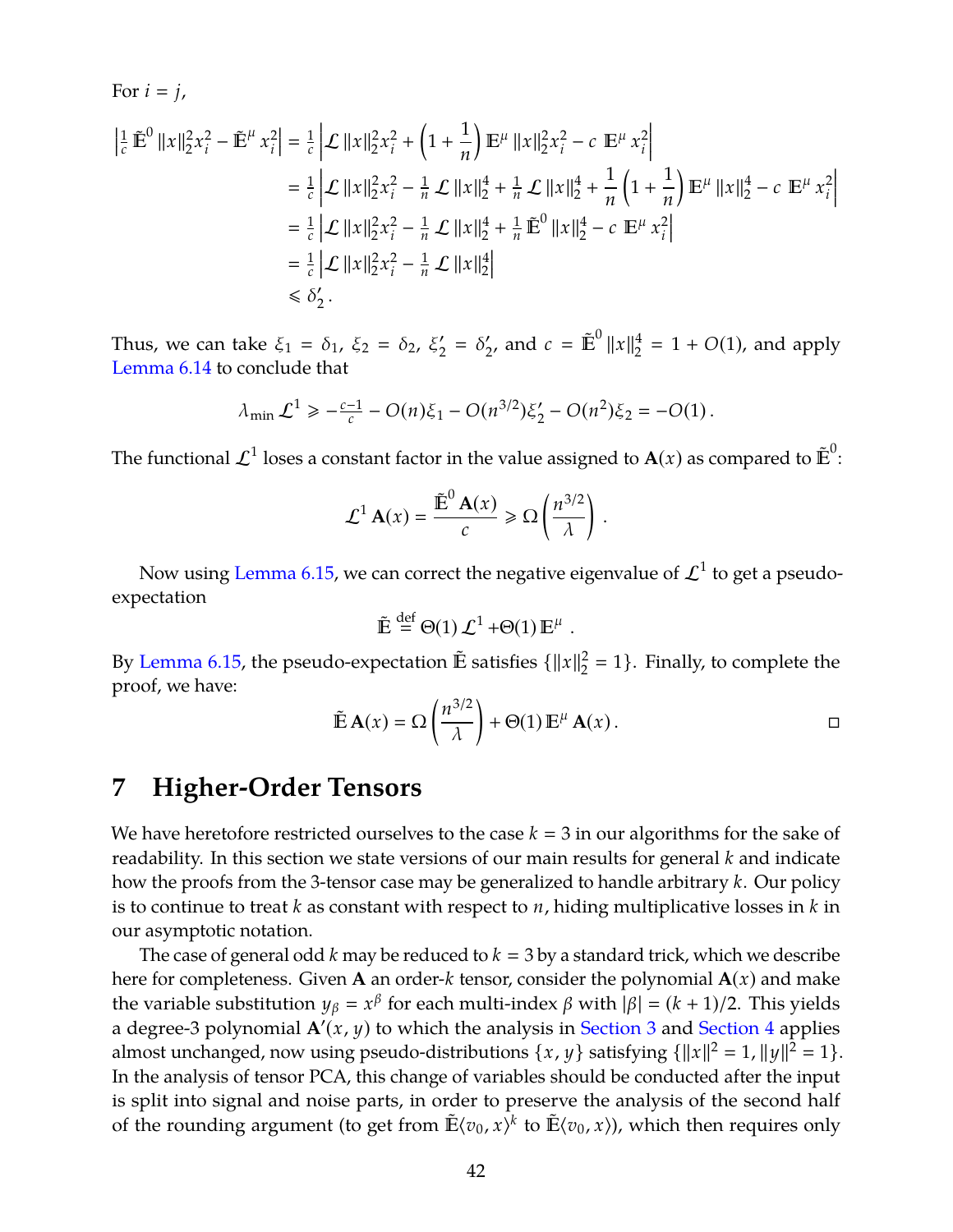For $i = j$,

$$
\begin{aligned}
\left|\tfrac{1}{c}\,\tilde{\mathbb{E}}^0\,\|x\|_2^2 x_i^2 - \tilde{\mathbb{E}}^\mu\, x_i^2\right| &= \tfrac{1}{c}\left|\mathcal{L}\,\|x\|_2^2 x_i^2 + \left(1+\frac{1}{n}\right)\mathbb{E}^\mu\,\|x\|_2^2 x_i^2 - c\;\mathbb{E}^\mu\, x_i^2\right| \\
&= \tfrac{1}{c}\left|\mathcal{L}\,\|x\|_2^2 x_i^2 - \tfrac{1}{n}\,\mathcal{L}\,\|x\|_2^4 + \tfrac{1}{n}\,\mathcal{L}\,\|x\|_2^4 + \frac{1}{n}\left(1+\frac{1}{n}\right)\mathbb{E}^\mu\,\|x\|_2^4 - c\;\mathbb{E}^\mu\, x_i^2\right| \\
&= \tfrac{1}{c}\left|\mathcal{L}\,\|x\|_2^2 x_i^2 - \tfrac{1}{n}\,\mathcal{L}\,\|x\|_2^4 + \tfrac{1}{n}\,\tilde{\mathbb{E}}^0\,\|x\|_2^4 - c\;\mathbb{E}^\mu\, x_i^2\right| \\
&= \tfrac{1}{c}\left|\mathcal{L}\,\|x\|_2^2 x_i^2 - \tfrac{1}{n}\,\mathcal{L}\,\|x\|_2^4\right| \\
&\leqslant \delta_2'\,.
\end{aligned}
$$

Thus, we can take $\xi_1 = \delta_1$, $\xi_2 = \delta_2$, $\xi_2' = \delta_2'$, and $c = \tilde{\mathbb{E}}^0\,\|x\|_2^4 = 1 + O(1)$, and apply Lemma 6.14 to conclude that

$$
\lambda_{\min}\,\mathcal{L}^1 \geqslant -\tfrac{c-1}{c} - O(n)\xi_1 - O(n^{3/2})\xi_2' - O(n^2)\xi_2 = -O(1)\,.
$$

The functional $\mathcal{L}^1$ loses a constant factor in the value assigned to $\mathbf{A}(x)$ as compared to $\tilde{\mathbb{E}}^0$:

$$
\mathcal{L}^1\,\mathbf{A}(x) = \frac{\tilde{\mathbb{E}}^0\,\mathbf{A}(x)}{c} \geqslant \Omega\left(\frac{n^{3/2}}{\lambda}\right).
$$

Now using Lemma 6.15, we can correct the negative eigenvalue of $\mathcal{L}^1$ to get a pseudo-expectation

$$
\tilde{\mathbb{E}} \overset{\text{def}}{=} \Theta(1)\,\mathcal{L}^1 + \Theta(1)\,\mathbb{E}^\mu\,.
$$

By Lemma 6.15, the pseudo-expectation $\tilde{\mathbb{E}}$ satisfies $\{\|x\|_2^2 = 1\}$. Finally, to complete the proof, we have:

$$
\tilde{\mathbb{E}}\,\mathbf{A}(x) = \Omega\left(\frac{n^{3/2}}{\lambda}\right) + \Theta(1)\,\mathbb{E}^\mu\,\mathbf{A}(x)\,. \qquad \square
$$

# 7 Higher-Order Tensors

We have heretofore restricted ourselves to the case $k = 3$ in our algorithms for the sake of readability. In this section we state versions of our main results for general $k$ and indicate how the proofs from the 3-tensor case may be generalized to handle arbitrary $k$. Our policy is to continue to treat $k$ as constant with respect to $n$, hiding multiplicative losses in $k$ in our asymptotic notation.

The case of general odd $k$ may be reduced to $k = 3$ by a standard trick, which we describe here for completeness. Given $\mathbf{A}$ an order-$k$ tensor, consider the polynomial $\mathbf{A}(x)$ and make the variable substitution $y_\beta = x^\beta$ for each multi-index $\beta$ with $|\beta| = (k+1)/2$. This yields a degree-3 polynomial $\mathbf{A}'(x, y)$ to which the analysis in Section 3 and Section 4 applies almost unchanged, now using pseudo-distributions $\{x, y\}$ satisfying $\{\|x\|^2 = 1, \|y\|^2 = 1\}$. In the analysis of tensor PCA, this change of variables should be conducted after the input is split into signal and noise parts, in order to preserve the analysis of the second half of the rounding argument (to get from $\tilde{\mathbb{E}}\langle v_0, x\rangle^k$ to $\tilde{\mathbb{E}}\langle v_0, x\rangle$), which then requires only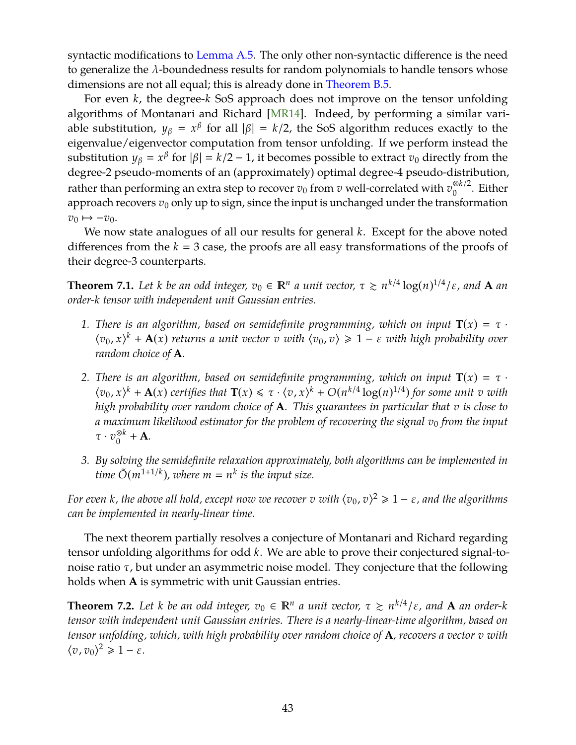syntactic modifications to Lemma A.5. The only other non-syntactic difference is the need to generalize the $\lambda$-boundedness results for random polynomials to handle tensors whose dimensions are not all equal; this is already done in Theorem B.5.

For even $k$, the degree-$k$ SoS approach does not improve on the tensor unfolding algorithms of Montanari and Richard [MR14]. Indeed, by performing a similar variable substitution, $y_\beta = x^\beta$ for all $|\beta| = k/2$, the SoS algorithm reduces exactly to the eigenvalue/eigenvector computation from tensor unfolding. If we perform instead the substitution $y_\beta = x^\beta$ for $|\beta| = k/2 - 1$, it becomes possible to extract $v_0$ directly from the degree-2 pseudo-moments of an (approximately) optimal degree-4 pseudo-distribution, rather than performing an extra step to recover $v_0$ from $v$ well-correlated with $v_0^{\otimes k/2}$. Either approach recovers $v_0$ only up to sign, since the input is unchanged under the transformation $v_0 \mapsto -v_0$.

We now state analogues of all our results for general $k$. Except for the above noted differences from the $k = 3$ case, the proofs are all easy transformations of the proofs of their degree-3 counterparts.

**Theorem 7.1.** *Let $k$ be an odd integer, $v_0 \in \mathbb{R}^n$ a unit vector, $\tau \gtrsim n^{k/4} \log(n)^{1/4}/\varepsilon$, and $\mathbf{A}$ an order-$k$ tensor with independent unit Gaussian entries.*

1. *There is an algorithm, based on semidefinite programming, which on input $\mathbf{T}(x) = \tau \cdot \langle v_0, x\rangle^k + \mathbf{A}(x)$ returns a unit vector $v$ with $\langle v_0, v\rangle \geqslant 1 - \varepsilon$ with high probability over random choice of $\mathbf{A}$.*

2. *There is an algorithm, based on semidefinite programming, which on input $\mathbf{T}(x) = \tau \cdot \langle v_0, x\rangle^k + \mathbf{A}(x)$ certifies that $\mathbf{T}(x) \leqslant \tau \cdot \langle v, x\rangle^k + O(n^{k/4} \log(n)^{1/4})$ for some unit $v$ with high probability over random choice of $\mathbf{A}$. This guarantees in particular that $v$ is close to a maximum likelihood estimator for the problem of recovering the signal $v_0$ from the input $\tau \cdot v_0^{\otimes k} + \mathbf{A}$.*

3. *By solving the semidefinite relaxation approximately, both algorithms can be implemented in time $\tilde{O}(m^{1+1/k})$, where $m = n^k$ is the input size.*

*For even $k$, the above all hold, except now we recover $v$ with $\langle v_0, v\rangle^2 \geqslant 1 - \varepsilon$, and the algorithms can be implemented in nearly-linear time.*

The next theorem partially resolves a conjecture of Montanari and Richard regarding tensor unfolding algorithms for odd $k$. We are able to prove their conjectured signal-to-noise ratio $\tau$, but under an asymmetric noise model. They conjecture that the following holds when $\mathbf{A}$ is symmetric with unit Gaussian entries.

**Theorem 7.2.** *Let $k$ be an odd integer, $v_0 \in \mathbb{R}^n$ a unit vector, $\tau \gtrsim n^{k/4}/\varepsilon$, and $\mathbf{A}$ an order-$k$ tensor with independent unit Gaussian entries. There is a nearly-linear-time algorithm, based on tensor unfolding, which, with high probability over random choice of $\mathbf{A}$, recovers a vector $v$ with $\langle v, v_0\rangle^2 \geqslant 1 - \varepsilon$.*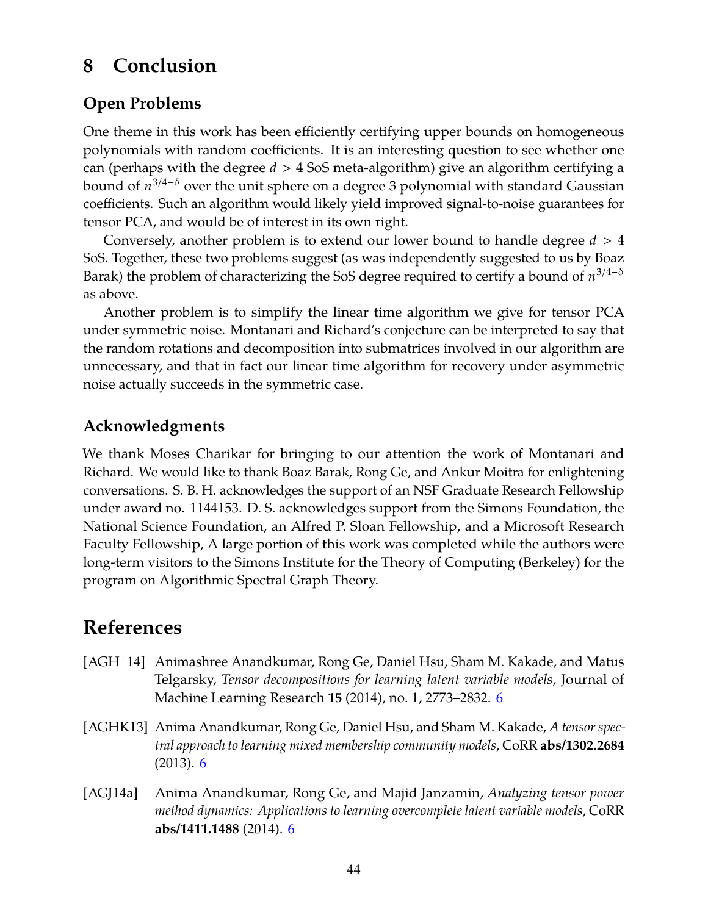# 8 Conclusion

## Open Problems

One theme in this work has been efficiently certifying upper bounds on homogeneous polynomials with random coefficients. It is an interesting question to see whether one can (perhaps with the degree $d > 4$ SoS meta-algorithm) give an algorithm certifying a bound of $n^{3/4-\delta}$ over the unit sphere on a degree 3 polynomial with standard Gaussian coefficients. Such an algorithm would likely yield improved signal-to-noise guarantees for tensor PCA, and would be of interest in its own right.

Conversely, another problem is to extend our lower bound to handle degree $d > 4$ SoS. Together, these two problems suggest (as was independently suggested to us by Boaz Barak) the problem of characterizing the SoS degree required to certify a bound of $n^{3/4-\delta}$ as above.

Another problem is to simplify the linear time algorithm we give for tensor PCA under symmetric noise. Montanari and Richard's conjecture can be interpreted to say that the random rotations and decomposition into submatrices involved in our algorithm are unnecessary, and that in fact our linear time algorithm for recovery under asymmetric noise actually succeeds in the symmetric case.

## Acknowledgments

We thank Moses Charikar for bringing to our attention the work of Montanari and Richard. We would like to thank Boaz Barak, Rong Ge, and Ankur Moitra for enlightening conversations. S. B. H. acknowledges the support of an NSF Graduate Research Fellowship under award no. 1144153. D. S. acknowledges support from the Simons Foundation, the National Science Foundation, an Alfred P. Sloan Fellowship, and a Microsoft Research Faculty Fellowship, A large portion of this work was completed while the authors were long-term visitors to the Simons Institute for the Theory of Computing (Berkeley) for the program on Algorithmic Spectral Graph Theory.

# References

[AGH+14] Animashree Anandkumar, Rong Ge, Daniel Hsu, Sham M. Kakade, and Matus Telgarsky, *Tensor decompositions for learning latent variable models*, Journal of Machine Learning Research **15** (2014), no. 1, 2773–2832. 6

[AGHK13] Anima Anandkumar, Rong Ge, Daniel Hsu, and Sham M. Kakade, *A tensor spectral approach to learning mixed membership community models*, CoRR **abs/1302.2684** (2013). 6

[AGJ14a] Anima Anandkumar, Rong Ge, and Majid Janzamin, *Analyzing tensor power method dynamics: Applications to learning overcomplete latent variable models*, CoRR **abs/1411.1488** (2014). 6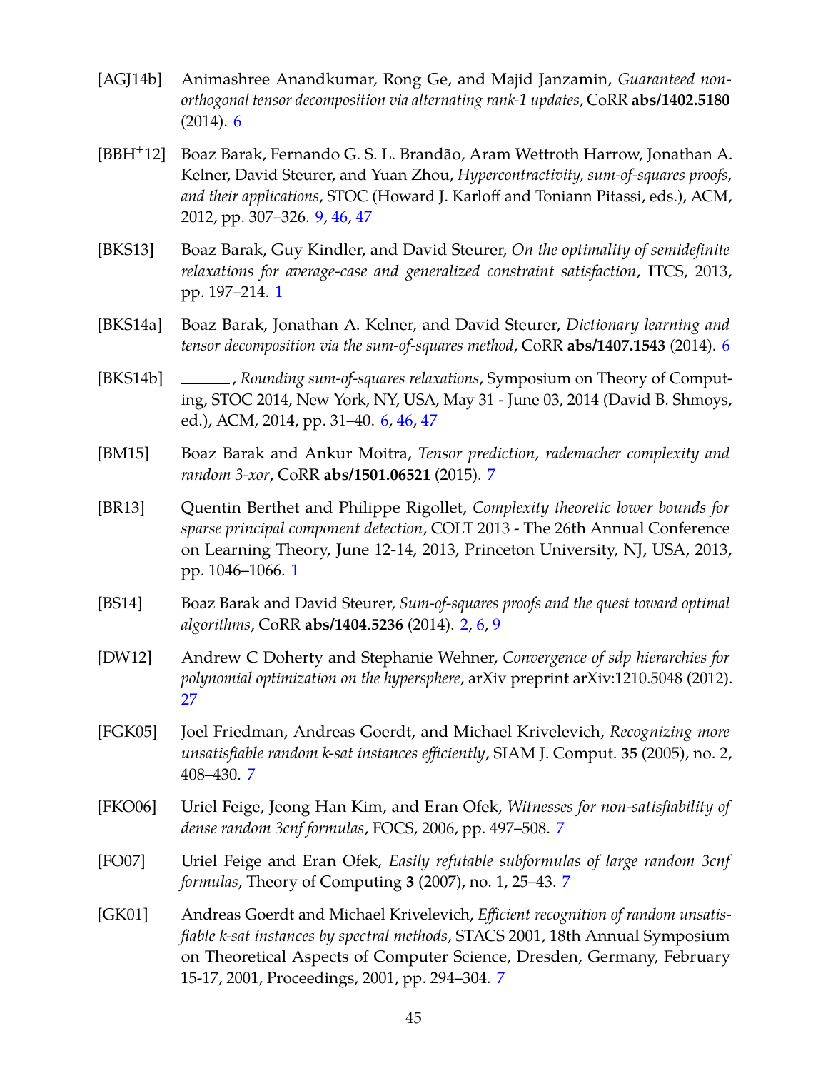[AGJ14b] Animashree Anandkumar, Rong Ge, and Majid Janzamin, *Guaranteed non-orthogonal tensor decomposition via alternating rank-1 updates*, CoRR **abs/1402.5180** (2014). 6

[BBH+12] Boaz Barak, Fernando G. S. L. Brandão, Aram Wettroth Harrow, Jonathan A. Kelner, David Steurer, and Yuan Zhou, *Hypercontractivity, sum-of-squares proofs, and their applications*, STOC (Howard J. Karloff and Toniann Pitassi, eds.), ACM, 2012, pp. 307–326. 9, 46, 47

[BKS13] Boaz Barak, Guy Kindler, and David Steurer, *On the optimality of semidefinite relaxations for average-case and generalized constraint satisfaction*, ITCS, 2013, pp. 197–214. 1

[BKS14a] Boaz Barak, Jonathan A. Kelner, and David Steurer, *Dictionary learning and tensor decomposition via the sum-of-squares method*, CoRR **abs/1407.1543** (2014). 6

[BKS14b] ______, *Rounding sum-of-squares relaxations*, Symposium on Theory of Computing, STOC 2014, New York, NY, USA, May 31 - June 03, 2014 (David B. Shmoys, ed.), ACM, 2014, pp. 31–40. 6, 46, 47

[BM15] Boaz Barak and Ankur Moitra, *Tensor prediction, rademacher complexity and random 3-xor*, CoRR **abs/1501.06521** (2015). 7

[BR13] Quentin Berthet and Philippe Rigollet, *Complexity theoretic lower bounds for sparse principal component detection*, COLT 2013 - The 26th Annual Conference on Learning Theory, June 12-14, 2013, Princeton University, NJ, USA, 2013, pp. 1046–1066. 1

[BS14] Boaz Barak and David Steurer, *Sum-of-squares proofs and the quest toward optimal algorithms*, CoRR **abs/1404.5236** (2014). 2, 6, 9

[DW12] Andrew C Doherty and Stephanie Wehner, *Convergence of sdp hierarchies for polynomial optimization on the hypersphere*, arXiv preprint arXiv:1210.5048 (2012). 27

[FGK05] Joel Friedman, Andreas Goerdt, and Michael Krivelevich, *Recognizing more unsatisfiable random k-sat instances efficiently*, SIAM J. Comput. **35** (2005), no. 2, 408–430. 7

[FKO06] Uriel Feige, Jeong Han Kim, and Eran Ofek, *Witnesses for non-satisfiability of dense random 3cnf formulas*, FOCS, 2006, pp. 497–508. 7

[FO07] Uriel Feige and Eran Ofek, *Easily refutable subformulas of large random 3cnf formulas*, Theory of Computing **3** (2007), no. 1, 25–43. 7

[GK01] Andreas Goerdt and Michael Krivelevich, *Efficient recognition of random unsatisfiable k-sat instances by spectral methods*, STACS 2001, 18th Annual Symposium on Theoretical Aspects of Computer Science, Dresden, Germany, February 15-17, 2001, Proceedings, 2001, pp. 294–304. 7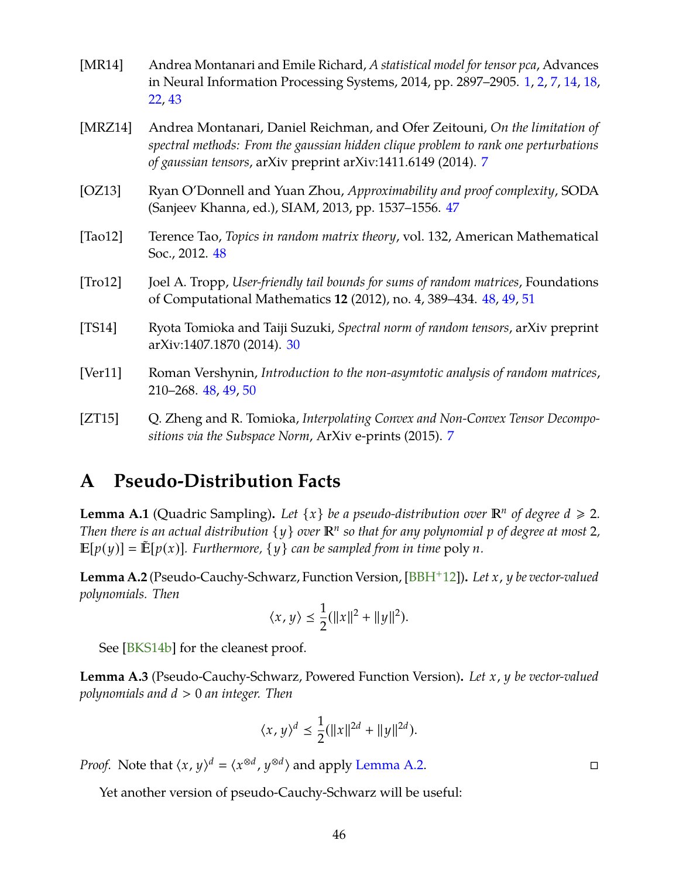[MR14] Andrea Montanari and Emile Richard, *A statistical model for tensor pca*, Advances in Neural Information Processing Systems, 2014, pp. 2897–2905. 1, 2, 7, 14, 18, 22, 43

[MRZ14] Andrea Montanari, Daniel Reichman, and Ofer Zeitouni, *On the limitation of spectral methods: From the gaussian hidden clique problem to rank one perturbations of gaussian tensors*, arXiv preprint arXiv:1411.6149 (2014). 7

[OZ13] Ryan O'Donnell and Yuan Zhou, *Approximability and proof complexity*, SODA (Sanjeev Khanna, ed.), SIAM, 2013, pp. 1537–1556. 47

[Tao12] Terence Tao, *Topics in random matrix theory*, vol. 132, American Mathematical Soc., 2012. 48

[Tro12] Joel A. Tropp, *User-friendly tail bounds for sums of random matrices*, Foundations of Computational Mathematics **12** (2012), no. 4, 389–434. 48, 49, 51

[TS14] Ryota Tomioka and Taiji Suzuki, *Spectral norm of random tensors*, arXiv preprint arXiv:1407.1870 (2014). 30

[Ver11] Roman Vershynin, *Introduction to the non-asymtotic analysis of random matrices*, 210–268. 48, 49, 50

[ZT15] Q. Zheng and R. Tomioka, *Interpolating Convex and Non-Convex Tensor Decompositions via the Subspace Norm*, ArXiv e-prints (2015). 7

# A Pseudo-Distribution Facts

**Lemma A.1** (Quadric Sampling)**.** *Let $\{x\}$ be a pseudo-distribution over $\mathbb{R}^n$ of degree $d \geqslant 2$. Then there is an actual distribution $\{y\}$ over $\mathbb{R}^n$ so that for any polynomial $p$ of degree at most 2, $\mathbb{E}[p(y)] = \tilde{\mathbb{E}}[p(x)]$. Furthermore, $\{y\}$ can be sampled from in time* poly $n$.

**Lemma A.2** (Pseudo-Cauchy-Schwarz, Function Version, [BBH+12])**.** *Let $x, y$ be vector-valued polynomials. Then*

$$\langle x, y \rangle \preceq \frac{1}{2}(\|x\|^2 + \|y\|^2).$$

See [BKS14b] for the cleanest proof.

**Lemma A.3** (Pseudo-Cauchy-Schwarz, Powered Function Version)**.** *Let $x, y$ be vector-valued polynomials and $d > 0$ an integer. Then*

$$\langle x, y \rangle^d \preceq \frac{1}{2}(\|x\|^{2d} + \|y\|^{2d}).$$

*Proof.* Note that $\langle x, y \rangle^d = \langle x^{\otimes d}, y^{\otimes d} \rangle$ and apply Lemma A.2. □

Yet another version of pseudo-Cauchy-Schwarz will be useful: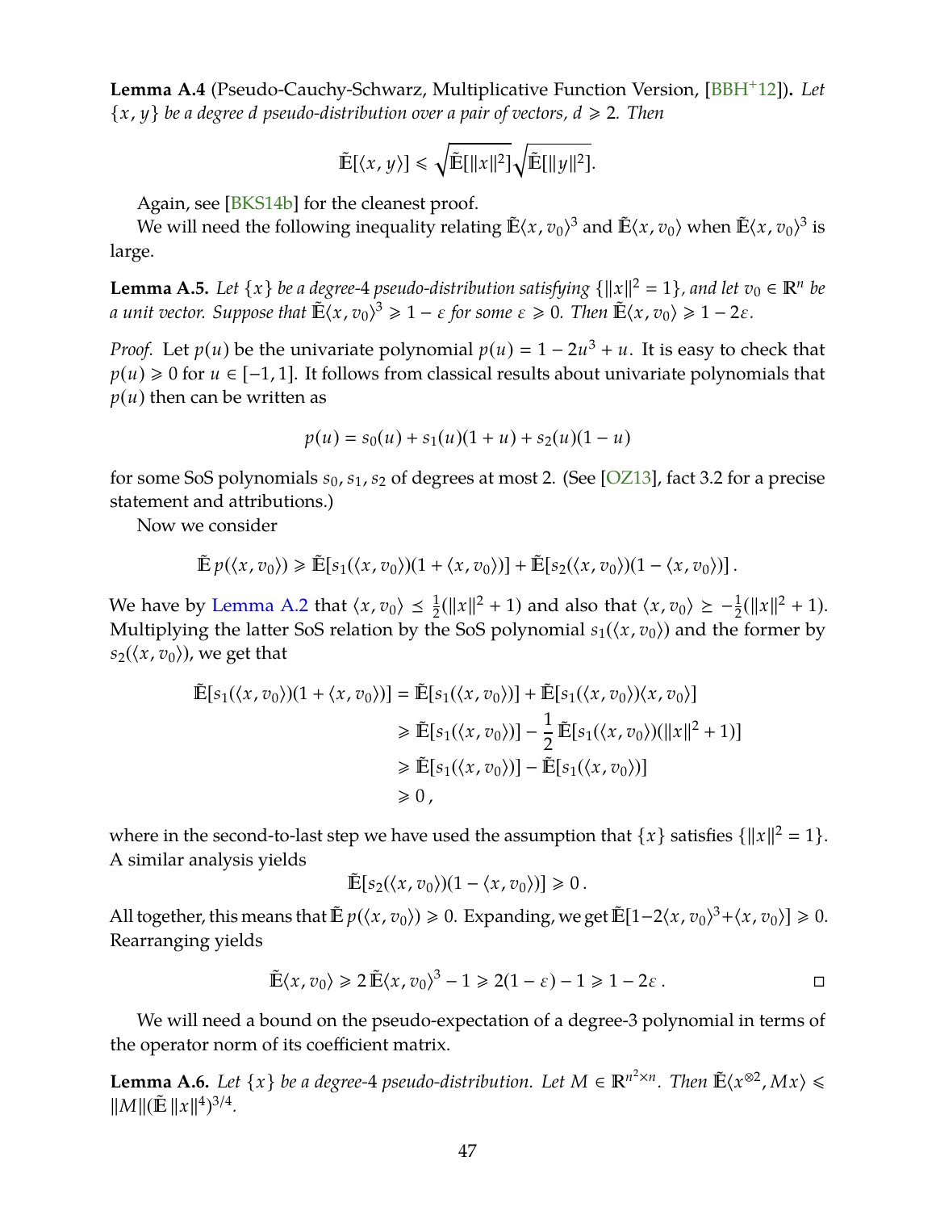**Lemma A.4** (Pseudo-Cauchy-Schwarz, Multiplicative Function Version, [BBH+12])**.** *Let $\{x, y\}$ be a degree $d$ pseudo-distribution over a pair of vectors, $d \geqslant 2$. Then*

$$\tilde{\mathbb{E}}[\langle x, y\rangle] \leqslant \sqrt{\tilde{\mathbb{E}}[\|x\|^2]}\sqrt{\tilde{\mathbb{E}}[\|y\|^2]}.$$

Again, see [BKS14b] for the cleanest proof.

We will need the following inequality relating $\tilde{\mathbb{E}}\langle x, v_0\rangle^3$ and $\tilde{\mathbb{E}}\langle x, v_0\rangle$ when $\tilde{\mathbb{E}}\langle x, v_0\rangle^3$ is large.

**Lemma A.5.** *Let $\{x\}$ be a degree-4 pseudo-distribution satisfying $\{\|x\|^2 = 1\}$, and let $v_0 \in \mathbb{R}^n$ be a unit vector. Suppose that $\tilde{\mathbb{E}}\langle x, v_0\rangle^3 \geqslant 1 - \varepsilon$ for some $\varepsilon \geqslant 0$. Then $\tilde{\mathbb{E}}\langle x, v_0\rangle \geqslant 1 - 2\varepsilon$.*

*Proof.* Let $p(u)$ be the univariate polynomial $p(u) = 1 - 2u^3 + u$. It is easy to check that $p(u) \geqslant 0$ for $u \in [-1, 1]$. It follows from classical results about univariate polynomials that $p(u)$ then can be written as

$$p(u) = s_0(u) + s_1(u)(1 + u) + s_2(u)(1 - u)$$

for some SoS polynomials $s_0, s_1, s_2$ of degrees at most 2. (See [OZ13], fact 3.2 for a precise statement and attributions.)

Now we consider

$$\tilde{\mathbb{E}}\, p(\langle x, v_0\rangle) \geqslant \tilde{\mathbb{E}}[s_1(\langle x, v_0\rangle)(1 + \langle x, v_0\rangle)] + \tilde{\mathbb{E}}[s_2(\langle x, v_0\rangle)(1 - \langle x, v_0\rangle)]\,.$$

We have by Lemma A.2 that $\langle x, v_0\rangle \preceq \frac{1}{2}(\|x\|^2 + 1)$ and also that $\langle x, v_0\rangle \succeq -\frac{1}{2}(\|x\|^2 + 1)$. Multiplying the latter SoS relation by the SoS polynomial $s_1(\langle x, v_0\rangle)$ and the former by $s_2(\langle x, v_0\rangle)$, we get that

$$\begin{aligned}
\tilde{\mathbb{E}}[s_1(\langle x, v_0\rangle)(1 + \langle x, v_0\rangle)] &= \tilde{\mathbb{E}}[s_1(\langle x, v_0\rangle)] + \tilde{\mathbb{E}}[s_1(\langle x, v_0\rangle)\langle x, v_0\rangle] \\
&\geqslant \tilde{\mathbb{E}}[s_1(\langle x, v_0\rangle)] - \frac{1}{2}\tilde{\mathbb{E}}[s_1(\langle x, v_0\rangle)(\|x\|^2 + 1)] \\
&\geqslant \tilde{\mathbb{E}}[s_1(\langle x, v_0\rangle)] - \tilde{\mathbb{E}}[s_1(\langle x, v_0\rangle)] \\
&\geqslant 0\,,
\end{aligned}$$

where in the second-to-last step we have used the assumption that $\{x\}$ satisfies $\{\|x\|^2 = 1\}$. A similar analysis yields

$$\tilde{\mathbb{E}}[s_2(\langle x, v_0\rangle)(1 - \langle x, v_0\rangle)] \geqslant 0\,.$$

All together, this means that $\tilde{\mathbb{E}}\, p(\langle x, v_0\rangle) \geqslant 0$. Expanding, we get $\tilde{\mathbb{E}}[1 - 2\langle x, v_0\rangle^3 + \langle x, v_0\rangle] \geqslant 0$. Rearranging yields

$$\tilde{\mathbb{E}}\langle x, v_0\rangle \geqslant 2\,\tilde{\mathbb{E}}\langle x, v_0\rangle^3 - 1 \geqslant 2(1 - \varepsilon) - 1 \geqslant 1 - 2\varepsilon\,. \qquad \square$$

We will need a bound on the pseudo-expectation of a degree-3 polynomial in terms of the operator norm of its coefficient matrix.

**Lemma A.6.** *Let $\{x\}$ be a degree-4 pseudo-distribution. Let $M \in \mathbb{R}^{n^2 \times n}$. Then $\tilde{\mathbb{E}}\langle x^{\otimes 2}, Mx\rangle \leqslant \|M\|(\tilde{\mathbb{E}}\,\|x\|^4)^{3/4}$.*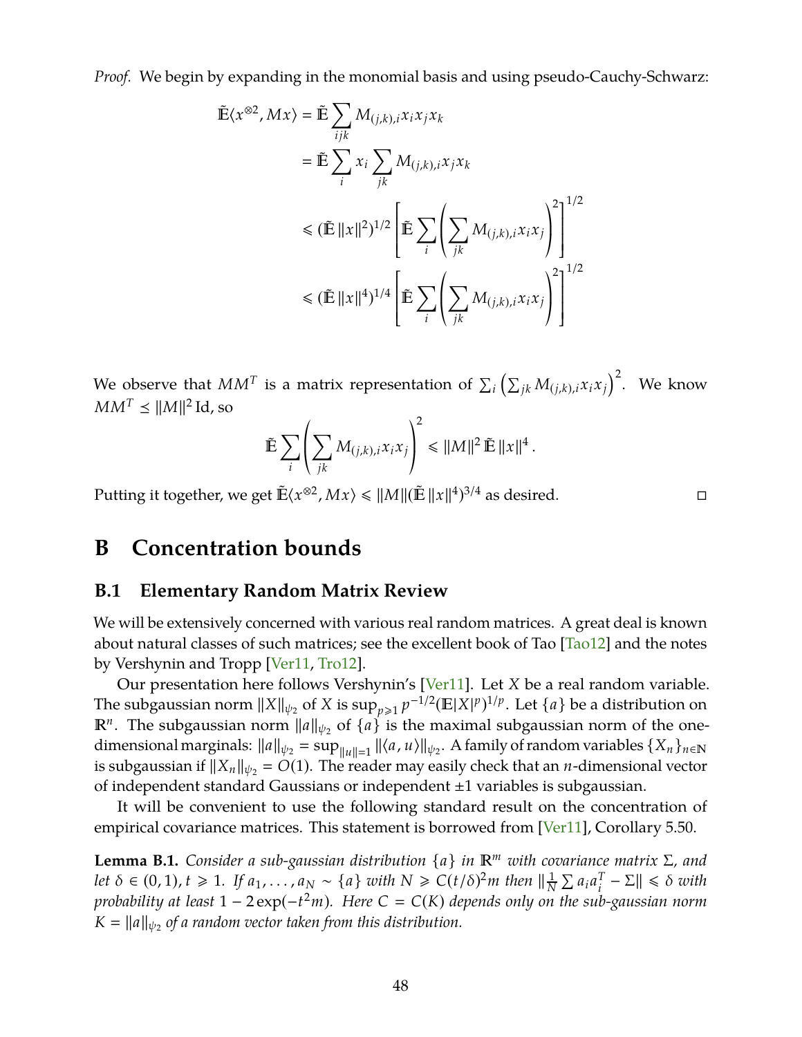*Proof.* We begin by expanding in the monomial basis and using pseudo-Cauchy-Schwarz:

$$
\begin{aligned}
\tilde{\mathbb{E}}\langle x^{\otimes 2}, Mx\rangle &= \tilde{\mathbb{E}} \sum_{ijk} M_{(j,k),i} x_i x_j x_k \\
&= \tilde{\mathbb{E}} \sum_i x_i \sum_{jk} M_{(j,k),i} x_j x_k \\
&\leqslant (\tilde{\mathbb{E}}\, \|x\|^2)^{1/2} \left[ \tilde{\mathbb{E}} \sum_i \left( \sum_{jk} M_{(j,k),i} x_i x_j \right)^2 \right]^{1/2} \\
&\leqslant (\tilde{\mathbb{E}}\, \|x\|^4)^{1/4} \left[ \tilde{\mathbb{E}} \sum_i \left( \sum_{jk} M_{(j,k),i} x_i x_j \right)^2 \right]^{1/2}
\end{aligned}
$$

We observe that $MM^T$ is a matrix representation of $\sum_i \left(\sum_{jk} M_{(j,k),i} x_i x_j\right)^2$. We know $MM^T \preceq \|M\|^2 \operatorname{Id}$, so

$$
\tilde{\mathbb{E}} \sum_i \left( \sum_{jk} M_{(j,k),i} x_i x_j \right)^2 \leqslant \|M\|^2\, \tilde{\mathbb{E}}\, \|x\|^4 .
$$

Putting it together, we get $\tilde{\mathbb{E}}\langle x^{\otimes 2}, Mx\rangle \leqslant \|M\|(\tilde{\mathbb{E}}\, \|x\|^4)^{3/4}$ as desired. □

# B Concentration bounds

## B.1 Elementary Random Matrix Review

We will be extensively concerned with various real random matrices. A great deal is known about natural classes of such matrices; see the excellent book of Tao [Tao12] and the notes by Vershynin and Tropp [Ver11, Tro12].

Our presentation here follows Vershynin's [Ver11]. Let $X$ be a real random variable. The subgaussian norm $\|X\|_{\psi_2}$ of $X$ is $\sup_{p \geqslant 1} p^{-1/2}(\mathbb{E}|X|^p)^{1/p}$. Let $\{a\}$ be a distribution on $\mathbb{R}^n$. The subgaussian norm $\|a\|_{\psi_2}$ of $\{a\}$ is the maximal subgaussian norm of the one-dimensional marginals: $\|a\|_{\psi_2} = \sup_{\|u\|=1} \|\langle a, u\rangle\|_{\psi_2}$. A family of random variables $\{X_n\}_{n \in \mathbb{N}}$ is subgaussian if $\|X_n\|_{\psi_2} = O(1)$. The reader may easily check that an $n$-dimensional vector of independent standard Gaussians or independent $\pm 1$ variables is subgaussian.

It will be convenient to use the following standard result on the concentration of empirical covariance matrices. This statement is borrowed from [Ver11], Corollary 5.50.

**Lemma B.1.** *Consider a sub-gaussian distribution $\{a\}$ in $\mathbb{R}^m$ with covariance matrix $\Sigma$, and let $\delta \in (0,1), t \geqslant 1$. If $a_1, \ldots, a_N \sim \{a\}$ with $N \geqslant C(t/\delta)^2 m$ then $\|\frac{1}{N}\sum a_i a_i^T - \Sigma\| \leqslant \delta$ with probability at least $1 - 2\exp(-t^2 m)$. Here $C = C(K)$ depends only on the sub-gaussian norm $K = \|a\|_{\psi_2}$ of a random vector taken from this distribution.*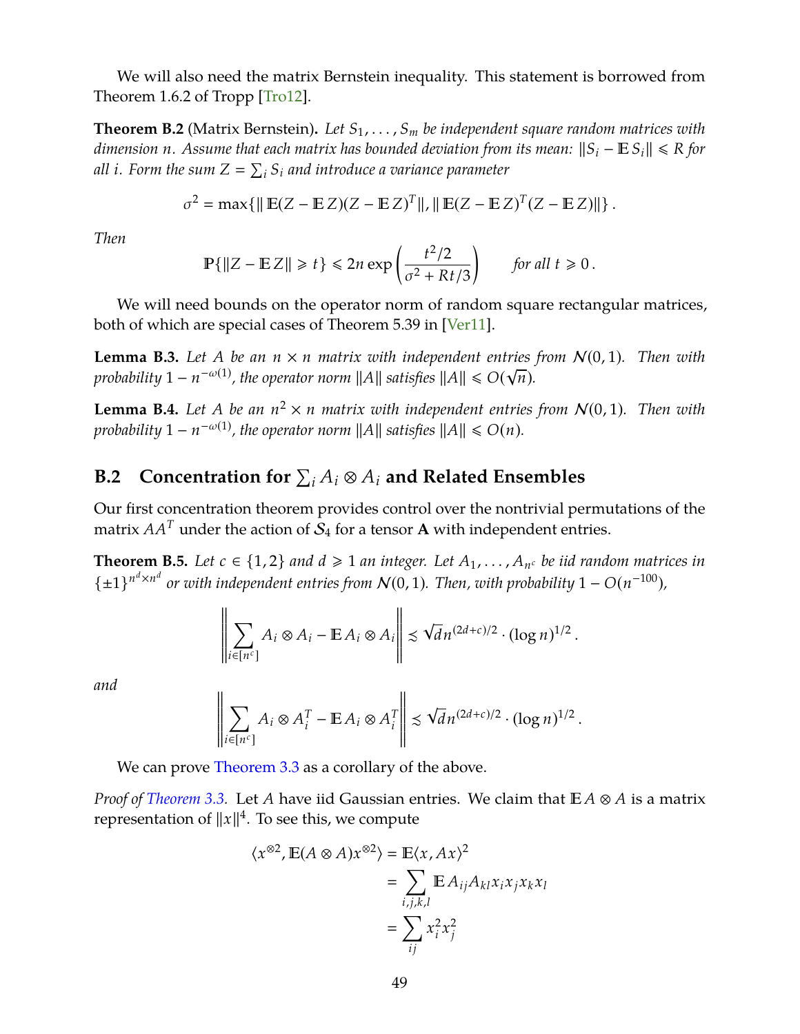We will also need the matrix Bernstein inequality. This statement is borrowed from Theorem 1.6.2 of Tropp [Tro12].

**Theorem B.2** (Matrix Bernstein). *Let $S_1, \ldots, S_m$ be independent square random matrices with dimension $n$. Assume that each matrix has bounded deviation from its mean: $\|S_i - \mathbb{E} S_i\| \leqslant R$ for all $i$. Form the sum $Z = \sum_i S_i$ and introduce a variance parameter*

$$\sigma^2 = \max\{\| \mathbb{E}(Z - \mathbb{E} Z)(Z - \mathbb{E} Z)^T\|, \| \mathbb{E}(Z - \mathbb{E} Z)^T(Z - \mathbb{E} Z)\|\} .$$

*Then*

$$\mathbb{P}\{\|Z - \mathbb{E} Z\| \geqslant t\} \leqslant 2n \exp\left(\frac{t^2/2}{\sigma^2 + Rt/3}\right) \qquad \text{for all } t \geqslant 0 .$$

We will need bounds on the operator norm of random square rectangular matrices, both of which are special cases of Theorem 5.39 in [Ver11].

**Lemma B.3.** *Let $A$ be an $n \times n$ matrix with independent entries from $\mathcal{N}(0, 1)$. Then with probability $1 - n^{-\omega(1)}$, the operator norm $\|A\|$ satisfies $\|A\| \leqslant O(\sqrt{n})$.*

**Lemma B.4.** *Let $A$ be an $n^2 \times n$ matrix with independent entries from $\mathcal{N}(0, 1)$. Then with probability $1 - n^{-\omega(1)}$, the operator norm $\|A\|$ satisfies $\|A\| \leqslant O(n)$.*

## B.2 Concentration for $\sum_i A_i \otimes A_i$ and Related Ensembles

Our first concentration theorem provides control over the nontrivial permutations of the matrix $AA^T$ under the action of $\mathcal{S}_4$ for a tensor $\mathbf{A}$ with independent entries.

**Theorem B.5.** *Let $c \in \{1, 2\}$ and $d \geqslant 1$ an integer. Let $A_1, \ldots, A_{n^c}$ be iid random matrices in $\{\pm 1\}^{n^d \times n^d}$ or with independent entries from $\mathcal{N}(0, 1)$. Then, with probability $1 - O(n^{-100})$,*

$$\left\| \sum_{i \in [n^c]} A_i \otimes A_i - \mathbb{E} A_i \otimes A_i \right\| \lesssim \sqrt{d} n^{(2d+c)/2} \cdot (\log n)^{1/2} .$$

*and*

$$\left\| \sum_{i \in [n^c]} A_i \otimes A_i^T - \mathbb{E} A_i \otimes A_i^T \right\| \lesssim \sqrt{d} n^{(2d+c)/2} \cdot (\log n)^{1/2} .$$

We can prove Theorem 3.3 as a corollary of the above.

*Proof of Theorem 3.3.* Let $A$ have iid Gaussian entries. We claim that $\mathbb{E} A \otimes A$ is a matrix representation of $\|x\|^4$. To see this, we compute

$$\begin{aligned}
\langle x^{\otimes 2}, \mathbb{E}(A \otimes A) x^{\otimes 2} \rangle &= \mathbb{E}\langle x, Ax \rangle^2 \\
&= \sum_{i,j,k,l} \mathbb{E} A_{ij} A_{kl} x_i x_j x_k x_l \\
&= \sum_{ij} x_i^2 x_j^2
\end{aligned}$$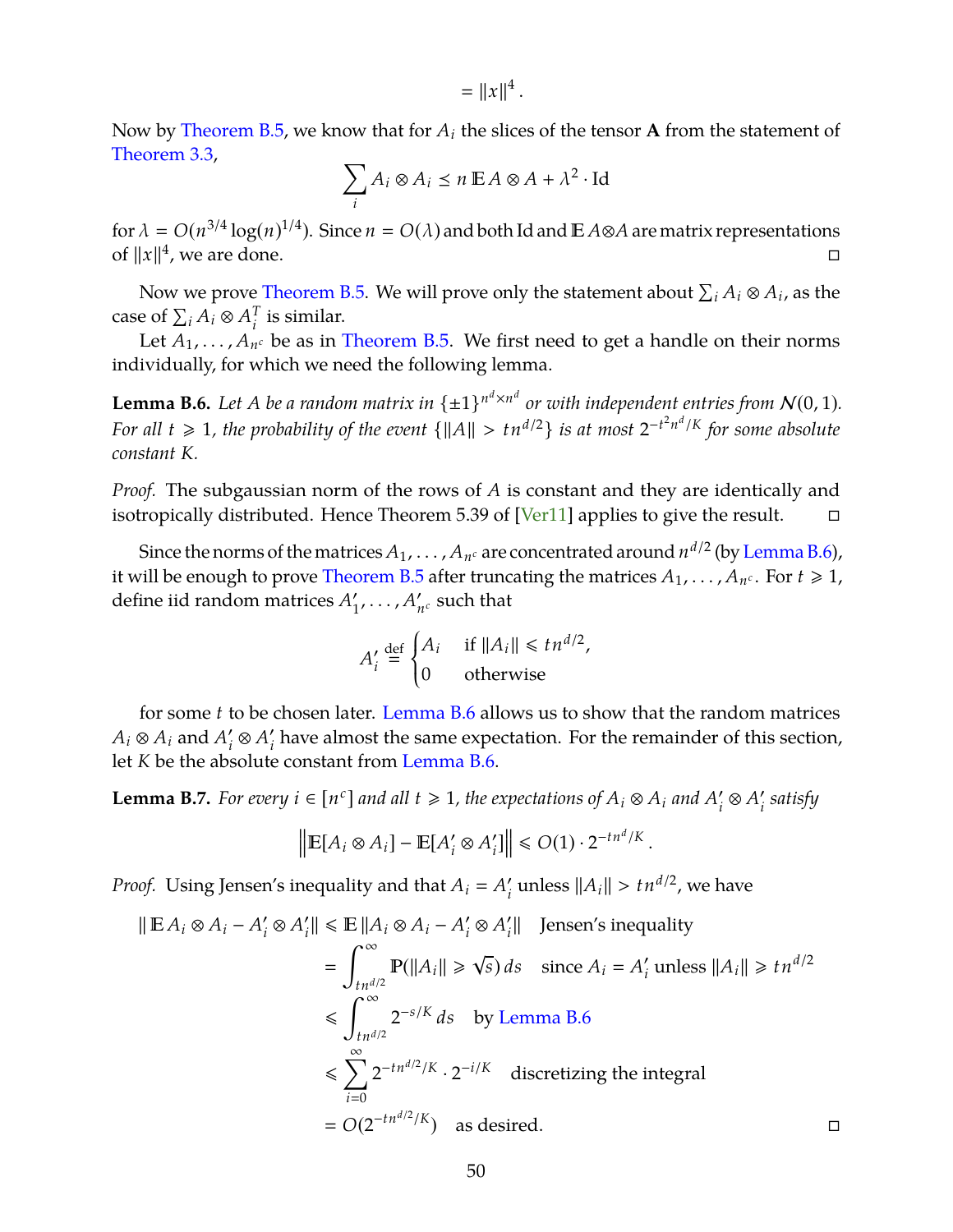$$= \|x\|^4 .$$

Now by Theorem B.5, we know that for $A_i$ the slices of the tensor $\mathbf{A}$ from the statement of Theorem 3.3,

$$\sum_i A_i \otimes A_i \preceq n \mathbb{E} A \otimes A + \lambda^2 \cdot \mathrm{Id}$$

for $\lambda = O(n^{3/4} \log(n)^{1/4})$. Since $n = O(\lambda)$ and both Id and $\mathbb{E} A \otimes A$ are matrix representations of $\|x\|^4$, we are done. □

Now we prove Theorem B.5. We will prove only the statement about $\sum_i A_i \otimes A_i$, as the case of $\sum_i A_i \otimes A_i^T$ is similar.

Let $A_1, \ldots, A_{n^c}$ be as in Theorem B.5. We first need to get a handle on their norms individually, for which we need the following lemma.

**Lemma B.6.** *Let $A$ be a random matrix in $\{\pm 1\}^{n^d \times n^d}$ or with independent entries from $\mathcal{N}(0,1)$. For all $t \geqslant 1$, the probability of the event $\{\|A\| > t n^{d/2}\}$ is at most $2^{-t^2 n^d / K}$ for some absolute constant $K$.*

*Proof.* The subgaussian norm of the rows of $A$ is constant and they are identically and isotropically distributed. Hence Theorem 5.39 of [Ver11] applies to give the result. □

Since the norms of the matrices $A_1, \ldots, A_{n^c}$ are concentrated around $n^{d/2}$ (by Lemma B.6), it will be enough to prove Theorem B.5 after truncating the matrices $A_1, \ldots, A_{n^c}$. For $t \geqslant 1$, define iid random matrices $A'_1, \ldots, A'_{n^c}$ such that

$$A'_i \stackrel{\text{def}}{=} \begin{cases} A_i & \text{if } \|A_i\| \leqslant t n^{d/2}, \\ 0 & \text{otherwise} \end{cases}$$

for some $t$ to be chosen later. Lemma B.6 allows us to show that the random matrices $A_i \otimes A_i$ and $A'_i \otimes A'_i$ have almost the same expectation. For the remainder of this section, let $K$ be the absolute constant from Lemma B.6.

**Lemma B.7.** *For every $i \in [n^c]$ and all $t \geqslant 1$, the expectations of $A_i \otimes A_i$ and $A'_i \otimes A'_i$ satisfy*

$$\left\| \mathbb{E}[A_i \otimes A_i] - \mathbb{E}[A'_i \otimes A'_i] \right\| \leqslant O(1) \cdot 2^{-t n^d / K} .$$

*Proof.* Using Jensen's inequality and that $A_i = A'_i$ unless $\|A_i\| > t n^{d/2}$, we have

$$\begin{aligned}
\| \mathbb{E} A_i \otimes A_i - A'_i \otimes A'_i \| &\leqslant \mathbb{E} \|A_i \otimes A_i - A'_i \otimes A'_i\| && \text{Jensen's inequality} \\
&= \int_{t n^{d/2}}^{\infty} \mathbb{P}(\|A_i\| \geqslant \sqrt{s}) \, ds && \text{since } A_i = A'_i \text{ unless } \|A_i\| \geqslant t n^{d/2} \\
&\leqslant \int_{t n^{d/2}}^{\infty} 2^{-s/K} \, ds && \text{by Lemma B.6} \\
&\leqslant \sum_{i=0}^{\infty} 2^{-t n^{d/2}/K} \cdot 2^{-i/K} && \text{discretizing the integral} \\
&= O(2^{-t n^{d/2}/K}) && \text{as desired.}
\end{aligned}$$

□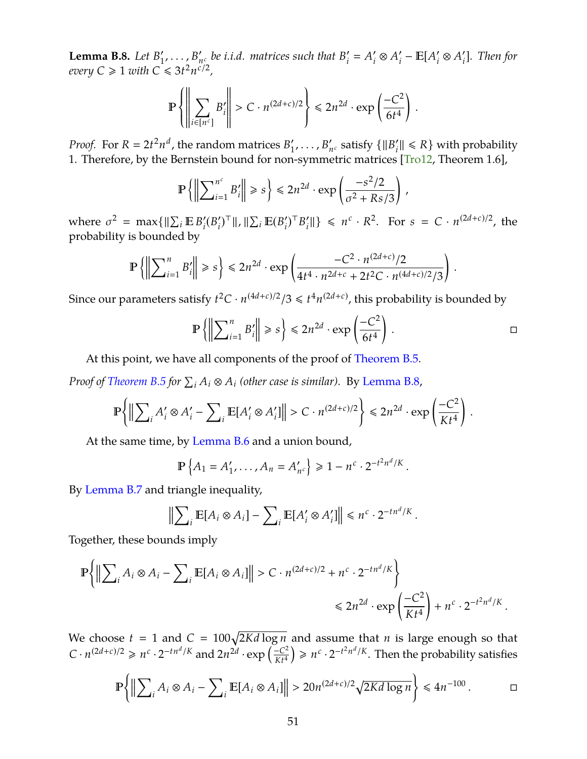**Lemma B.8.** *Let $B'_1, \ldots, B'_{n^c}$ be i.i.d. matrices such that $B'_i = A'_i \otimes A'_i - \mathbb{E}[A'_i \otimes A'_i]$. Then for every $C \geqslant 1$ with $C \leqslant 3t^2 n^{c/2}$,*

$$\mathbb{P}\left\{\left\|\sum_{i \in [n^c]} B'_i\right\| > C \cdot n^{(2d+c)/2}\right\} \leqslant 2n^{2d} \cdot \exp\left(\frac{-C^2}{6t^4}\right).$$

*Proof.* For $R = 2t^2 n^d$, the random matrices $B'_1, \ldots, B'_{n^c}$ satisfy $\{\|B'_i\| \leqslant R\}$ with probability 1. Therefore, by the Bernstein bound for non-symmetric matrices [Tro12, Theorem 1.6],

$$\mathbb{P}\left\{\left\|\sum_{i=1}^{n^c} B'_i\right\| \geqslant s\right\} \leqslant 2n^{2d} \cdot \exp\left(\frac{-s^2/2}{\sigma^2 + Rs/3}\right),$$

where $\sigma^2 = \max\{\|\sum_i \mathbb{E}\, B'_i (B'_i)^\top\|, \|\sum_i \mathbb{E}(B'_i)^\top B'_i\|\} \leqslant n^c \cdot R^2$. For $s = C \cdot n^{(2d+c)/2}$, the probability is bounded by

$$\mathbb{P}\left\{\left\|\sum_{i=1}^{n} B'_i\right\| \geqslant s\right\} \leqslant 2n^{2d} \cdot \exp\left(\frac{-C^2 \cdot n^{(2d+c)}/2}{4t^4 \cdot n^{2d+c} + 2t^2 C \cdot n^{(4d+c)/2}/3}\right).$$

Since our parameters satisfy $t^2 C \cdot n^{(4d+c)/2}/3 \leqslant t^4 n^{(2d+c)}$, this probability is bounded by

$$\mathbb{P}\left\{\left\|\sum_{i=1}^{n} B'_i\right\| \geqslant s\right\} \leqslant 2n^{2d} \cdot \exp\left(\frac{-C^2}{6t^4}\right).$$

□

At this point, we have all components of the proof of Theorem B.5.

*Proof of Theorem B.5 for $\sum_i A_i \otimes A_i$ (other case is similar).* By Lemma B.8,

$$\mathbb{P}\left\{\left\|\sum_i A'_i \otimes A'_i - \sum_i \mathbb{E}[A'_i \otimes A'_i]\right\| > C \cdot n^{(2d+c)/2}\right\} \leqslant 2n^{2d} \cdot \exp\left(\frac{-C^2}{Kt^4}\right).$$

At the same time, by Lemma B.6 and a union bound,

$$\mathbb{P}\left\{A_1 = A'_1, \ldots, A_n = A'_{n^c}\right\} \geqslant 1 - n^c \cdot 2^{-t^2 n^d/K}.$$

By Lemma B.7 and triangle inequality,

$$\left\|\sum_i \mathbb{E}[A_i \otimes A_i] - \sum_i \mathbb{E}[A'_i \otimes A'_i]\right\| \leqslant n^c \cdot 2^{-tn^d/K}.$$

Together, these bounds imply

$$\mathbb{P}\left\{\left\|\sum_i A_i \otimes A_i - \sum_i \mathbb{E}[A_i \otimes A_i]\right\| > C \cdot n^{(2d+c)/2} + n^c \cdot 2^{-tn^d/K}\right\}$$
$$\leqslant 2n^{2d} \cdot \exp\left(\frac{-C^2}{Kt^4}\right) + n^c \cdot 2^{-t^2 n^d/K}.$$

We choose $t = 1$ and $C = 100\sqrt{2Kd \log n}$ and assume that $n$ is large enough so that $C \cdot n^{(2d+c)/2} \geqslant n^c \cdot 2^{-tn^d/K}$ and $2n^{2d} \cdot \exp\left(\frac{-C^2}{Kt^4}\right) \geqslant n^c \cdot 2^{-t^2 n^d/K}$. Then the probability satisfies

$$\mathbb{P}\left\{\left\|\sum_i A_i \otimes A_i - \sum_i \mathbb{E}[A_i \otimes A_i]\right\| > 20n^{(2d+c)/2}\sqrt{2Kd \log n}\right\} \leqslant 4n^{-100}.$$

□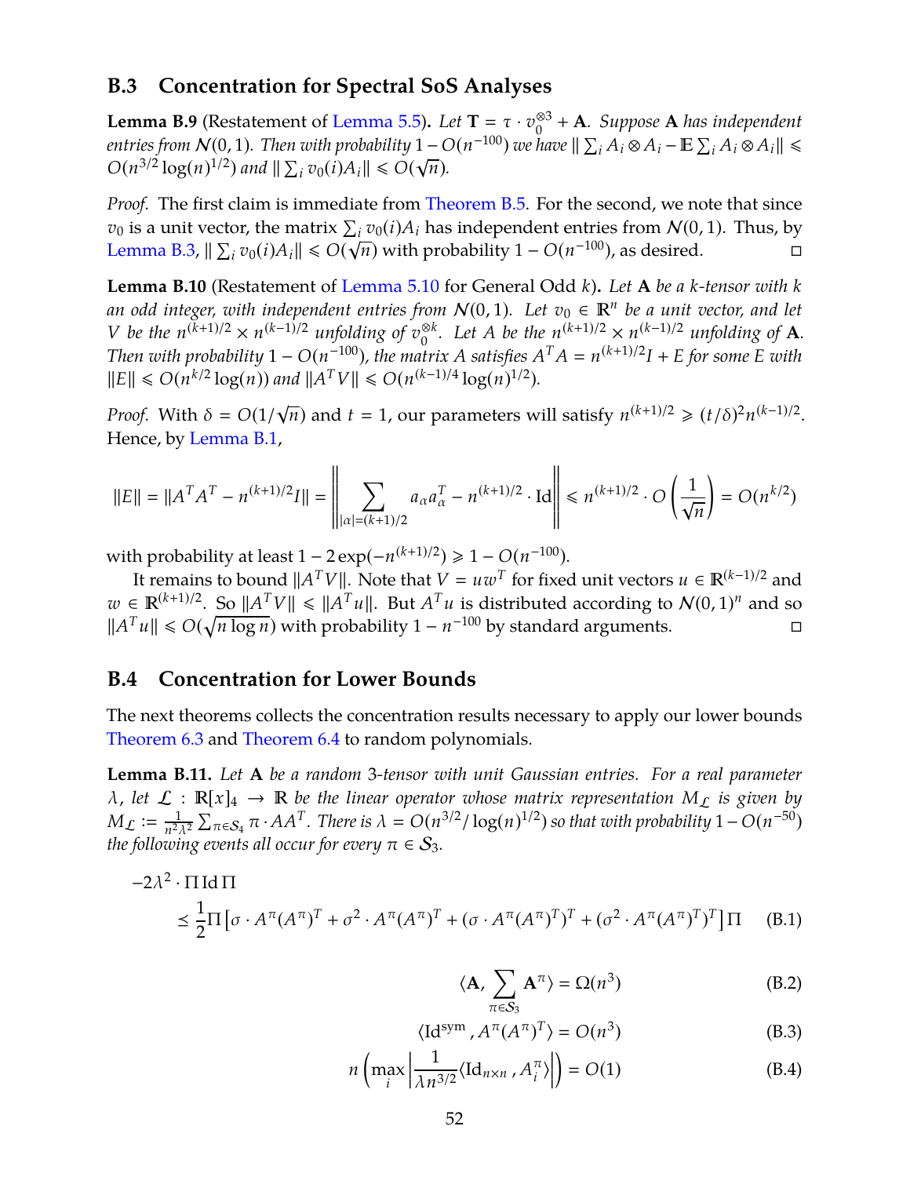### B.3 Concentration for Spectral SoS Analyses

**Lemma B.9** (Restatement of Lemma 5.5). *Let $\mathbf{T} = \tau \cdot v_0^{\otimes 3} + \mathbf{A}$. Suppose $\mathbf{A}$ has independent entries from $\mathcal{N}(0,1)$. Then with probability $1 - O(n^{-100})$ we have $\| \sum_i A_i \otimes A_i - \mathbb{E} \sum_i A_i \otimes A_i \| \leqslant O(n^{3/2} \log(n)^{1/2})$ and $\| \sum_i v_0(i) A_i \| \leqslant O(\sqrt{n})$.*

*Proof.* The first claim is immediate from Theorem B.5. For the second, we note that since $v_0$ is a unit vector, the matrix $\sum_i v_0(i) A_i$ has independent entries from $\mathcal{N}(0,1)$. Thus, by Lemma B.3, $\| \sum_i v_0(i) A_i \| \leqslant O(\sqrt{n})$ with probability $1 - O(n^{-100})$, as desired. □

**Lemma B.10** (Restatement of Lemma 5.10 for General Odd $k$). *Let $\mathbf{A}$ be a $k$-tensor with $k$ an odd integer, with independent entries from $\mathcal{N}(0,1)$. Let $v_0 \in \mathbb{R}^n$ be a unit vector, and let $V$ be the $n^{(k+1)/2} \times n^{(k-1)/2}$ unfolding of $v_0^{\otimes k}$. Let $A$ be the $n^{(k+1)/2} \times n^{(k-1)/2}$ unfolding of $\mathbf{A}$. Then with probability $1 - O(n^{-100})$, the matrix $A$ satisfies $A^T A = n^{(k+1)/2} I + E$ for some $E$ with $\|E\| \leqslant O(n^{k/2} \log(n))$ and $\|A^T V\| \leqslant O(n^{(k-1)/4} \log(n)^{1/2})$.*

*Proof.* With $\delta = O(1/\sqrt{n})$ and $t = 1$, our parameters will satisfy $n^{(k+1)/2} \geqslant (t/\delta)^2 n^{(k-1)/2}$. Hence, by Lemma B.1,

$$\|E\| = \|A^T A^T - n^{(k+1)/2} I\| = \left\| \sum_{|\alpha| = (k+1)/2} a_\alpha a_\alpha^T - n^{(k+1)/2} \cdot \mathrm{Id} \right\| \leqslant n^{(k+1)/2} \cdot O\left(\frac{1}{\sqrt{n}}\right) = O(n^{k/2})$$

with probability at least $1 - 2\exp(-n^{(k+1)/2}) \geqslant 1 - O(n^{-100})$.

It remains to bound $\|A^T V\|$. Note that $V = u w^T$ for fixed unit vectors $u \in \mathbb{R}^{(k-1)/2}$ and $w \in \mathbb{R}^{(k+1)/2}$. So $\|A^T V\| \leqslant \|A^T u\|$. But $A^T u$ is distributed according to $\mathcal{N}(0,1)^n$ and so $\|A^T u\| \leqslant O(\sqrt{n \log n})$ with probability $1 - n^{-100}$ by standard arguments. □

### B.4 Concentration for Lower Bounds

The next theorems collects the concentration results necessary to apply our lower bounds Theorem 6.3 and Theorem 6.4 to random polynomials.

**Lemma B.11.** *Let $\mathbf{A}$ be a random 3-tensor with unit Gaussian entries. For a real parameter $\lambda$, let $\mathcal{L} : \mathbb{R}[x]_4 \to \mathbb{R}$ be the linear operator whose matrix representation $M_{\mathcal{L}}$ is given by $M_{\mathcal{L}} := \frac{1}{n^2 \lambda^2} \sum_{\pi \in \mathcal{S}_4} \pi \cdot A A^T$. There is $\lambda = O(n^{3/2}/\log(n)^{1/2})$ so that with probability $1 - O(n^{-50})$ the following events all occur for every $\pi \in \mathcal{S}_3$.*

$$-2\lambda^2 \cdot \Pi \, \mathrm{Id} \, \Pi \preceq \frac{1}{2} \Pi \left[ \sigma \cdot A^\pi (A^\pi)^T + \sigma^2 \cdot A^\pi (A^\pi)^T + (\sigma \cdot A^\pi (A^\pi)^T)^T + (\sigma^2 \cdot A^\pi (A^\pi)^T)^T \right] \Pi \tag{B.1}$$

$$\langle \mathbf{A}, \sum_{\pi \in \mathcal{S}_3} \mathbf{A}^\pi \rangle = \Omega(n^3) \tag{B.2}$$

$$\langle \mathrm{Id}^{\mathrm{sym}}, A^\pi (A^\pi)^T \rangle = O(n^3) \tag{B.3}$$

$$n \left( \max_i \left| \frac{1}{\lambda n^{3/2}} \langle \mathrm{Id}_{n \times n}, A_i^\pi \rangle \right| \right) = O(1) \tag{B.4}$$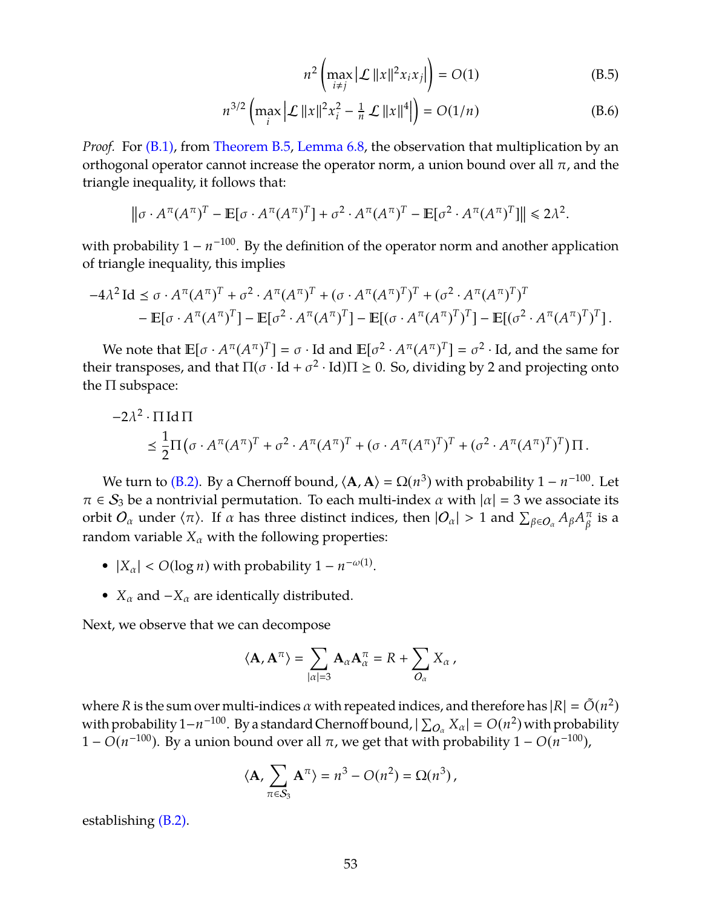$$n^2 \left( \max_{i \neq j} \left| \mathcal{L} \, \|x\|^2 x_i x_j \right| \right) = O(1) \tag{B.5}$$

$$n^{3/2} \left( \max_{i} \left| \mathcal{L} \, \|x\|^2 x_i^2 - \tfrac{1}{n} \, \mathcal{L} \, \|x\|^4 \right| \right) = O(1/n) \tag{B.6}$$

*Proof.* For (B.1), from Theorem B.5, Lemma 6.8, the observation that multiplication by an orthogonal operator cannot increase the operator norm, a union bound over all $\pi$, and the triangle inequality, it follows that:

$$\left\| \sigma \cdot A^\pi (A^\pi)^T - \mathbb{E}[\sigma \cdot A^\pi (A^\pi)^T] + \sigma^2 \cdot A^\pi (A^\pi)^T - \mathbb{E}[\sigma^2 \cdot A^\pi (A^\pi)^T] \right\| \leqslant 2\lambda^2.$$

with probability $1 - n^{-100}$. By the definition of the operator norm and another application of triangle inequality, this implies

$$\begin{aligned} -4\lambda^2 \, \mathrm{Id} \preceq \; & \sigma \cdot A^\pi (A^\pi)^T + \sigma^2 \cdot A^\pi (A^\pi)^T + (\sigma \cdot A^\pi (A^\pi)^T)^T + (\sigma^2 \cdot A^\pi (A^\pi)^T)^T \\ & - \mathbb{E}[\sigma \cdot A^\pi (A^\pi)^T] - \mathbb{E}[\sigma^2 \cdot A^\pi (A^\pi)^T] - \mathbb{E}[(\sigma \cdot A^\pi (A^\pi)^T)^T] - \mathbb{E}[(\sigma^2 \cdot A^\pi (A^\pi)^T)^T] \,. \end{aligned}$$

We note that $\mathbb{E}[\sigma \cdot A^\pi (A^\pi)^T] = \sigma \cdot \mathrm{Id}$ and $\mathbb{E}[\sigma^2 \cdot A^\pi (A^\pi)^T] = \sigma^2 \cdot \mathrm{Id}$, and the same for their transposes, and that $\Pi(\sigma \cdot \mathrm{Id} + \sigma^2 \cdot \mathrm{Id})\Pi \succeq 0$. So, dividing by 2 and projecting onto the $\Pi$ subspace:

$$\begin{aligned} & -2\lambda^2 \cdot \Pi \, \mathrm{Id} \, \Pi \\ & \quad \preceq \frac{1}{2} \Pi \left( \sigma \cdot A^\pi (A^\pi)^T + \sigma^2 \cdot A^\pi (A^\pi)^T + (\sigma \cdot A^\pi (A^\pi)^T)^T + (\sigma^2 \cdot A^\pi (A^\pi)^T)^T \right) \Pi \,. \end{aligned}$$

We turn to (B.2). By a Chernoff bound, $\langle \mathbf{A}, \mathbf{A} \rangle = \Omega(n^3)$ with probability $1 - n^{-100}$. Let $\pi \in \mathcal{S}_3$ be a nontrivial permutation. To each multi-index $\alpha$ with $|\alpha| = 3$ we associate its orbit $\mathcal{O}_\alpha$ under $\langle \pi \rangle$. If $\alpha$ has three distinct indices, then $|\mathcal{O}_\alpha| > 1$ and $\sum_{\beta \in \mathcal{O}_\alpha} A_\beta A^\pi_\beta$ is a random variable $X_\alpha$ with the following properties:

- $|X_\alpha| < O(\log n)$ with probability $1 - n^{-\omega(1)}$.
- $X_\alpha$ and $-X_\alpha$ are identically distributed.

Next, we observe that we can decompose

$$\langle \mathbf{A}, \mathbf{A}^\pi \rangle = \sum_{|\alpha|=3} \mathbf{A}_\alpha \mathbf{A}^\pi_\alpha = R + \sum_{\mathcal{O}_\alpha} X_\alpha \,,$$

where $R$ is the sum over multi-indices $\alpha$ with repeated indices, and therefore has $|R| = \tilde{O}(n^2)$ with probability $1 - n^{-100}$. By a standard Chernoff bound, $|\sum_{\mathcal{O}_\alpha} X_\alpha| = O(n^2)$ with probability $1 - O(n^{-100})$. By a union bound over all $\pi$, we get that with probability $1 - O(n^{-100})$,

$$\langle \mathbf{A}, \sum_{\pi \in \mathcal{S}_3} \mathbf{A}^\pi \rangle = n^3 - O(n^2) = \Omega(n^3) \,,$$

establishing (B.2).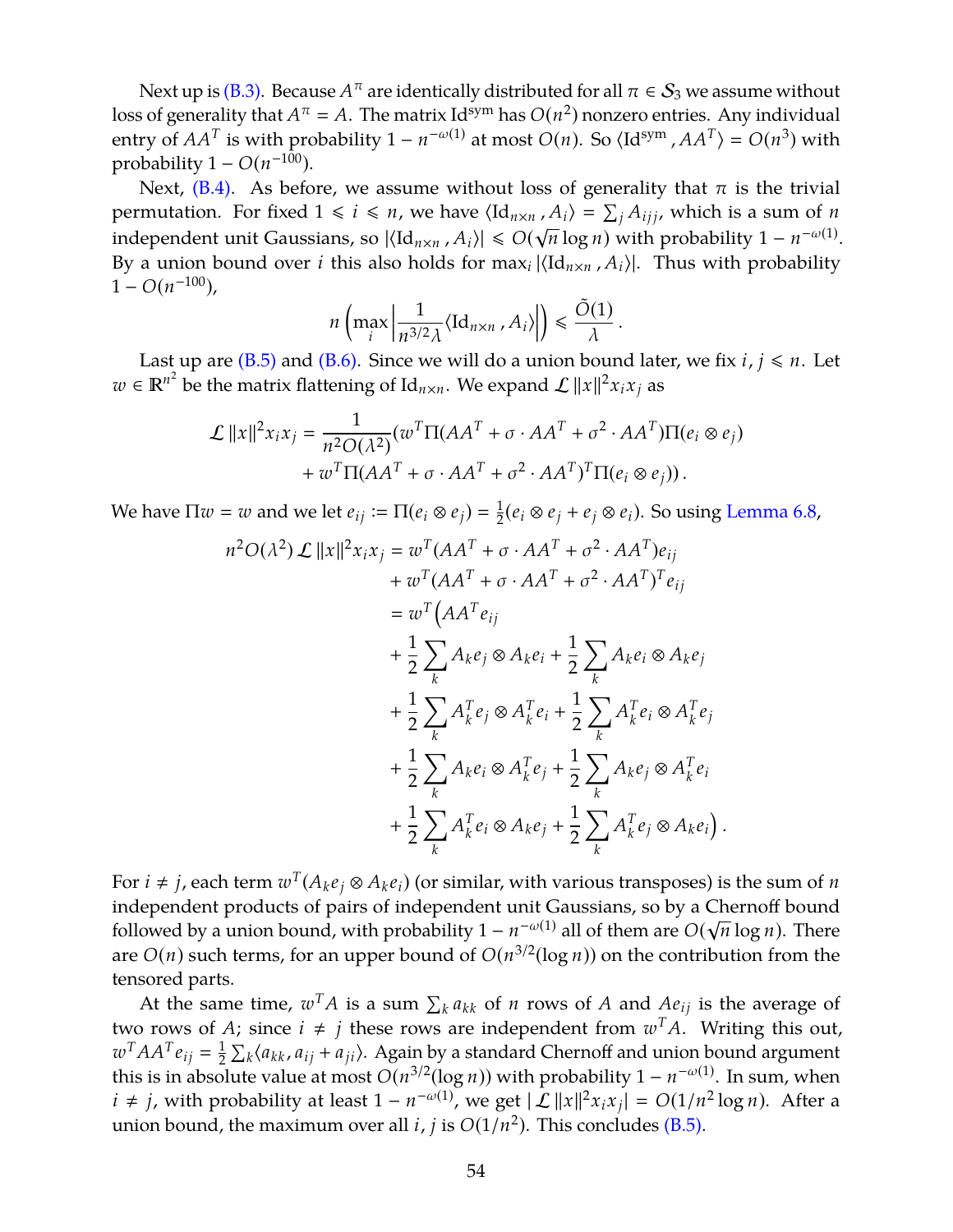Next up is (B.3). Because $A^\pi$ are identically distributed for all $\pi \in \mathcal{S}_3$ we assume without loss of generality that $A^\pi = A$. The matrix $\mathrm{Id}^{\mathrm{sym}}$ has $O(n^2)$ nonzero entries. Any individual entry of $AA^T$ is with probability $1 - n^{-\omega(1)}$ at most $O(n)$. So $\langle \mathrm{Id}^{\mathrm{sym}}, AA^T \rangle = O(n^3)$ with probability $1 - O(n^{-100})$.

Next, (B.4). As before, we assume without loss of generality that $\pi$ is the trivial permutation. For fixed $1 \leqslant i \leqslant n$, we have $\langle \mathrm{Id}_{n\times n}, A_i \rangle = \sum_j A_{ijj}$, which is a sum of $n$ independent unit Gaussians, so $|\langle \mathrm{Id}_{n\times n}, A_i \rangle| \leqslant O(\sqrt{n} \log n)$ with probability $1 - n^{-\omega(1)}$. By a union bound over $i$ this also holds for $\max_i |\langle \mathrm{Id}_{n\times n}, A_i \rangle|$. Thus with probability $1 - O(n^{-100})$,

$$
n \left( \max_i \left| \frac{1}{n^{3/2}\lambda} \langle \mathrm{Id}_{n\times n}, A_i \rangle \right| \right) \leqslant \frac{\tilde{O}(1)}{\lambda}\,.
$$

Last up are (B.5) and (B.6). Since we will do a union bound later, we fix $i, j \leqslant n$. Let $w \in \mathbb{R}^{n^2}$ be the matrix flattening of $\mathrm{Id}_{n\times n}$. We expand $\mathcal{L}\, \|x\|^2 x_i x_j$ as

$$
\begin{aligned}
\mathcal{L}\, \|x\|^2 x_i x_j = \frac{1}{n^2 O(\lambda^2)} &(w^T \Pi (AA^T + \sigma \cdot AA^T + \sigma^2 \cdot AA^T) \Pi (e_i \otimes e_j) \\
&+ w^T \Pi (AA^T + \sigma \cdot AA^T + \sigma^2 \cdot AA^T)^T \Pi (e_i \otimes e_j))\,.
\end{aligned}
$$

We have $\Pi w = w$ and we let $e_{ij} := \Pi(e_i \otimes e_j) = \frac{1}{2}(e_i \otimes e_j + e_j \otimes e_i)$. So using Lemma 6.8,

$$
\begin{aligned}
n^2 O(\lambda^2)\, \mathcal{L}\, \|x\|^2 x_i x_j &= w^T (AA^T + \sigma \cdot AA^T + \sigma^2 \cdot AA^T) e_{ij} \\
&\quad + w^T (AA^T + \sigma \cdot AA^T + \sigma^2 \cdot AA^T)^T e_{ij} \\
&= w^T \Big( AA^T e_{ij} \\
&\quad + \frac{1}{2} \sum_k A_k e_j \otimes A_k e_i + \frac{1}{2} \sum_k A_k e_i \otimes A_k e_j \\
&\quad + \frac{1}{2} \sum_k A_k^T e_j \otimes A_k^T e_i + \frac{1}{2} \sum_k A_k^T e_i \otimes A_k^T e_j \\
&\quad + \frac{1}{2} \sum_k A_k e_i \otimes A_k^T e_j + \frac{1}{2} \sum_k A_k e_j \otimes A_k^T e_i \\
&\quad + \frac{1}{2} \sum_k A_k^T e_i \otimes A_k e_j + \frac{1}{2} \sum_k A_k^T e_j \otimes A_k e_i \Big)\,.
\end{aligned}
$$

For $i \neq j$, each term $w^T(A_k e_j \otimes A_k e_i)$ (or similar, with various transposes) is the sum of $n$ independent products of pairs of independent unit Gaussians, so by a Chernoff bound followed by a union bound, with probability $1 - n^{-\omega(1)}$ all of them are $O(\sqrt{n} \log n)$. There are $O(n)$ such terms, for an upper bound of $O(n^{3/2}(\log n))$ on the contribution from the tensored parts.

At the same time, $w^T A$ is a sum $\sum_k a_{kk}$ of $n$ rows of $A$ and $A e_{ij}$ is the average of two rows of $A$; since $i \neq j$ these rows are independent from $w^T A$. Writing this out, $w^T AA^T e_{ij} = \frac{1}{2} \sum_k \langle a_{kk}, a_{ij} + a_{ji} \rangle$. Again by a standard Chernoff and union bound argument this is in absolute value at most $O(n^{3/2}(\log n))$ with probability $1 - n^{-\omega(1)}$. In sum, when $i \neq j$, with probability at least $1 - n^{-\omega(1)}$, we get $|\mathcal{L}\, \|x\|^2 x_i x_j| = O(1/n^2 \log n)$. After a union bound, the maximum over all $i, j$ is $O(1/n^2)$. This concludes (B.5).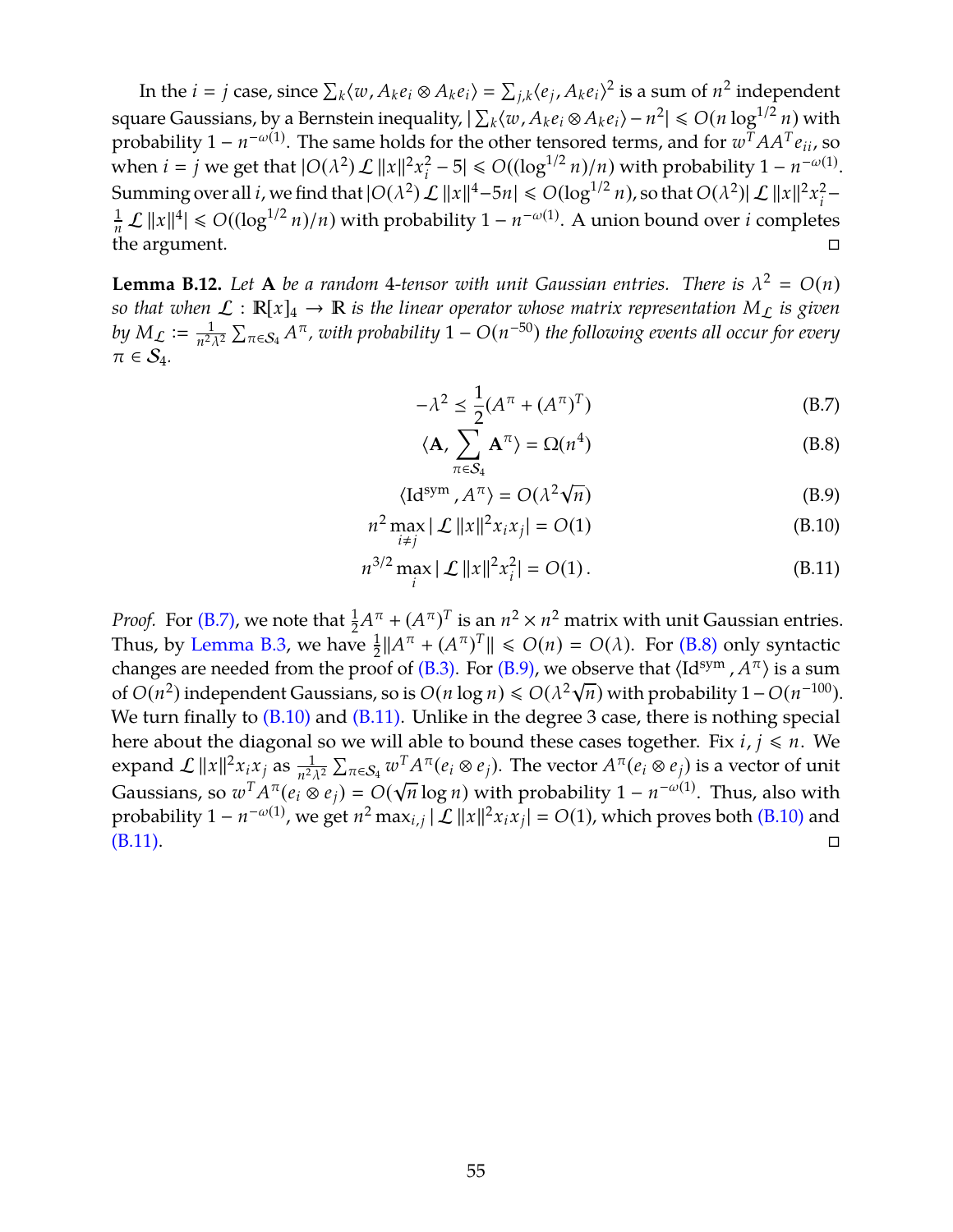In the $i = j$ case, since $\sum_k \langle w, A_k e_i \otimes A_k e_i \rangle = \sum_{j,k} \langle e_j, A_k e_i \rangle^2$ is a sum of $n^2$ independent square Gaussians, by a Bernstein inequality, $|\sum_k \langle w, A_k e_i \otimes A_k e_i \rangle - n^2| \leqslant O(n \log^{1/2} n)$ with probability $1 - n^{-\omega(1)}$. The same holds for the other tensored terms, and for $w^T A A^T e_{ii}$, so when $i = j$ we get that $|O(\lambda^2) \mathcal{L} \|x\|^2 x_i^2 - 5| \leqslant O((\log^{1/2} n)/n)$ with probability $1 - n^{-\omega(1)}$. Summing over all $i$, we find that $|O(\lambda^2) \mathcal{L} \|x\|^4 - 5n| \leqslant O(\log^{1/2} n)$, so that $O(\lambda^2) | \mathcal{L} \|x\|^2 x_i^2 - \frac{1}{n} \mathcal{L} \|x\|^4| \leqslant O((\log^{1/2} n)/n)$ with probability $1 - n^{-\omega(1)}$. A union bound over $i$ completes the argument. □

**Lemma B.12.** *Let* $\mathbf{A}$ *be a random 4-tensor with unit Gaussian entries. There is* $\lambda^2 = O(n)$ *so that when* $\mathcal{L} : \mathbb{R}[x]_4 \to \mathbb{R}$ *is the linear operator whose matrix representation* $M_{\mathcal{L}}$ *is given by* $M_{\mathcal{L}} := \frac{1}{n^2 \lambda^2} \sum_{\pi \in \mathcal{S}_4} A^\pi$*, with probability* $1 - O(n^{-50})$ *the following events all occur for every* $\pi \in \mathcal{S}_4$.

$$-\lambda^2 \preceq \frac{1}{2}(A^\pi + (A^\pi)^T) \tag{B.7}$$

$$\langle \mathbf{A}, \sum_{\pi \in \mathcal{S}_4} \mathbf{A}^\pi \rangle = \Omega(n^4) \tag{B.8}$$

$$\langle \mathrm{Id}^{\mathrm{sym}}, A^\pi \rangle = O(\lambda^2 \sqrt{n}) \tag{B.9}$$

$$n^2 \max_{i \neq j} | \mathcal{L} \|x\|^2 x_i x_j| = O(1) \tag{B.10}$$

$$n^{3/2} \max_i | \mathcal{L} \|x\|^2 x_i^2| = O(1)\,. \tag{B.11}$$

*Proof.* For (B.7), we note that $\frac{1}{2}A^\pi + (A^\pi)^T$ is an $n^2 \times n^2$ matrix with unit Gaussian entries. Thus, by Lemma B.3, we have $\frac{1}{2}\|A^\pi + (A^\pi)^T\| \leqslant O(n) = O(\lambda)$. For (B.8) only syntactic changes are needed from the proof of (B.3). For (B.9), we observe that $\langle \mathrm{Id}^{\mathrm{sym}}, A^\pi \rangle$ is a sum of $O(n^2)$ independent Gaussians, so is $O(n \log n) \leqslant O(\lambda^2 \sqrt{n})$ with probability $1 - O(n^{-100})$. We turn finally to (B.10) and (B.11). Unlike in the degree 3 case, there is nothing special here about the diagonal so we will able to bound these cases together. Fix $i, j \leqslant n$. We expand $\mathcal{L} \|x\|^2 x_i x_j$ as $\frac{1}{n^2 \lambda^2} \sum_{\pi \in \mathcal{S}_4} w^T A^\pi (e_i \otimes e_j)$. The vector $A^\pi (e_i \otimes e_j)$ is a vector of unit Gaussians, so $w^T A^\pi (e_i \otimes e_j) = O(\sqrt{n} \log n)$ with probability $1 - n^{-\omega(1)}$. Thus, also with probability $1 - n^{-\omega(1)}$, we get $n^2 \max_{i,j} | \mathcal{L} \|x\|^2 x_i x_j| = O(1)$, which proves both (B.10) and (B.11). □